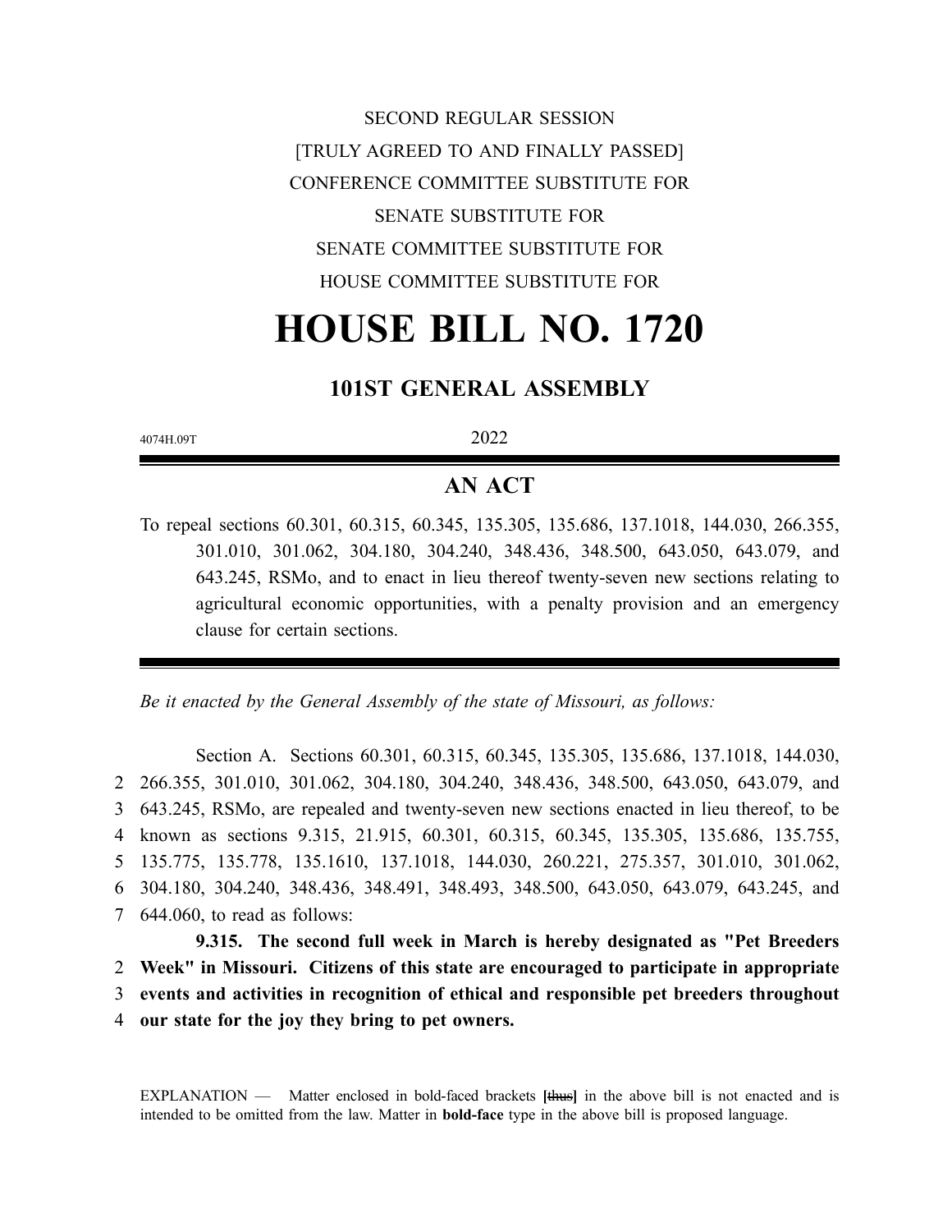SECOND REGULAR SESSION

[TRULY AGREED TO AND FINALLY PASSED]

CONFERENCE COMMITTEE SUBSTITUTE FOR

SENATE SUBSTITUTE FOR

SENATE COMMITTEE SUBSTITUTE FOR

HOUSE COMMITTEE SUBSTITUTE FOR

# HOUSE BILL NO. 1720

## 101ST GENERAL ASSEMBLY

4074H.09T 2022

## AN ACT

To repeal sections 60.301, 60.315, 60.345, 135.305, 135.686, 137.1018, 144.030, 266.355, 301.010, 301.062, 304.180, 304.240, 348.436, 348.500, 643.050, 643.079, and 643.245, RSMo, and to enact in lieu thereof twenty-seven new sections relating to agricultural economic opportunities, with a penalty provision and an emergency clause for certain sections.

*Be it enacted by the General Assembly of the state of Missouri, as follows:*

Section A. Sections 60.301, 60.315, 60.345, 135.305, 135.686, 137.1018, 144.030,
2 266.355, 301.010, 301.062, 304.180, 304.240, 348.436, 348.500, 643.050, 643.079, and
3 643.245, RSMo, are repealed and twenty-seven new sections enacted in lieu thereof, to be
4 known as sections 9.315, 21.915, 60.301, 60.315, 60.345, 135.305, 135.686, 135.755,
5 135.775, 135.778, 135.1610, 137.1018, 144.030, 260.221, 275.357, 301.010, 301.062,
6 304.180, 304.240, 348.436, 348.491, 348.493, 348.500, 643.050, 643.079, 643.245, and
7 644.060, to read as follows:

**9.315. The second full week in March is hereby designated as "Pet Breeders**
2 **Week" in Missouri. Citizens of this state are encouraged to participate in appropriate**
3 **events and activities in recognition of ethical and responsible pet breeders throughout**
4 **our state for the joy they bring to pet owners.**

EXPLANATION — Matter enclosed in bold-faced brackets **[**~~thus~~**]** in the above bill is not enacted and is intended to be omitted from the law. Matter in **bold-face** type in the above bill is proposed language.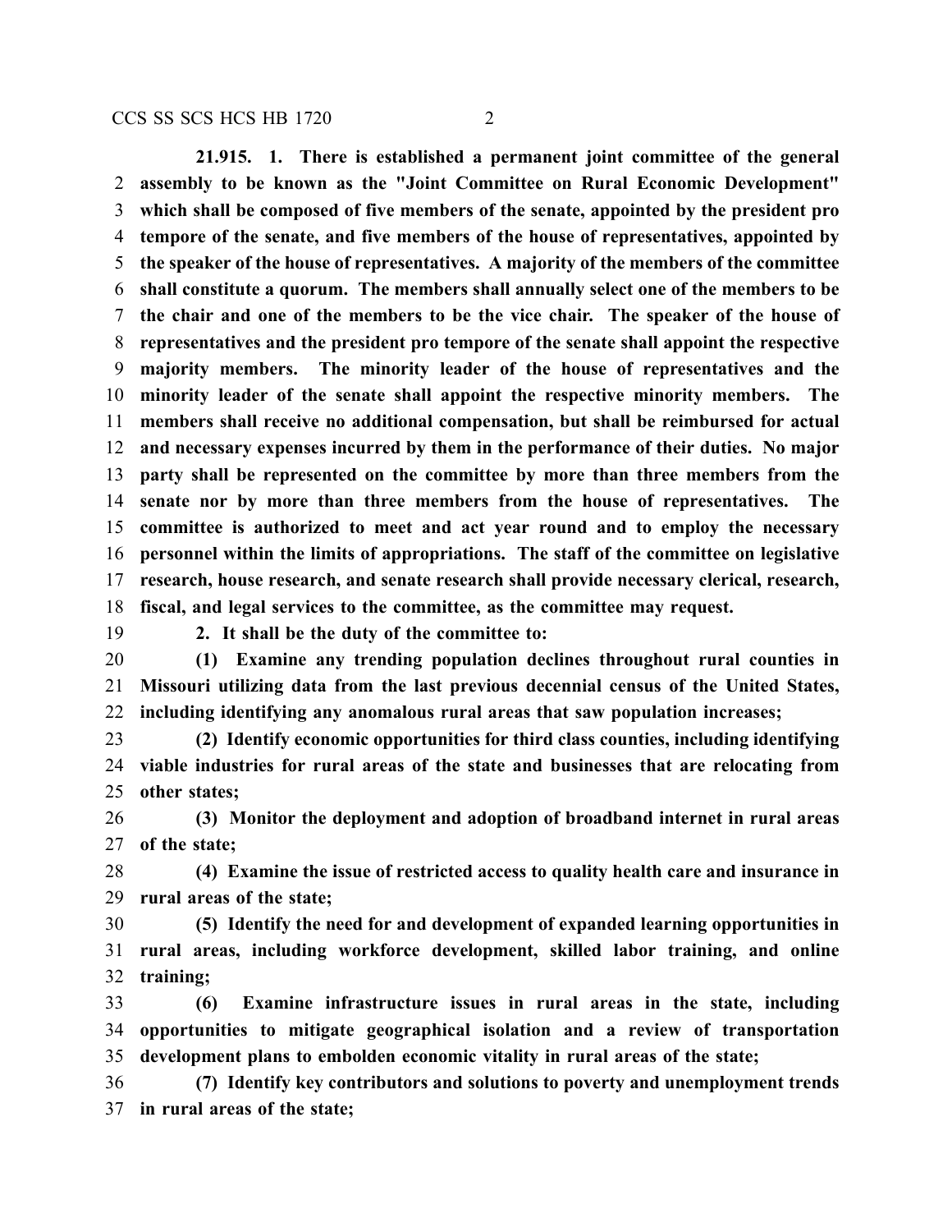**21.915. 1. There is established a permanent joint committee of the general assembly to be known as the "Joint Committee on Rural Economic Development" which shall be composed of five members of the senate, appointed by the president pro tempore of the senate, and five members of the house of representatives, appointed by the speaker of the house of representatives. A majority of the members of the committee shall constitute a quorum. The members shall annually select one of the members to be the chair and one of the members to be the vice chair. The speaker of the house of representatives and the president pro tempore of the senate shall appoint the respective majority members. The minority leader of the house of representatives and the minority leader of the senate shall appoint the respective minority members. The members shall receive no additional compensation, but shall be reimbursed for actual and necessary expenses incurred by them in the performance of their duties. No major party shall be represented on the committee by more than three members from the senate nor by more than three members from the house of representatives. The committee is authorized to meet and act year round and to employ the necessary personnel within the limits of appropriations. The staff of the committee on legislative research, house research, and senate research shall provide necessary clerical, research, fiscal, and legal services to the committee, as the committee may request.**

**2. It shall be the duty of the committee to:**

**(1) Examine any trending population declines throughout rural counties in Missouri utilizing data from the last previous decennial census of the United States, including identifying any anomalous rural areas that saw population increases;**

**(2) Identify economic opportunities for third class counties, including identifying viable industries for rural areas of the state and businesses that are relocating from other states;**

**(3) Monitor the deployment and adoption of broadband internet in rural areas of the state;**

**(4) Examine the issue of restricted access to quality health care and insurance in rural areas of the state;**

**(5) Identify the need for and development of expanded learning opportunities in rural areas, including workforce development, skilled labor training, and online training;**

**(6) Examine infrastructure issues in rural areas in the state, including opportunities to mitigate geographical isolation and a review of transportation development plans to embolden economic vitality in rural areas of the state;**

**(7) Identify key contributors and solutions to poverty and unemployment trends in rural areas of the state;**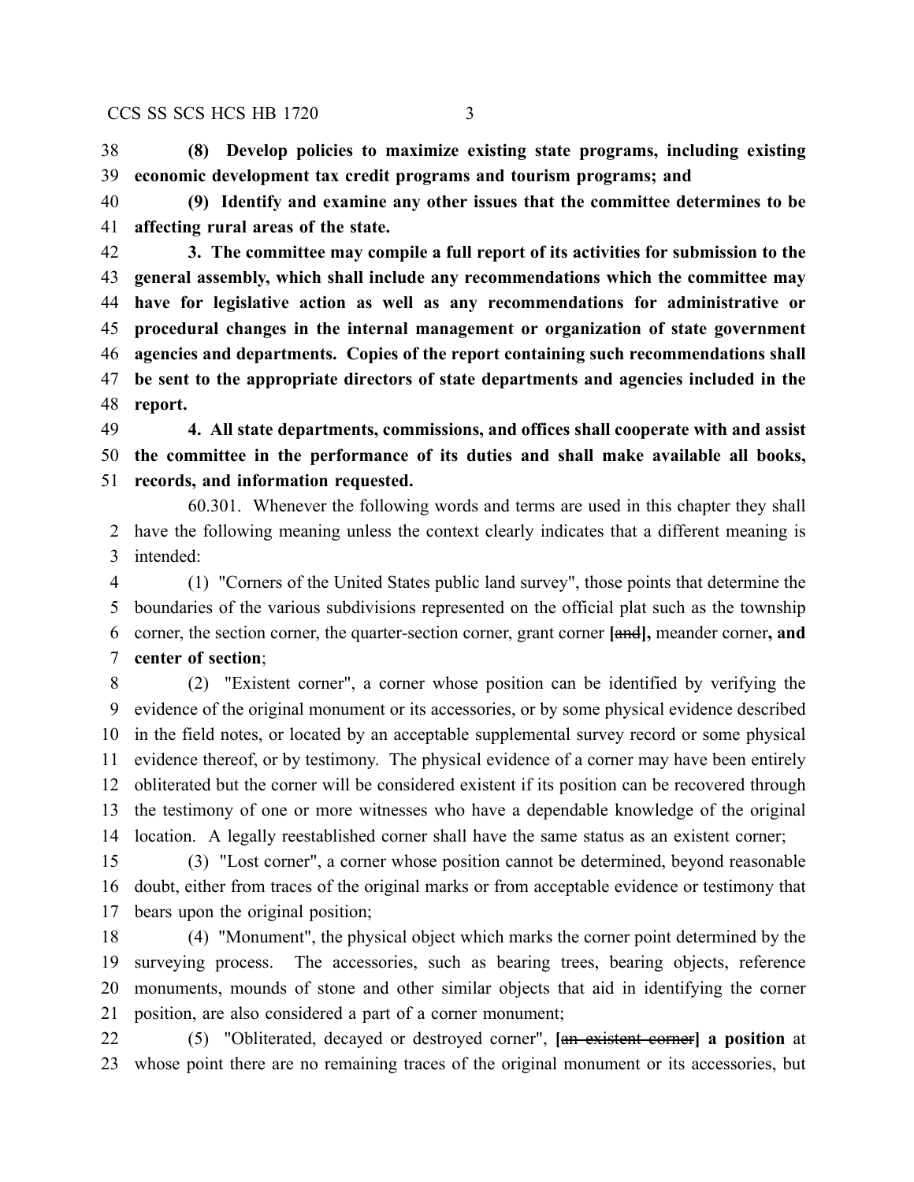**(8) Develop policies to maximize existing state programs, including existing economic development tax credit programs and tourism programs; and**

**(9) Identify and examine any other issues that the committee determines to be affecting rural areas of the state.**

**3. The committee may compile a full report of its activities for submission to the general assembly, which shall include any recommendations which the committee may have for legislative action as well as any recommendations for administrative or procedural changes in the internal management or organization of state government agencies and departments. Copies of the report containing such recommendations shall be sent to the appropriate directors of state departments and agencies included in the report.**

**4. All state departments, commissions, and offices shall cooperate with and assist the committee in the performance of its duties and shall make available all books, records, and information requested.**

60.301. Whenever the following words and terms are used in this chapter they shall have the following meaning unless the context clearly indicates that a different meaning is intended:

(1) "Corners of the United States public land survey", those points that determine the boundaries of the various subdivisions represented on the official plat such as the township corner, the section corner, the quarter-section corner, grant corner **[**~~and~~**],** meander corner**, and center of section**;

(2) "Existent corner", a corner whose position can be identified by verifying the evidence of the original monument or its accessories, or by some physical evidence described in the field notes, or located by an acceptable supplemental survey record or some physical evidence thereof, or by testimony. The physical evidence of a corner may have been entirely obliterated but the corner will be considered existent if its position can be recovered through the testimony of one or more witnesses who have a dependable knowledge of the original location. A legally reestablished corner shall have the same status as an existent corner;

(3) "Lost corner", a corner whose position cannot be determined, beyond reasonable doubt, either from traces of the original marks or from acceptable evidence or testimony that bears upon the original position;

(4) "Monument", the physical object which marks the corner point determined by the surveying process. The accessories, such as bearing trees, bearing objects, reference monuments, mounds of stone and other similar objects that aid in identifying the corner position, are also considered a part of a corner monument;

(5) "Obliterated, decayed or destroyed corner", **[**~~an existent corner~~**] a position** at whose point there are no remaining traces of the original monument or its accessories, but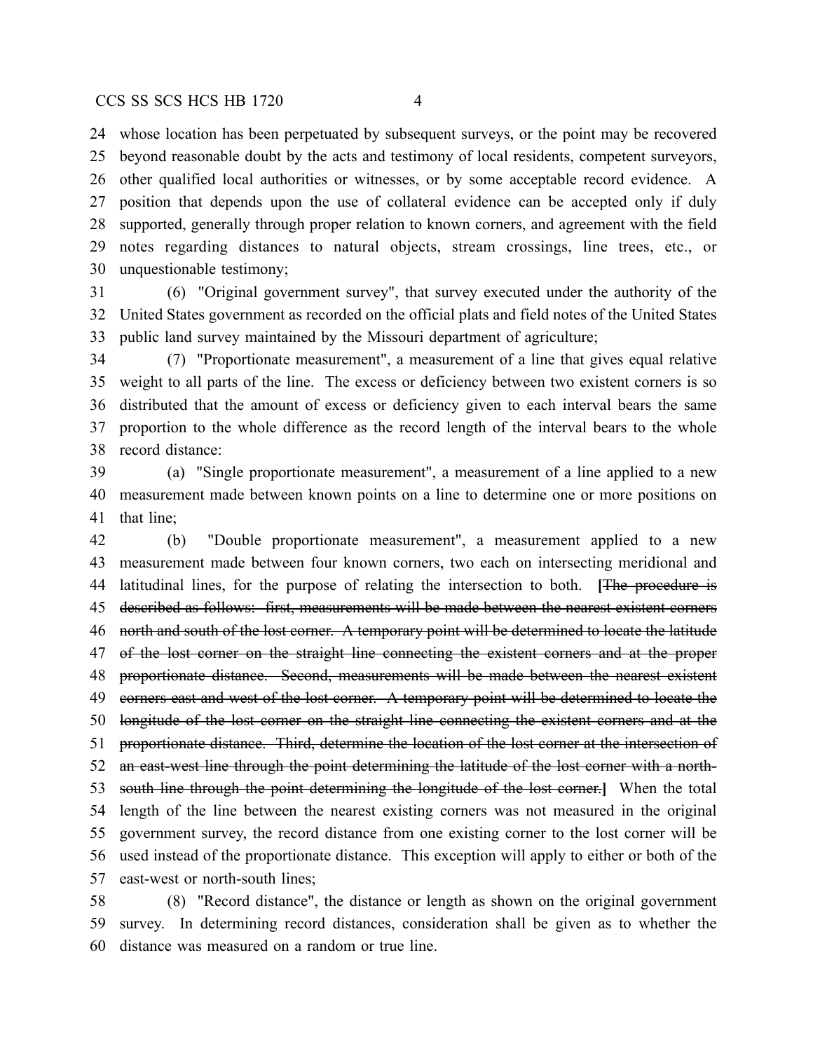whose location has been perpetuated by subsequent surveys, or the point may be recovered beyond reasonable doubt by the acts and testimony of local residents, competent surveyors, other qualified local authorities or witnesses, or by some acceptable record evidence. A position that depends upon the use of collateral evidence can be accepted only if duly supported, generally through proper relation to known corners, and agreement with the field notes regarding distances to natural objects, stream crossings, line trees, etc., or unquestionable testimony;

(6) "Original government survey", that survey executed under the authority of the United States government as recorded on the official plats and field notes of the United States public land survey maintained by the Missouri department of agriculture;

(7) "Proportionate measurement", a measurement of a line that gives equal relative weight to all parts of the line. The excess or deficiency between two existent corners is so distributed that the amount of excess or deficiency given to each interval bears the same proportion to the whole difference as the record length of the interval bears to the whole record distance:

(a) "Single proportionate measurement", a measurement of a line applied to a new measurement made between known points on a line to determine one or more positions on that line;

(b) "Double proportionate measurement", a measurement applied to a new measurement made between four known corners, two each on intersecting meridional and latitudinal lines, for the purpose of relating the intersection to both. **[**~~The procedure is described as follows: first, measurements will be made between the nearest existent corners north and south of the lost corner. A temporary point will be determined to locate the latitude of the lost corner on the straight line connecting the existent corners and at the proper proportionate distance. Second, measurements will be made between the nearest existent corners east and west of the lost corner. A temporary point will be determined to locate the longitude of the lost corner on the straight line connecting the existent corners and at the proportionate distance. Third, determine the location of the lost corner at the intersection of an east-west line through the point determining the latitude of the lost corner with a north-south line through the point determining the longitude of the lost corner.~~**]** When the total length of the line between the nearest existing corners was not measured in the original government survey, the record distance from one existing corner to the lost corner will be used instead of the proportionate distance. This exception will apply to either or both of the east-west or north-south lines;

(8) "Record distance", the distance or length as shown on the original government survey. In determining record distances, consideration shall be given as to whether the distance was measured on a random or true line.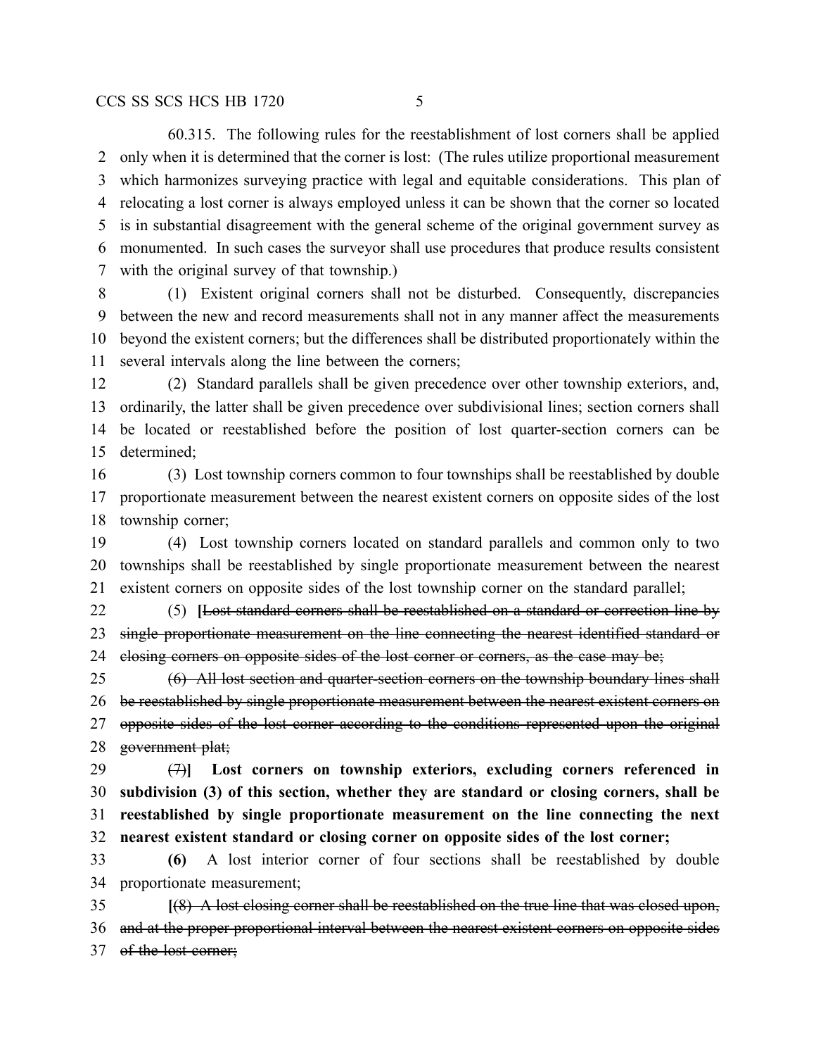60.315. The following rules for the reestablishment of lost corners shall be applied only when it is determined that the corner is lost: (The rules utilize proportional measurement which harmonizes surveying practice with legal and equitable considerations. This plan of relocating a lost corner is always employed unless it can be shown that the corner so located is in substantial disagreement with the general scheme of the original government survey as monumented. In such cases the surveyor shall use procedures that produce results consistent with the original survey of that township.)

(1) Existent original corners shall not be disturbed. Consequently, discrepancies between the new and record measurements shall not in any manner affect the measurements beyond the existent corners; but the differences shall be distributed proportionately within the several intervals along the line between the corners;

(2) Standard parallels shall be given precedence over other township exteriors, and, ordinarily, the latter shall be given precedence over subdivisional lines; section corners shall be located or reestablished before the position of lost quarter-section corners can be determined;

(3) Lost township corners common to four townships shall be reestablished by double proportionate measurement between the nearest existent corners on opposite sides of the lost township corner;

(4) Lost township corners located on standard parallels and common only to two townships shall be reestablished by single proportionate measurement between the nearest existent corners on opposite sides of the lost township corner on the standard parallel;

(5) **[**~~Lost standard corners shall be reestablished on a standard or correction line by single proportionate measurement on the line connecting the nearest identified standard or closing corners on opposite sides of the lost corner or corners, as the case may be;~~

~~(6) All lost section and quarter-section corners on the township boundary lines shall be reestablished by single proportionate measurement between the nearest existent corners on opposite sides of the lost corner according to the conditions represented upon the original government plat;~~

~~(7)~~**] Lost corners on township exteriors, excluding corners referenced in subdivision (3) of this section, whether they are standard or closing corners, shall be reestablished by single proportionate measurement on the line connecting the next nearest existent standard or closing corner on opposite sides of the lost corner;**

**(6)** A lost interior corner of four sections shall be reestablished by double proportionate measurement;

**[**~~(8) A lost closing corner shall be reestablished on the true line that was closed upon, and at the proper proportional interval between the nearest existent corners on opposite sides of the lost corner;~~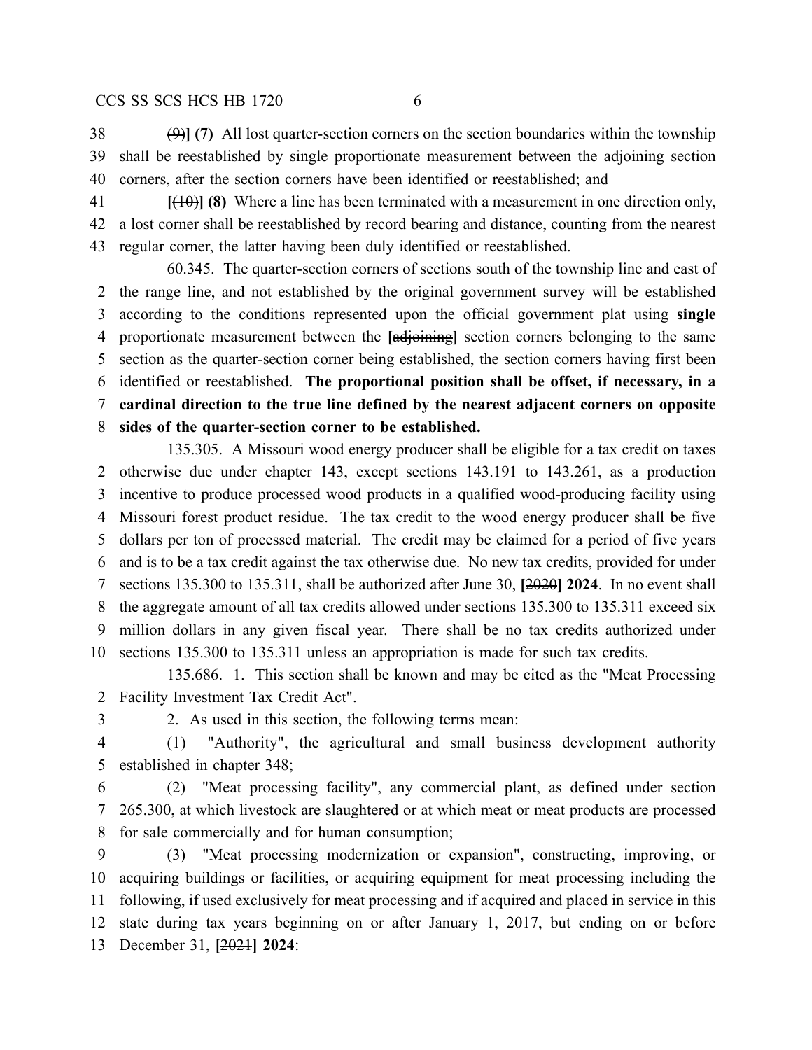~~(9)~~**] (7)** All lost quarter-section corners on the section boundaries within the township shall be reestablished by single proportionate measurement between the adjoining section corners, after the section corners have been identified or reestablished; and

**[**~~(10)~~**] (8)** Where a line has been terminated with a measurement in one direction only, a lost corner shall be reestablished by record bearing and distance, counting from the nearest regular corner, the latter having been duly identified or reestablished.

60.345. The quarter-section corners of sections south of the township line and east of the range line, and not established by the original government survey will be established according to the conditions represented upon the official government plat using **single** proportionate measurement between the **[**~~adjoining~~**]** section corners belonging to the same section as the quarter-section corner being established, the section corners having first been identified or reestablished. **The proportional position shall be offset, if necessary, in a cardinal direction to the true line defined by the nearest adjacent corners on opposite sides of the quarter-section corner to be established.**

135.305. A Missouri wood energy producer shall be eligible for a tax credit on taxes otherwise due under chapter 143, except sections 143.191 to 143.261, as a production incentive to produce processed wood products in a qualified wood-producing facility using Missouri forest product residue. The tax credit to the wood energy producer shall be five dollars per ton of processed material. The credit may be claimed for a period of five years and is to be a tax credit against the tax otherwise due. No new tax credits, provided for under sections 135.300 to 135.311, shall be authorized after June 30, **[**~~2020~~**] 2024**. In no event shall the aggregate amount of all tax credits allowed under sections 135.300 to 135.311 exceed six million dollars in any given fiscal year. There shall be no tax credits authorized under sections 135.300 to 135.311 unless an appropriation is made for such tax credits.

135.686. 1. This section shall be known and may be cited as the "Meat Processing Facility Investment Tax Credit Act".

2. As used in this section, the following terms mean:

(1) "Authority", the agricultural and small business development authority established in chapter 348;

(2) "Meat processing facility", any commercial plant, as defined under section 265.300, at which livestock are slaughtered or at which meat or meat products are processed for sale commercially and for human consumption;

(3) "Meat processing modernization or expansion", constructing, improving, or acquiring buildings or facilities, or acquiring equipment for meat processing including the following, if used exclusively for meat processing and if acquired and placed in service in this state during tax years beginning on or after January 1, 2017, but ending on or before December 31, **[**~~2021~~**] 2024**: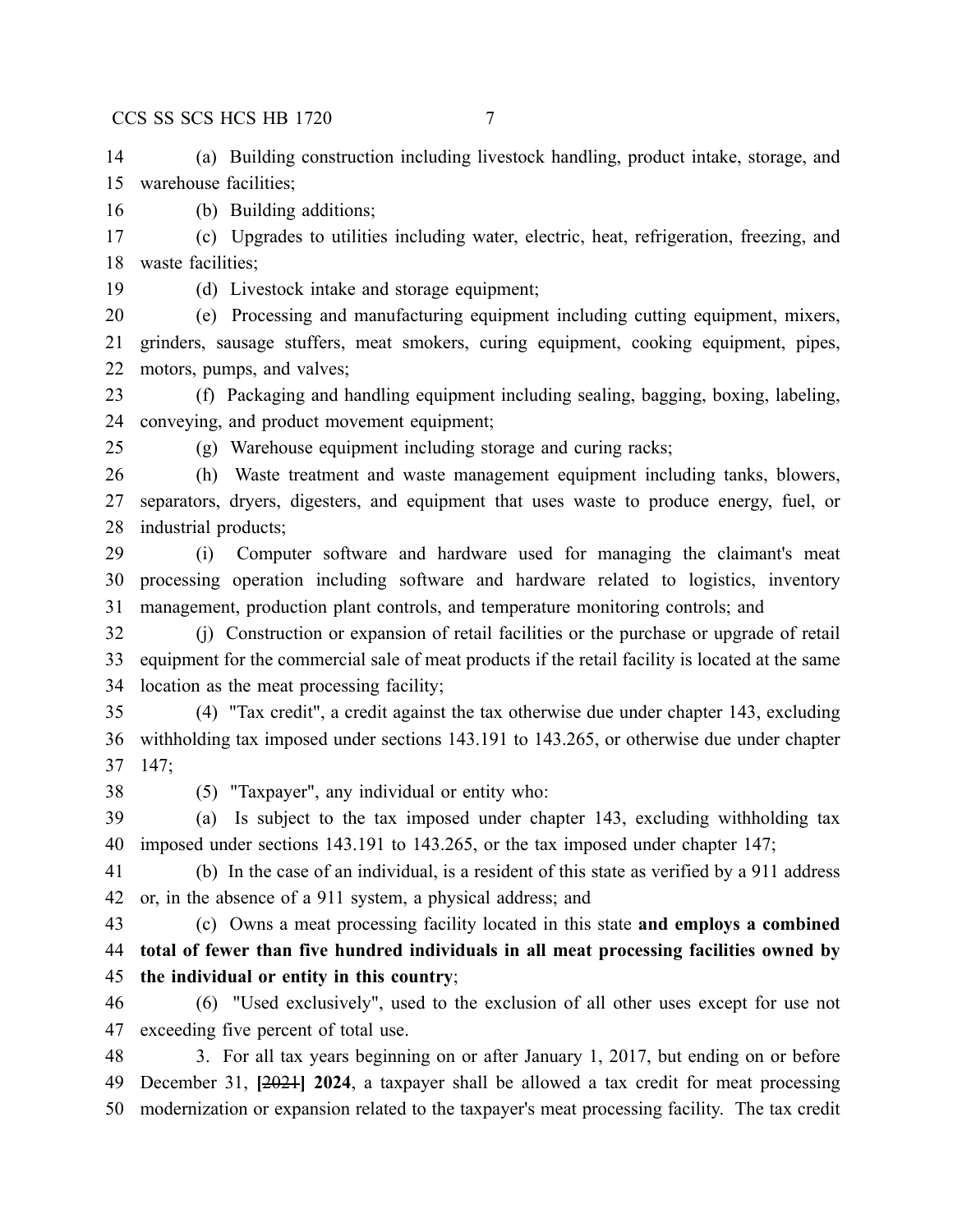(a) Building construction including livestock handling, product intake, storage, and warehouse facilities;

(b) Building additions;

(c) Upgrades to utilities including water, electric, heat, refrigeration, freezing, and waste facilities;

(d) Livestock intake and storage equipment;

(e) Processing and manufacturing equipment including cutting equipment, mixers, grinders, sausage stuffers, meat smokers, curing equipment, cooking equipment, pipes, motors, pumps, and valves;

(f) Packaging and handling equipment including sealing, bagging, boxing, labeling, conveying, and product movement equipment;

(g) Warehouse equipment including storage and curing racks;

(h) Waste treatment and waste management equipment including tanks, blowers, separators, dryers, digesters, and equipment that uses waste to produce energy, fuel, or industrial products;

(i) Computer software and hardware used for managing the claimant's meat processing operation including software and hardware related to logistics, inventory management, production plant controls, and temperature monitoring controls; and

(j) Construction or expansion of retail facilities or the purchase or upgrade of retail equipment for the commercial sale of meat products if the retail facility is located at the same location as the meat processing facility;

(4) "Tax credit", a credit against the tax otherwise due under chapter 143, excluding withholding tax imposed under sections 143.191 to 143.265, or otherwise due under chapter 147;

(5) "Taxpayer", any individual or entity who:

(a) Is subject to the tax imposed under chapter 143, excluding withholding tax imposed under sections 143.191 to 143.265, or the tax imposed under chapter 147;

(b) In the case of an individual, is a resident of this state as verified by a 911 address or, in the absence of a 911 system, a physical address; and

(c) Owns a meat processing facility located in this state **and employs a combined total of fewer than five hundred individuals in all meat processing facilities owned by the individual or entity in this country**;

(6) "Used exclusively", used to the exclusion of all other uses except for use not exceeding five percent of total use.

3. For all tax years beginning on or after January 1, 2017, but ending on or before December 31, **[**~~2021~~**] 2024**, a taxpayer shall be allowed a tax credit for meat processing modernization or expansion related to the taxpayer's meat processing facility. The tax credit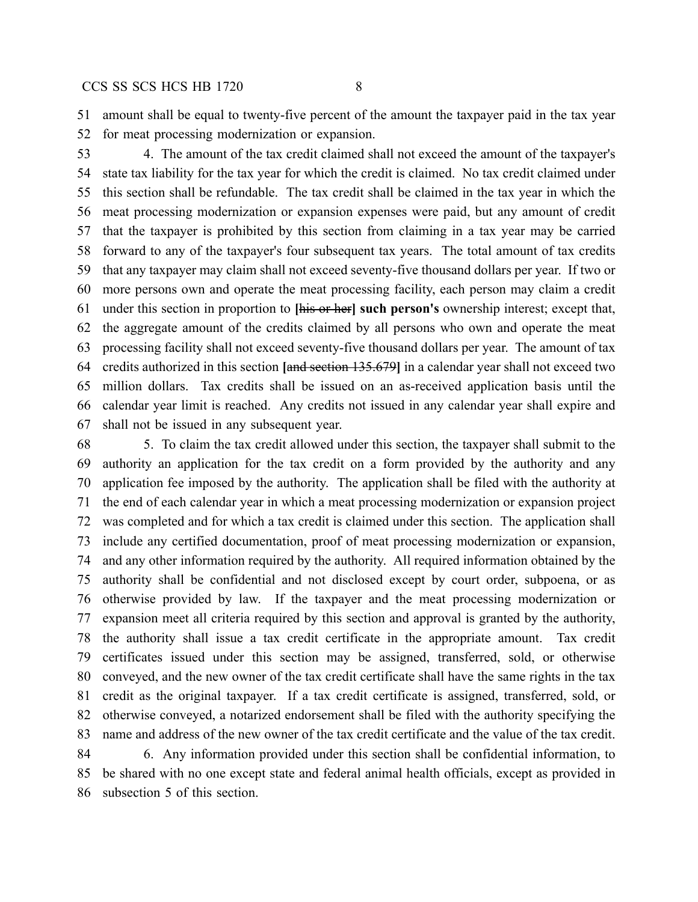amount shall be equal to twenty-five percent of the amount the taxpayer paid in the tax year for meat processing modernization or expansion.

4. The amount of the tax credit claimed shall not exceed the amount of the taxpayer's state tax liability for the tax year for which the credit is claimed. No tax credit claimed under this section shall be refundable. The tax credit shall be claimed in the tax year in which the meat processing modernization or expansion expenses were paid, but any amount of credit that the taxpayer is prohibited by this section from claiming in a tax year may be carried forward to any of the taxpayer's four subsequent tax years. The total amount of tax credits that any taxpayer may claim shall not exceed seventy-five thousand dollars per year. If two or more persons own and operate the meat processing facility, each person may claim a credit under this section in proportion to [~~his or her~~] **such person's** ownership interest; except that, the aggregate amount of the credits claimed by all persons who own and operate the meat processing facility shall not exceed seventy-five thousand dollars per year. The amount of tax credits authorized in this section [~~and section 135.679~~] in a calendar year shall not exceed two million dollars. Tax credits shall be issued on an as-received application basis until the calendar year limit is reached. Any credits not issued in any calendar year shall expire and shall not be issued in any subsequent year.

5. To claim the tax credit allowed under this section, the taxpayer shall submit to the authority an application for the tax credit on a form provided by the authority and any application fee imposed by the authority. The application shall be filed with the authority at the end of each calendar year in which a meat processing modernization or expansion project was completed and for which a tax credit is claimed under this section. The application shall include any certified documentation, proof of meat processing modernization or expansion, and any other information required by the authority. All required information obtained by the authority shall be confidential and not disclosed except by court order, subpoena, or as otherwise provided by law. If the taxpayer and the meat processing modernization or expansion meet all criteria required by this section and approval is granted by the authority, the authority shall issue a tax credit certificate in the appropriate amount. Tax credit certificates issued under this section may be assigned, transferred, sold, or otherwise conveyed, and the new owner of the tax credit certificate shall have the same rights in the tax credit as the original taxpayer. If a tax credit certificate is assigned, transferred, sold, or otherwise conveyed, a notarized endorsement shall be filed with the authority specifying the name and address of the new owner of the tax credit certificate and the value of the tax credit.

6. Any information provided under this section shall be confidential information, to be shared with no one except state and federal animal health officials, except as provided in subsection 5 of this section.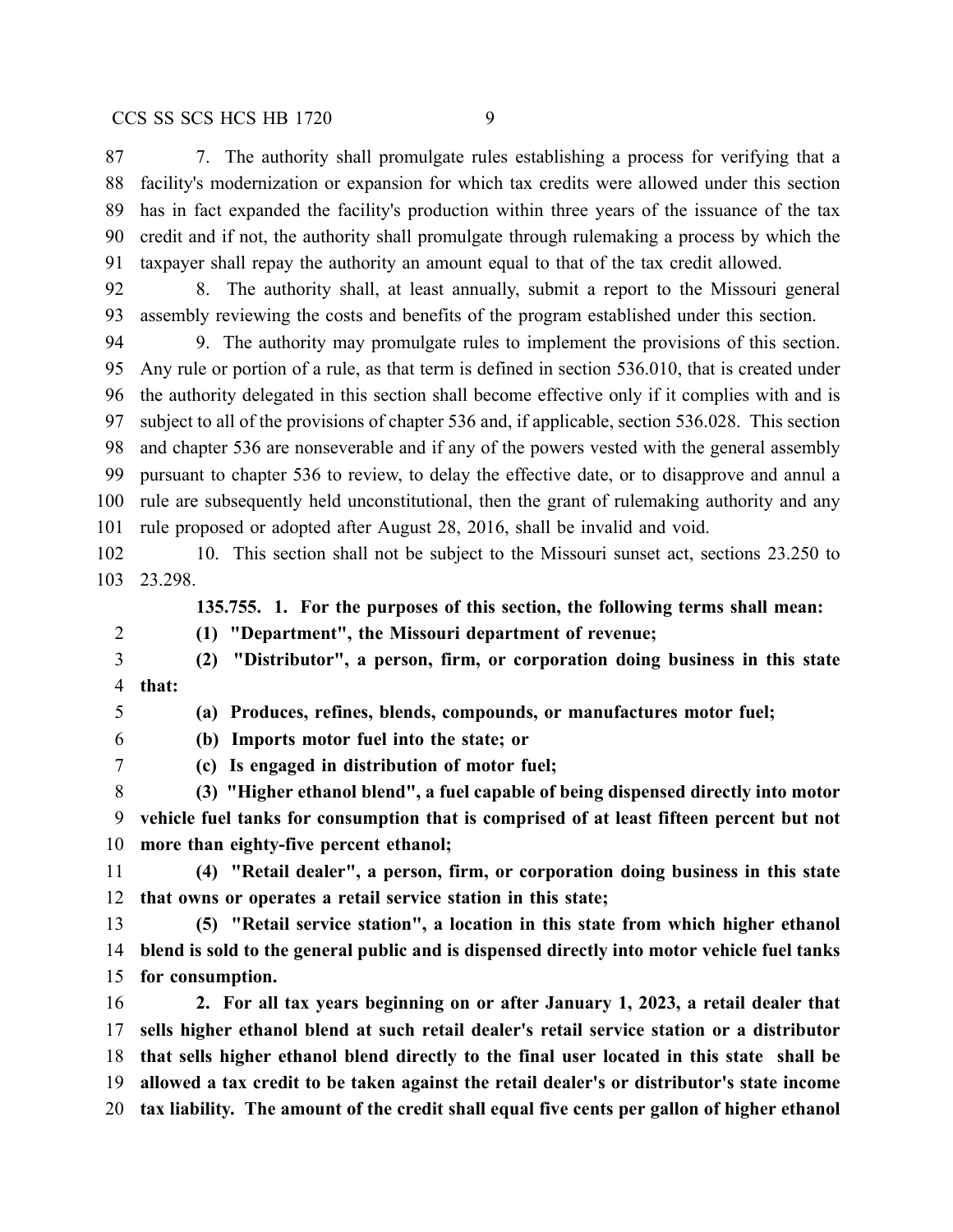7. The authority shall promulgate rules establishing a process for verifying that a facility's modernization or expansion for which tax credits were allowed under this section has in fact expanded the facility's production within three years of the issuance of the tax credit and if not, the authority shall promulgate through rulemaking a process by which the taxpayer shall repay the authority an amount equal to that of the tax credit allowed.

8. The authority shall, at least annually, submit a report to the Missouri general assembly reviewing the costs and benefits of the program established under this section.

9. The authority may promulgate rules to implement the provisions of this section. Any rule or portion of a rule, as that term is defined in section 536.010, that is created under the authority delegated in this section shall become effective only if it complies with and is subject to all of the provisions of chapter 536 and, if applicable, section 536.028. This section and chapter 536 are nonseverable and if any of the powers vested with the general assembly pursuant to chapter 536 to review, to delay the effective date, or to disapprove and annul a rule are subsequently held unconstitutional, then the grant of rulemaking authority and any rule proposed or adopted after August 28, 2016, shall be invalid and void.

10. This section shall not be subject to the Missouri sunset act, sections 23.250 to 23.298.

**135.755. 1. For the purposes of this section, the following terms shall mean:**

**(1) "Department", the Missouri department of revenue;**

**(2) "Distributor", a person, firm, or corporation doing business in this state that:**

**(a) Produces, refines, blends, compounds, or manufactures motor fuel;**

**(b) Imports motor fuel into the state; or**

**(c) Is engaged in distribution of motor fuel;**

**(3) "Higher ethanol blend", a fuel capable of being dispensed directly into motor vehicle fuel tanks for consumption that is comprised of at least fifteen percent but not more than eighty-five percent ethanol;**

**(4) "Retail dealer", a person, firm, or corporation doing business in this state that owns or operates a retail service station in this state;**

**(5) "Retail service station", a location in this state from which higher ethanol blend is sold to the general public and is dispensed directly into motor vehicle fuel tanks for consumption.**

**2. For all tax years beginning on or after January 1, 2023, a retail dealer that sells higher ethanol blend at such retail dealer's retail service station or a distributor that sells higher ethanol blend directly to the final user located in this state shall be allowed a tax credit to be taken against the retail dealer's or distributor's state income tax liability. The amount of the credit shall equal five cents per gallon of higher ethanol**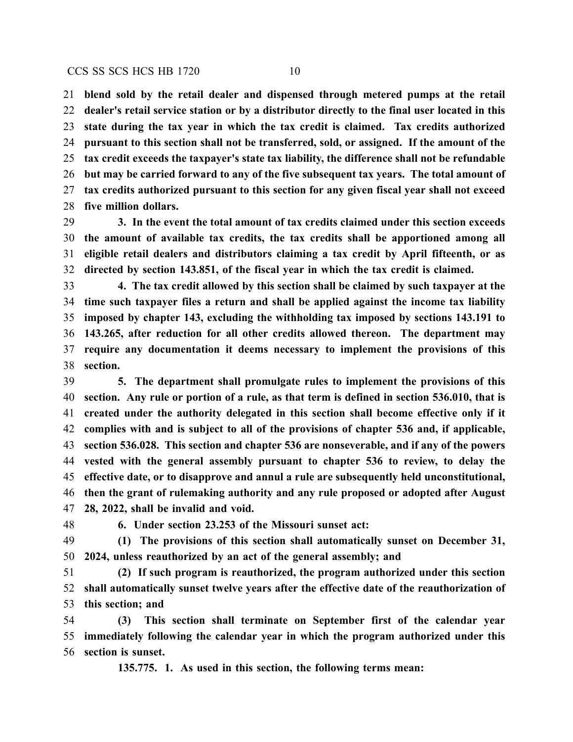**blend sold by the retail dealer and dispensed through metered pumps at the retail dealer's retail service station or by a distributor directly to the final user located in this state during the tax year in which the tax credit is claimed. Tax credits authorized pursuant to this section shall not be transferred, sold, or assigned. If the amount of the tax credit exceeds the taxpayer's state tax liability, the difference shall not be refundable but may be carried forward to any of the five subsequent tax years. The total amount of tax credits authorized pursuant to this section for any given fiscal year shall not exceed five million dollars.**

**3. In the event the total amount of tax credits claimed under this section exceeds the amount of available tax credits, the tax credits shall be apportioned among all eligible retail dealers and distributors claiming a tax credit by April fifteenth, or as directed by section 143.851, of the fiscal year in which the tax credit is claimed.**

**4. The tax credit allowed by this section shall be claimed by such taxpayer at the time such taxpayer files a return and shall be applied against the income tax liability imposed by chapter 143, excluding the withholding tax imposed by sections 143.191 to 143.265, after reduction for all other credits allowed thereon. The department may require any documentation it deems necessary to implement the provisions of this section.**

**5. The department shall promulgate rules to implement the provisions of this section. Any rule or portion of a rule, as that term is defined in section 536.010, that is created under the authority delegated in this section shall become effective only if it complies with and is subject to all of the provisions of chapter 536 and, if applicable, section 536.028. This section and chapter 536 are nonseverable, and if any of the powers vested with the general assembly pursuant to chapter 536 to review, to delay the effective date, or to disapprove and annul a rule are subsequently held unconstitutional, then the grant of rulemaking authority and any rule proposed or adopted after August 28, 2022, shall be invalid and void.**

**6. Under section 23.253 of the Missouri sunset act:**

**(1) The provisions of this section shall automatically sunset on December 31, 2024, unless reauthorized by an act of the general assembly; and**

**(2) If such program is reauthorized, the program authorized under this section shall automatically sunset twelve years after the effective date of the reauthorization of this section; and**

**(3) This section shall terminate on September first of the calendar year immediately following the calendar year in which the program authorized under this section is sunset.**

**135.775. 1. As used in this section, the following terms mean:**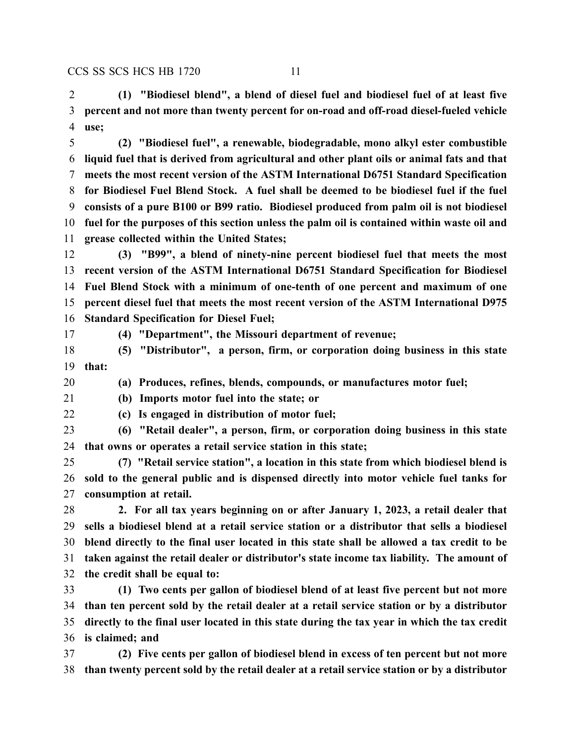**(1) "Biodiesel blend", a blend of diesel fuel and biodiesel fuel of at least five percent and not more than twenty percent for on-road and off-road diesel-fueled vehicle use;**

**(2) "Biodiesel fuel", a renewable, biodegradable, mono alkyl ester combustible liquid fuel that is derived from agricultural and other plant oils or animal fats and that meets the most recent version of the ASTM International D6751 Standard Specification for Biodiesel Fuel Blend Stock. A fuel shall be deemed to be biodiesel fuel if the fuel consists of a pure B100 or B99 ratio. Biodiesel produced from palm oil is not biodiesel fuel for the purposes of this section unless the palm oil is contained within waste oil and grease collected within the United States;**

**(3) "B99", a blend of ninety-nine percent biodiesel fuel that meets the most recent version of the ASTM International D6751 Standard Specification for Biodiesel Fuel Blend Stock with a minimum of one-tenth of one percent and maximum of one percent diesel fuel that meets the most recent version of the ASTM International D975 Standard Specification for Diesel Fuel;**

**(4) "Department", the Missouri department of revenue;**

**(5) "Distributor", a person, firm, or corporation doing business in this state that:**

**(a) Produces, refines, blends, compounds, or manufactures motor fuel;**

**(b) Imports motor fuel into the state; or**

**(c) Is engaged in distribution of motor fuel;**

**(6) "Retail dealer", a person, firm, or corporation doing business in this state that owns or operates a retail service station in this state;**

**(7) "Retail service station", a location in this state from which biodiesel blend is sold to the general public and is dispensed directly into motor vehicle fuel tanks for consumption at retail.**

**2. For all tax years beginning on or after January 1, 2023, a retail dealer that sells a biodiesel blend at a retail service station or a distributor that sells a biodiesel blend directly to the final user located in this state shall be allowed a tax credit to be taken against the retail dealer or distributor's state income tax liability. The amount of the credit shall be equal to:**

**(1) Two cents per gallon of biodiesel blend of at least five percent but not more than ten percent sold by the retail dealer at a retail service station or by a distributor directly to the final user located in this state during the tax year in which the tax credit is claimed; and**

**(2) Five cents per gallon of biodiesel blend in excess of ten percent but not more than twenty percent sold by the retail dealer at a retail service station or by a distributor**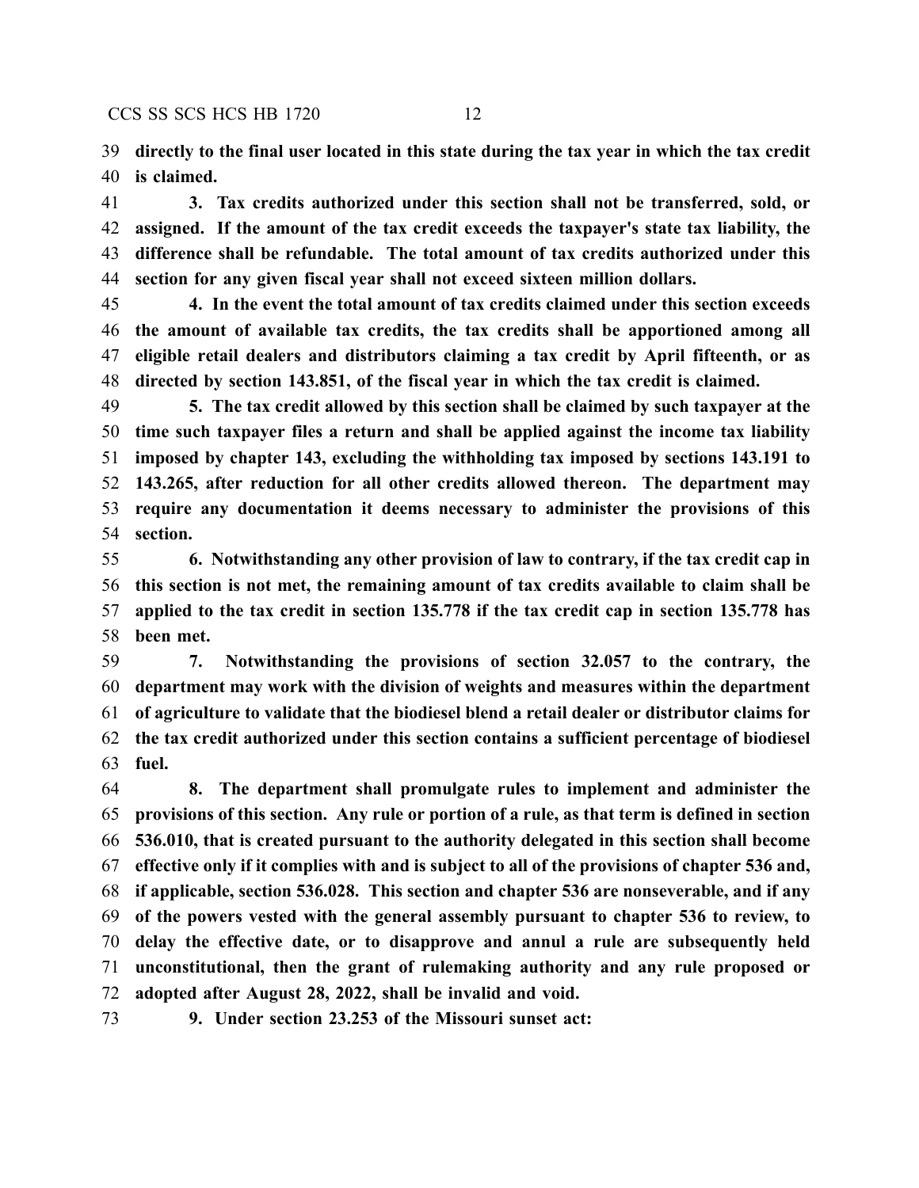**directly to the final user located in this state during the tax year in which the tax credit is claimed.**

**3. Tax credits authorized under this section shall not be transferred, sold, or assigned. If the amount of the tax credit exceeds the taxpayer's state tax liability, the difference shall be refundable. The total amount of tax credits authorized under this section for any given fiscal year shall not exceed sixteen million dollars.**

**4. In the event the total amount of tax credits claimed under this section exceeds the amount of available tax credits, the tax credits shall be apportioned among all eligible retail dealers and distributors claiming a tax credit by April fifteenth, or as directed by section 143.851, of the fiscal year in which the tax credit is claimed.**

**5. The tax credit allowed by this section shall be claimed by such taxpayer at the time such taxpayer files a return and shall be applied against the income tax liability imposed by chapter 143, excluding the withholding tax imposed by sections 143.191 to 143.265, after reduction for all other credits allowed thereon. The department may require any documentation it deems necessary to administer the provisions of this section.**

**6. Notwithstanding any other provision of law to contrary, if the tax credit cap in this section is not met, the remaining amount of tax credits available to claim shall be applied to the tax credit in section 135.778 if the tax credit cap in section 135.778 has been met.**

**7. Notwithstanding the provisions of section 32.057 to the contrary, the department may work with the division of weights and measures within the department of agriculture to validate that the biodiesel blend a retail dealer or distributor claims for the tax credit authorized under this section contains a sufficient percentage of biodiesel fuel.**

**8. The department shall promulgate rules to implement and administer the provisions of this section. Any rule or portion of a rule, as that term is defined in section 536.010, that is created pursuant to the authority delegated in this section shall become effective only if it complies with and is subject to all of the provisions of chapter 536 and, if applicable, section 536.028. This section and chapter 536 are nonseverable, and if any of the powers vested with the general assembly pursuant to chapter 536 to review, to delay the effective date, or to disapprove and annul a rule are subsequently held unconstitutional, then the grant of rulemaking authority and any rule proposed or adopted after August 28, 2022, shall be invalid and void.**

**9. Under section 23.253 of the Missouri sunset act:**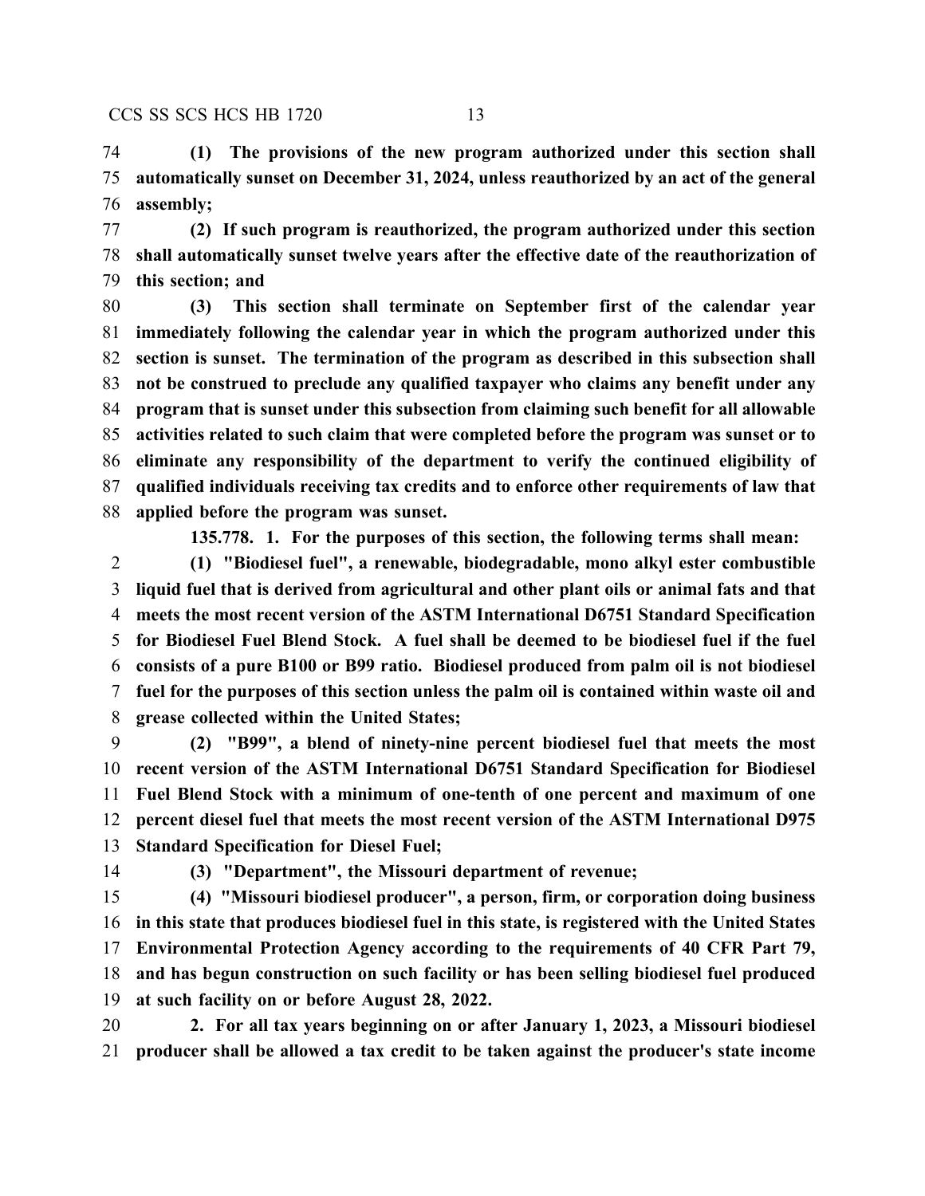**(1) The provisions of the new program authorized under this section shall automatically sunset on December 31, 2024, unless reauthorized by an act of the general assembly;**

**(2) If such program is reauthorized, the program authorized under this section shall automatically sunset twelve years after the effective date of the reauthorization of this section; and**

**(3) This section shall terminate on September first of the calendar year immediately following the calendar year in which the program authorized under this section is sunset. The termination of the program as described in this subsection shall not be construed to preclude any qualified taxpayer who claims any benefit under any program that is sunset under this subsection from claiming such benefit for all allowable activities related to such claim that were completed before the program was sunset or to eliminate any responsibility of the department to verify the continued eligibility of qualified individuals receiving tax credits and to enforce other requirements of law that applied before the program was sunset.**

**135.778. 1. For the purposes of this section, the following terms shall mean:**

**(1) "Biodiesel fuel", a renewable, biodegradable, mono alkyl ester combustible liquid fuel that is derived from agricultural and other plant oils or animal fats and that meets the most recent version of the ASTM International D6751 Standard Specification for Biodiesel Fuel Blend Stock. A fuel shall be deemed to be biodiesel fuel if the fuel consists of a pure B100 or B99 ratio. Biodiesel produced from palm oil is not biodiesel fuel for the purposes of this section unless the palm oil is contained within waste oil and grease collected within the United States;**

**(2) "B99", a blend of ninety-nine percent biodiesel fuel that meets the most recent version of the ASTM International D6751 Standard Specification for Biodiesel Fuel Blend Stock with a minimum of one-tenth of one percent and maximum of one percent diesel fuel that meets the most recent version of the ASTM International D975 Standard Specification for Diesel Fuel;**

**(3) "Department", the Missouri department of revenue;**

**(4) "Missouri biodiesel producer", a person, firm, or corporation doing business in this state that produces biodiesel fuel in this state, is registered with the United States Environmental Protection Agency according to the requirements of 40 CFR Part 79, and has begun construction on such facility or has been selling biodiesel fuel produced at such facility on or before August 28, 2022.**

**2. For all tax years beginning on or after January 1, 2023, a Missouri biodiesel producer shall be allowed a tax credit to be taken against the producer's state income**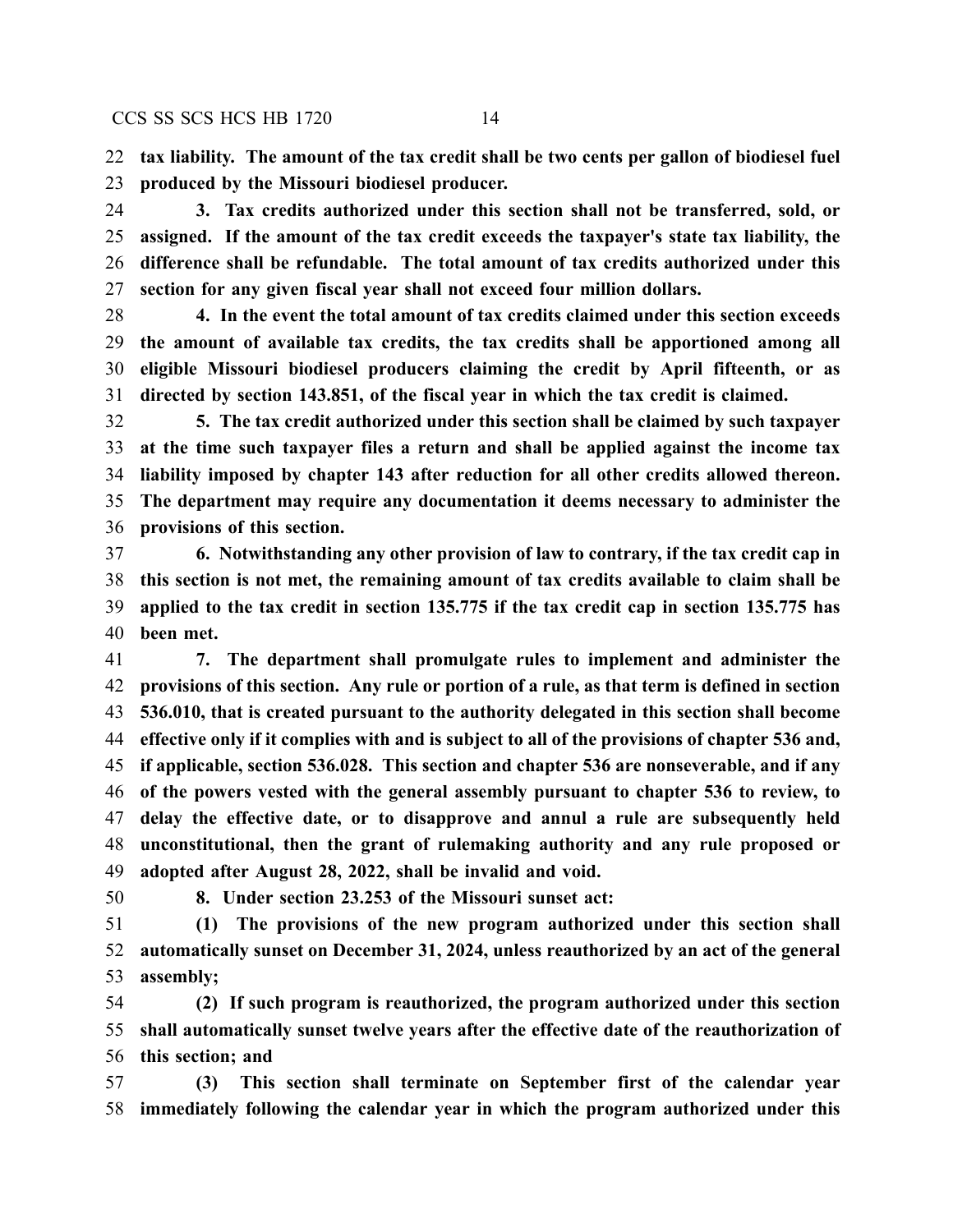**tax liability. The amount of the tax credit shall be two cents per gallon of biodiesel fuel produced by the Missouri biodiesel producer.**

**3. Tax credits authorized under this section shall not be transferred, sold, or assigned. If the amount of the tax credit exceeds the taxpayer's state tax liability, the difference shall be refundable. The total amount of tax credits authorized under this section for any given fiscal year shall not exceed four million dollars.**

**4. In the event the total amount of tax credits claimed under this section exceeds the amount of available tax credits, the tax credits shall be apportioned among all eligible Missouri biodiesel producers claiming the credit by April fifteenth, or as directed by section 143.851, of the fiscal year in which the tax credit is claimed.**

**5. The tax credit authorized under this section shall be claimed by such taxpayer at the time such taxpayer files a return and shall be applied against the income tax liability imposed by chapter 143 after reduction for all other credits allowed thereon. The department may require any documentation it deems necessary to administer the provisions of this section.**

**6. Notwithstanding any other provision of law to contrary, if the tax credit cap in this section is not met, the remaining amount of tax credits available to claim shall be applied to the tax credit in section 135.775 if the tax credit cap in section 135.775 has been met.**

**7. The department shall promulgate rules to implement and administer the provisions of this section. Any rule or portion of a rule, as that term is defined in section 536.010, that is created pursuant to the authority delegated in this section shall become effective only if it complies with and is subject to all of the provisions of chapter 536 and, if applicable, section 536.028. This section and chapter 536 are nonseverable, and if any of the powers vested with the general assembly pursuant to chapter 536 to review, to delay the effective date, or to disapprove and annul a rule are subsequently held unconstitutional, then the grant of rulemaking authority and any rule proposed or adopted after August 28, 2022, shall be invalid and void.**

**8. Under section 23.253 of the Missouri sunset act:**

**(1) The provisions of the new program authorized under this section shall automatically sunset on December 31, 2024, unless reauthorized by an act of the general assembly;**

**(2) If such program is reauthorized, the program authorized under this section shall automatically sunset twelve years after the effective date of the reauthorization of this section; and**

**(3) This section shall terminate on September first of the calendar year immediately following the calendar year in which the program authorized under this**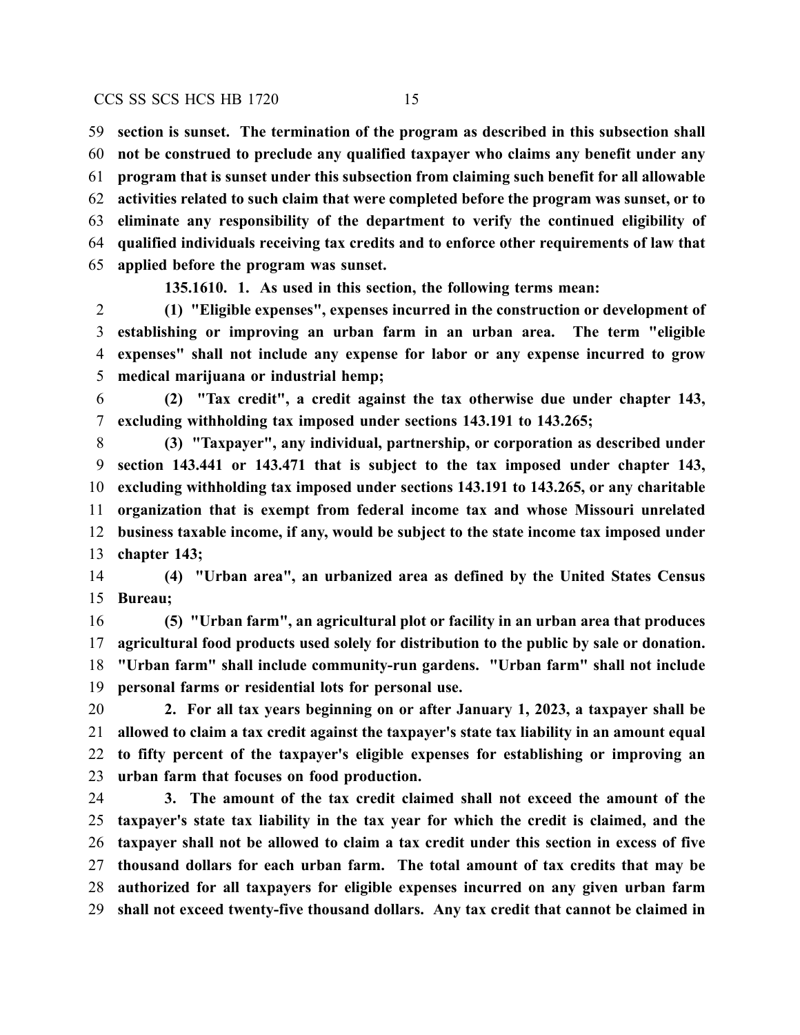**section is sunset. The termination of the program as described in this subsection shall not be construed to preclude any qualified taxpayer who claims any benefit under any program that is sunset under this subsection from claiming such benefit for all allowable activities related to such claim that were completed before the program was sunset, or to eliminate any responsibility of the department to verify the continued eligibility of qualified individuals receiving tax credits and to enforce other requirements of law that applied before the program was sunset.**

**135.1610. 1. As used in this section, the following terms mean:**

**(1) "Eligible expenses", expenses incurred in the construction or development of establishing or improving an urban farm in an urban area. The term "eligible expenses" shall not include any expense for labor or any expense incurred to grow medical marijuana or industrial hemp;**

**(2) "Tax credit", a credit against the tax otherwise due under chapter 143, excluding withholding tax imposed under sections 143.191 to 143.265;**

**(3) "Taxpayer", any individual, partnership, or corporation as described under section 143.441 or 143.471 that is subject to the tax imposed under chapter 143, excluding withholding tax imposed under sections 143.191 to 143.265, or any charitable organization that is exempt from federal income tax and whose Missouri unrelated business taxable income, if any, would be subject to the state income tax imposed under chapter 143;**

**(4) "Urban area", an urbanized area as defined by the United States Census Bureau;**

**(5) "Urban farm", an agricultural plot or facility in an urban area that produces agricultural food products used solely for distribution to the public by sale or donation. "Urban farm" shall include community-run gardens. "Urban farm" shall not include personal farms or residential lots for personal use.**

**2. For all tax years beginning on or after January 1, 2023, a taxpayer shall be allowed to claim a tax credit against the taxpayer's state tax liability in an amount equal to fifty percent of the taxpayer's eligible expenses for establishing or improving an urban farm that focuses on food production.**

**3. The amount of the tax credit claimed shall not exceed the amount of the taxpayer's state tax liability in the tax year for which the credit is claimed, and the taxpayer shall not be allowed to claim a tax credit under this section in excess of five thousand dollars for each urban farm. The total amount of tax credits that may be authorized for all taxpayers for eligible expenses incurred on any given urban farm shall not exceed twenty-five thousand dollars. Any tax credit that cannot be claimed in**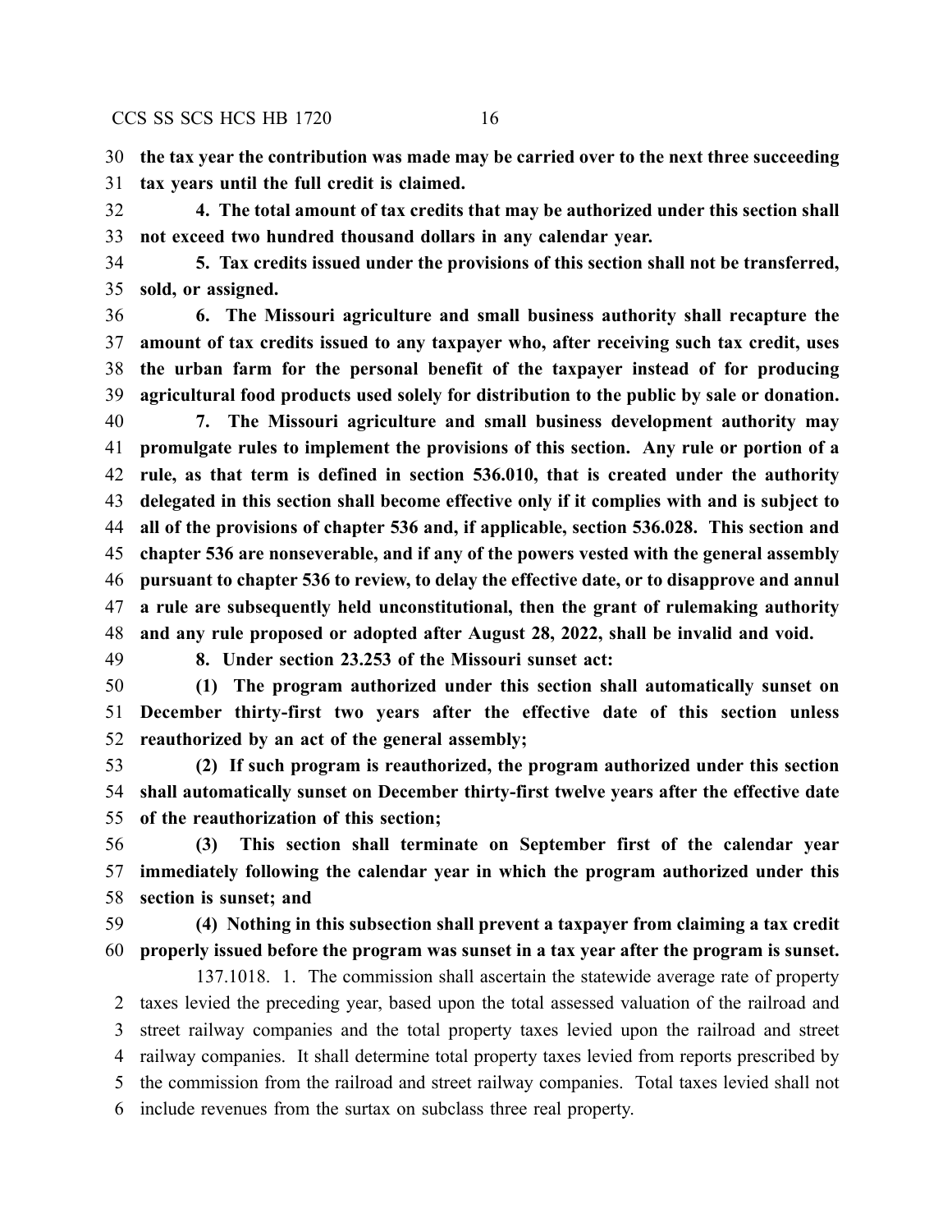**the tax year the contribution was made may be carried over to the next three succeeding tax years until the full credit is claimed.**

**4. The total amount of tax credits that may be authorized under this section shall not exceed two hundred thousand dollars in any calendar year.**

**5. Tax credits issued under the provisions of this section shall not be transferred, sold, or assigned.**

**6. The Missouri agriculture and small business authority shall recapture the amount of tax credits issued to any taxpayer who, after receiving such tax credit, uses the urban farm for the personal benefit of the taxpayer instead of for producing agricultural food products used solely for distribution to the public by sale or donation.**

**7. The Missouri agriculture and small business development authority may promulgate rules to implement the provisions of this section. Any rule or portion of a rule, as that term is defined in section 536.010, that is created under the authority delegated in this section shall become effective only if it complies with and is subject to all of the provisions of chapter 536 and, if applicable, section 536.028. This section and chapter 536 are nonseverable, and if any of the powers vested with the general assembly pursuant to chapter 536 to review, to delay the effective date, or to disapprove and annul a rule are subsequently held unconstitutional, then the grant of rulemaking authority and any rule proposed or adopted after August 28, 2022, shall be invalid and void.**

**8. Under section 23.253 of the Missouri sunset act:**

**(1) The program authorized under this section shall automatically sunset on December thirty-first two years after the effective date of this section unless reauthorized by an act of the general assembly;**

**(2) If such program is reauthorized, the program authorized under this section shall automatically sunset on December thirty-first twelve years after the effective date of the reauthorization of this section;**

**(3) This section shall terminate on September first of the calendar year immediately following the calendar year in which the program authorized under this section is sunset; and**

**(4) Nothing in this subsection shall prevent a taxpayer from claiming a tax credit properly issued before the program was sunset in a tax year after the program is sunset.**

137.1018. 1. The commission shall ascertain the statewide average rate of property taxes levied the preceding year, based upon the total assessed valuation of the railroad and street railway companies and the total property taxes levied upon the railroad and street railway companies. It shall determine total property taxes levied from reports prescribed by the commission from the railroad and street railway companies. Total taxes levied shall not include revenues from the surtax on subclass three real property.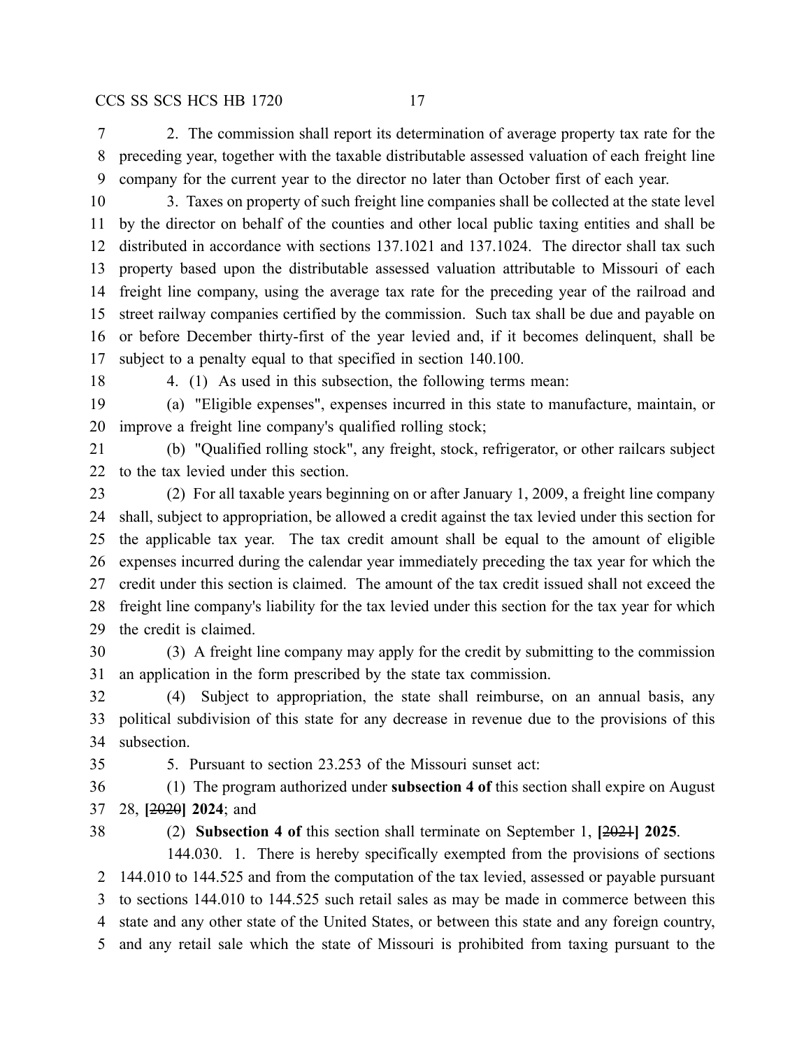2. The commission shall report its determination of average property tax rate for the preceding year, together with the taxable distributable assessed valuation of each freight line company for the current year to the director no later than October first of each year.

3. Taxes on property of such freight line companies shall be collected at the state level by the director on behalf of the counties and other local public taxing entities and shall be distributed in accordance with sections 137.1021 and 137.1024. The director shall tax such property based upon the distributable assessed valuation attributable to Missouri of each freight line company, using the average tax rate for the preceding year of the railroad and street railway companies certified by the commission. Such tax shall be due and payable on or before December thirty-first of the year levied and, if it becomes delinquent, shall be subject to a penalty equal to that specified in section 140.100.

4. (1) As used in this subsection, the following terms mean:

(a) "Eligible expenses", expenses incurred in this state to manufacture, maintain, or improve a freight line company's qualified rolling stock;

(b) "Qualified rolling stock", any freight, stock, refrigerator, or other railcars subject to the tax levied under this section.

(2) For all taxable years beginning on or after January 1, 2009, a freight line company shall, subject to appropriation, be allowed a credit against the tax levied under this section for the applicable tax year. The tax credit amount shall be equal to the amount of eligible expenses incurred during the calendar year immediately preceding the tax year for which the credit under this section is claimed. The amount of the tax credit issued shall not exceed the freight line company's liability for the tax levied under this section for the tax year for which the credit is claimed.

(3) A freight line company may apply for the credit by submitting to the commission an application in the form prescribed by the state tax commission.

(4) Subject to appropriation, the state shall reimburse, on an annual basis, any political subdivision of this state for any decrease in revenue due to the provisions of this subsection.

5. Pursuant to section 23.253 of the Missouri sunset act:

(1) The program authorized under **subsection 4 of** this section shall expire on August 28, **[**~~2020~~**] 2024**; and

(2) **Subsection 4 of** this section shall terminate on September 1, **[**~~2021~~**] 2025**.

144.030. 1. There is hereby specifically exempted from the provisions of sections 144.010 to 144.525 and from the computation of the tax levied, assessed or payable pursuant to sections 144.010 to 144.525 such retail sales as may be made in commerce between this state and any other state of the United States, or between this state and any foreign country, and any retail sale which the state of Missouri is prohibited from taxing pursuant to the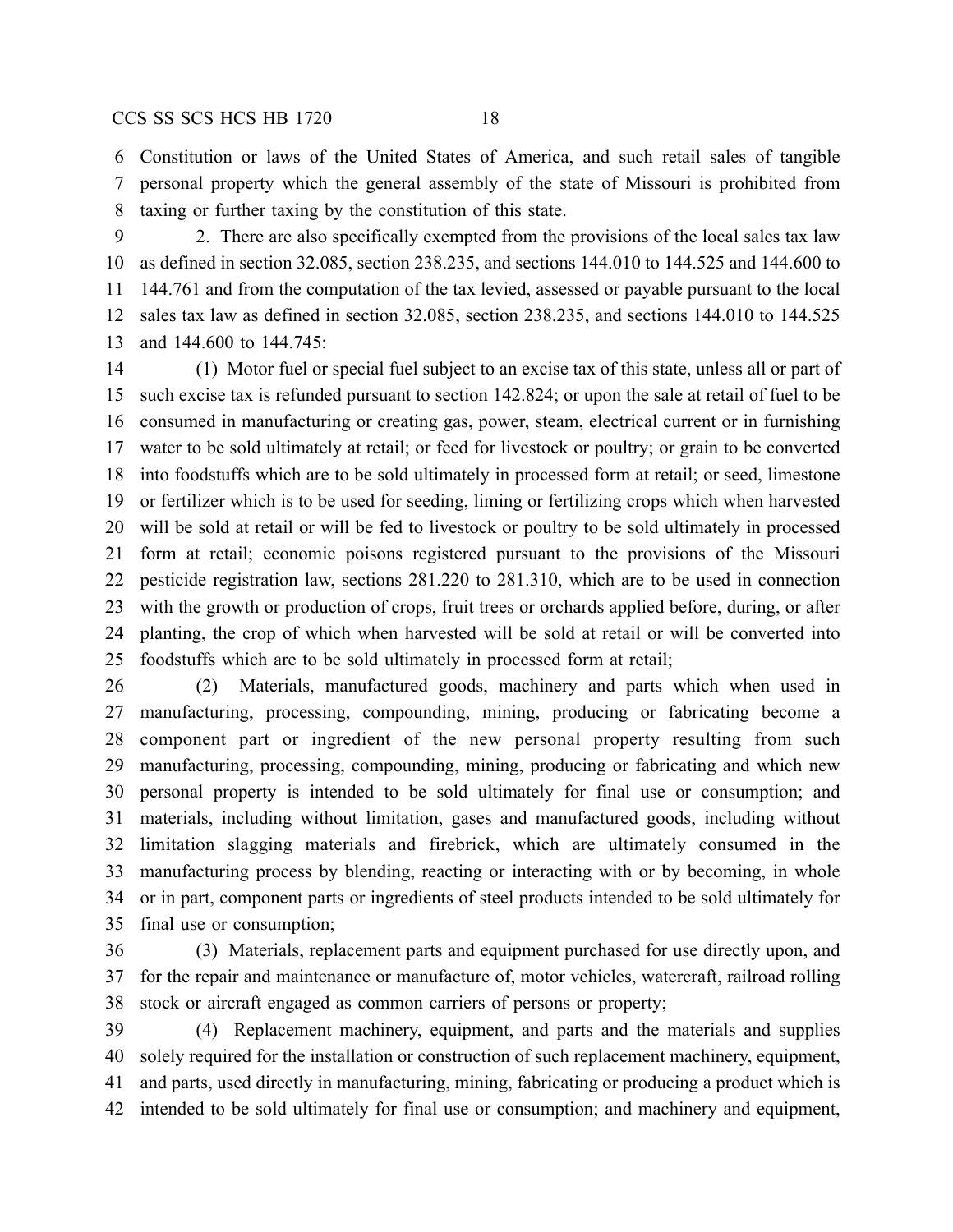Constitution or laws of the United States of America, and such retail sales of tangible personal property which the general assembly of the state of Missouri is prohibited from taxing or further taxing by the constitution of this state.

2. There are also specifically exempted from the provisions of the local sales tax law as defined in section 32.085, section 238.235, and sections 144.010 to 144.525 and 144.600 to 144.761 and from the computation of the tax levied, assessed or payable pursuant to the local sales tax law as defined in section 32.085, section 238.235, and sections 144.010 to 144.525 and 144.600 to 144.745:

(1) Motor fuel or special fuel subject to an excise tax of this state, unless all or part of such excise tax is refunded pursuant to section 142.824; or upon the sale at retail of fuel to be consumed in manufacturing or creating gas, power, steam, electrical current or in furnishing water to be sold ultimately at retail; or feed for livestock or poultry; or grain to be converted into foodstuffs which are to be sold ultimately in processed form at retail; or seed, limestone or fertilizer which is to be used for seeding, liming or fertilizing crops which when harvested will be sold at retail or will be fed to livestock or poultry to be sold ultimately in processed form at retail; economic poisons registered pursuant to the provisions of the Missouri pesticide registration law, sections 281.220 to 281.310, which are to be used in connection with the growth or production of crops, fruit trees or orchards applied before, during, or after planting, the crop of which when harvested will be sold at retail or will be converted into foodstuffs which are to be sold ultimately in processed form at retail;

(2) Materials, manufactured goods, machinery and parts which when used in manufacturing, processing, compounding, mining, producing or fabricating become a component part or ingredient of the new personal property resulting from such manufacturing, processing, compounding, mining, producing or fabricating and which new personal property is intended to be sold ultimately for final use or consumption; and materials, including without limitation, gases and manufactured goods, including without limitation slagging materials and firebrick, which are ultimately consumed in the manufacturing process by blending, reacting or interacting with or by becoming, in whole or in part, component parts or ingredients of steel products intended to be sold ultimately for final use or consumption;

(3) Materials, replacement parts and equipment purchased for use directly upon, and for the repair and maintenance or manufacture of, motor vehicles, watercraft, railroad rolling stock or aircraft engaged as common carriers of persons or property;

(4) Replacement machinery, equipment, and parts and the materials and supplies solely required for the installation or construction of such replacement machinery, equipment, and parts, used directly in manufacturing, mining, fabricating or producing a product which is intended to be sold ultimately for final use or consumption; and machinery and equipment,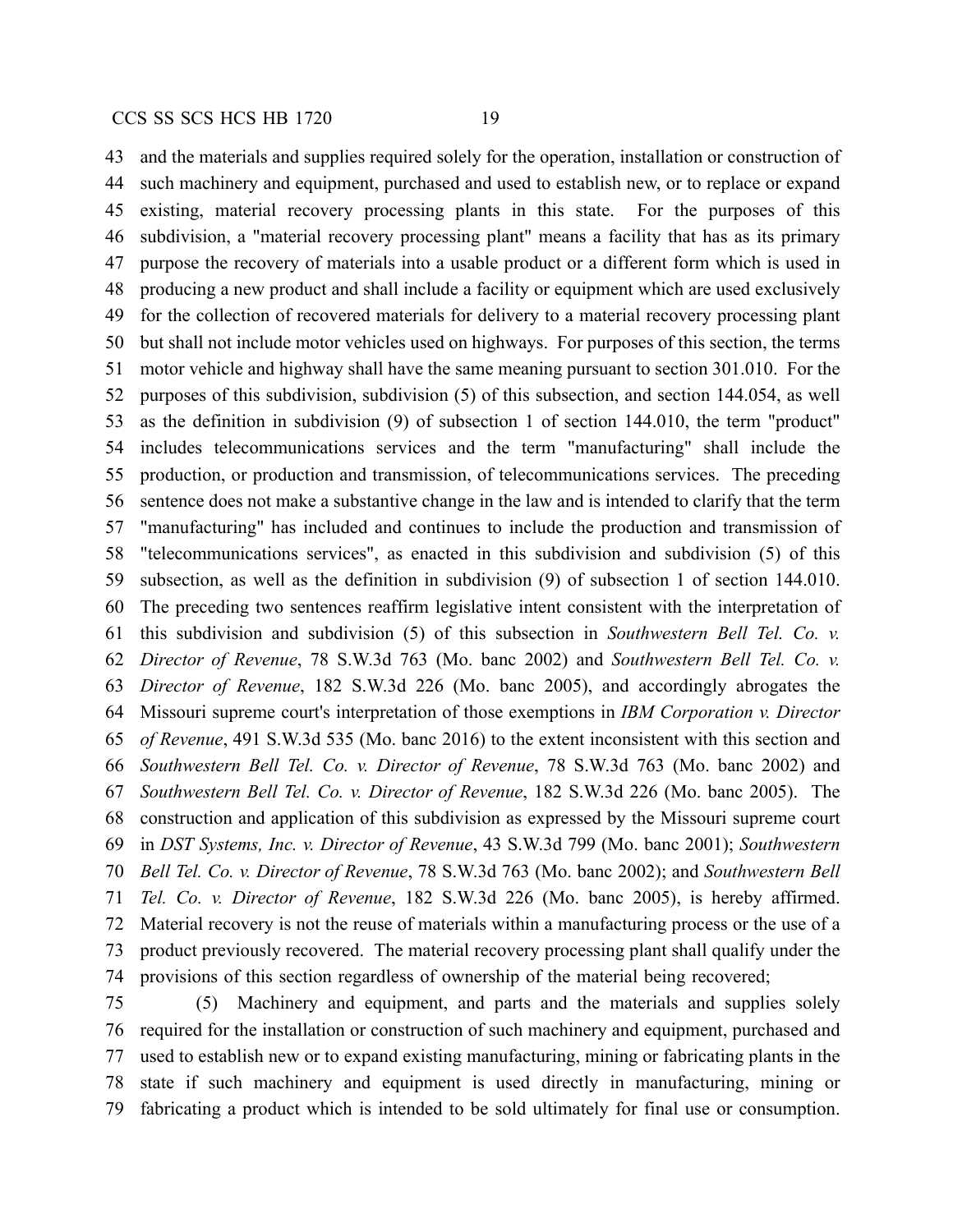and the materials and supplies required solely for the operation, installation or construction of such machinery and equipment, purchased and used to establish new, or to replace or expand existing, material recovery processing plants in this state. For the purposes of this subdivision, a "material recovery processing plant" means a facility that has as its primary purpose the recovery of materials into a usable product or a different form which is used in producing a new product and shall include a facility or equipment which are used exclusively for the collection of recovered materials for delivery to a material recovery processing plant but shall not include motor vehicles used on highways. For purposes of this section, the terms motor vehicle and highway shall have the same meaning pursuant to section 301.010. For the purposes of this subdivision, subdivision (5) of this subsection, and section 144.054, as well as the definition in subdivision (9) of subsection 1 of section 144.010, the term "product" includes telecommunications services and the term "manufacturing" shall include the production, or production and transmission, of telecommunications services. The preceding sentence does not make a substantive change in the law and is intended to clarify that the term "manufacturing" has included and continues to include the production and transmission of "telecommunications services", as enacted in this subdivision and subdivision (5) of this subsection, as well as the definition in subdivision (9) of subsection 1 of section 144.010. The preceding two sentences reaffirm legislative intent consistent with the interpretation of this subdivision and subdivision (5) of this subsection in *Southwestern Bell Tel. Co. v. Director of Revenue*, 78 S.W.3d 763 (Mo. banc 2002) and *Southwestern Bell Tel. Co. v. Director of Revenue*, 182 S.W.3d 226 (Mo. banc 2005), and accordingly abrogates the Missouri supreme court's interpretation of those exemptions in *IBM Corporation v. Director of Revenue*, 491 S.W.3d 535 (Mo. banc 2016) to the extent inconsistent with this section and *Southwestern Bell Tel. Co. v. Director of Revenue*, 78 S.W.3d 763 (Mo. banc 2002) and *Southwestern Bell Tel. Co. v. Director of Revenue*, 182 S.W.3d 226 (Mo. banc 2005). The construction and application of this subdivision as expressed by the Missouri supreme court in *DST Systems, Inc. v. Director of Revenue*, 43 S.W.3d 799 (Mo. banc 2001); *Southwestern Bell Tel. Co. v. Director of Revenue*, 78 S.W.3d 763 (Mo. banc 2002); and *Southwestern Bell Tel. Co. v. Director of Revenue*, 182 S.W.3d 226 (Mo. banc 2005), is hereby affirmed. Material recovery is not the reuse of materials within a manufacturing process or the use of a product previously recovered. The material recovery processing plant shall qualify under the provisions of this section regardless of ownership of the material being recovered;

(5) Machinery and equipment, and parts and the materials and supplies solely required for the installation or construction of such machinery and equipment, purchased and used to establish new or to expand existing manufacturing, mining or fabricating plants in the state if such machinery and equipment is used directly in manufacturing, mining or fabricating a product which is intended to be sold ultimately for final use or consumption.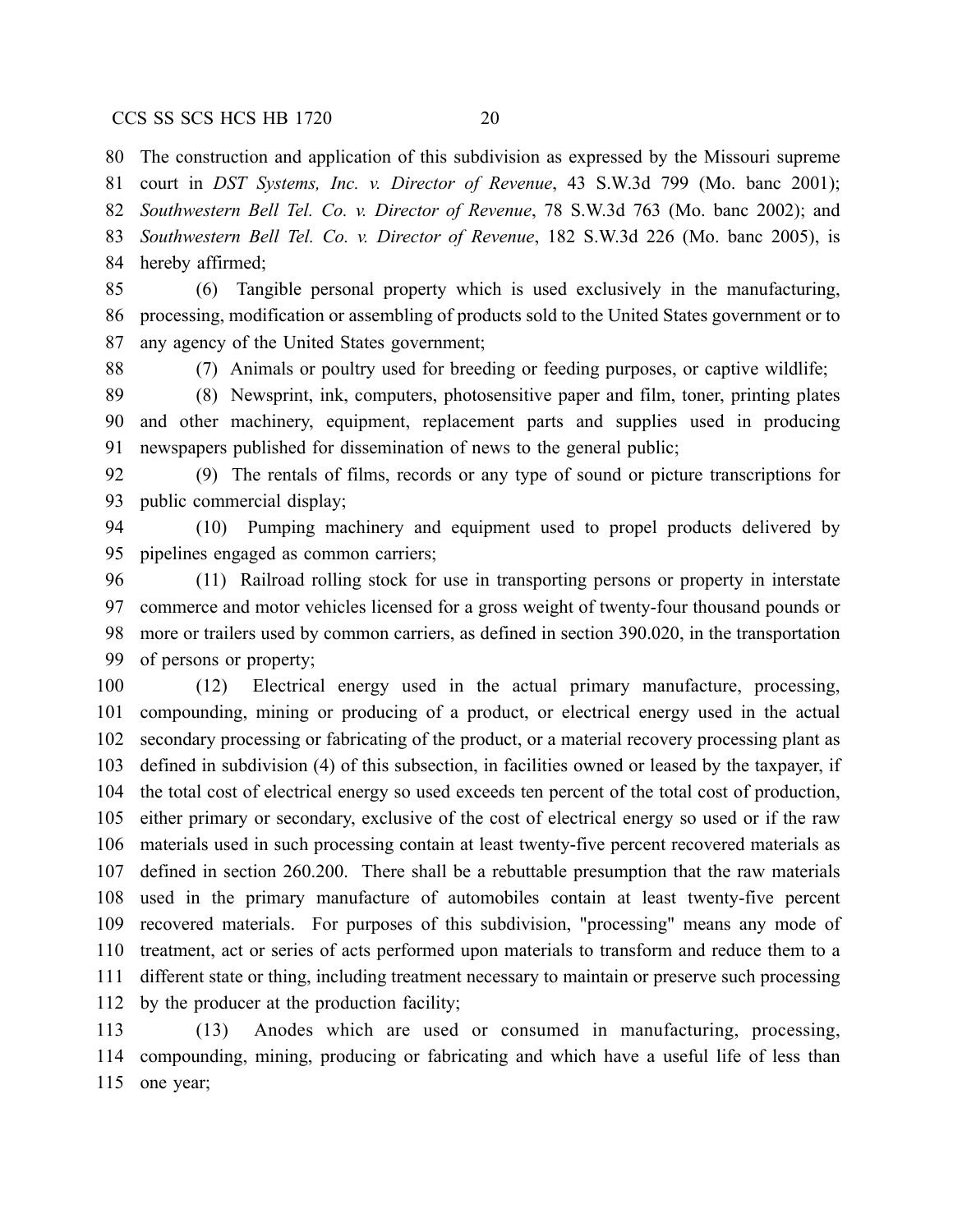The construction and application of this subdivision as expressed by the Missouri supreme court in *DST Systems, Inc. v. Director of Revenue*, 43 S.W.3d 799 (Mo. banc 2001); *Southwestern Bell Tel. Co. v. Director of Revenue*, 78 S.W.3d 763 (Mo. banc 2002); and *Southwestern Bell Tel. Co. v. Director of Revenue*, 182 S.W.3d 226 (Mo. banc 2005), is hereby affirmed;

(6) Tangible personal property which is used exclusively in the manufacturing, processing, modification or assembling of products sold to the United States government or to any agency of the United States government;

(7) Animals or poultry used for breeding or feeding purposes, or captive wildlife;

(8) Newsprint, ink, computers, photosensitive paper and film, toner, printing plates and other machinery, equipment, replacement parts and supplies used in producing newspapers published for dissemination of news to the general public;

(9) The rentals of films, records or any type of sound or picture transcriptions for public commercial display;

(10) Pumping machinery and equipment used to propel products delivered by pipelines engaged as common carriers;

(11) Railroad rolling stock for use in transporting persons or property in interstate commerce and motor vehicles licensed for a gross weight of twenty-four thousand pounds or more or trailers used by common carriers, as defined in section 390.020, in the transportation of persons or property;

(12) Electrical energy used in the actual primary manufacture, processing, compounding, mining or producing of a product, or electrical energy used in the actual secondary processing or fabricating of the product, or a material recovery processing plant as defined in subdivision (4) of this subsection, in facilities owned or leased by the taxpayer, if the total cost of electrical energy so used exceeds ten percent of the total cost of production, either primary or secondary, exclusive of the cost of electrical energy so used or if the raw materials used in such processing contain at least twenty-five percent recovered materials as defined in section 260.200. There shall be a rebuttable presumption that the raw materials used in the primary manufacture of automobiles contain at least twenty-five percent recovered materials. For purposes of this subdivision, "processing" means any mode of treatment, act or series of acts performed upon materials to transform and reduce them to a different state or thing, including treatment necessary to maintain or preserve such processing by the producer at the production facility;

(13) Anodes which are used or consumed in manufacturing, processing, compounding, mining, producing or fabricating and which have a useful life of less than one year;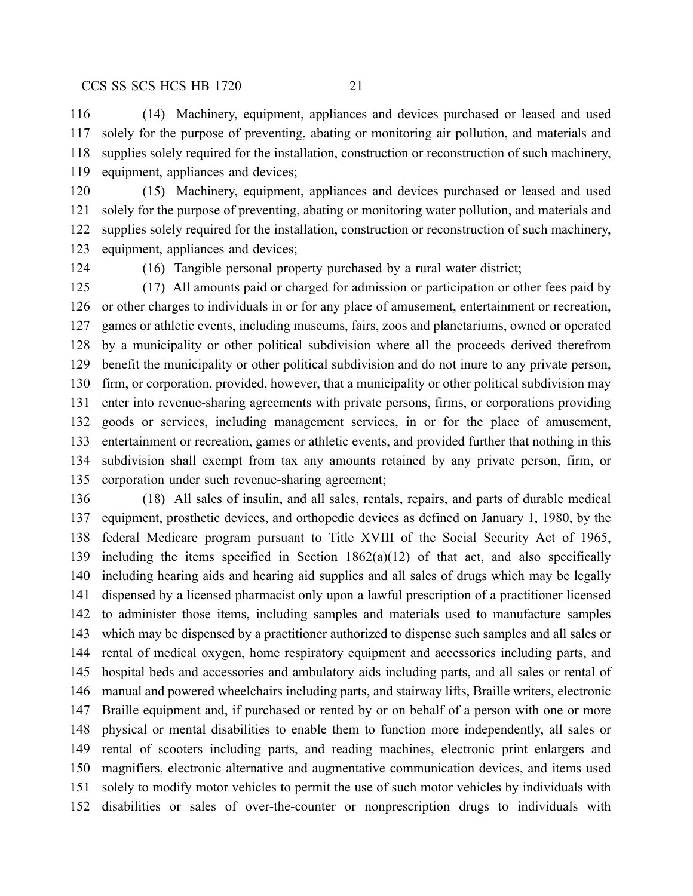(14) Machinery, equipment, appliances and devices purchased or leased and used solely for the purpose of preventing, abating or monitoring air pollution, and materials and supplies solely required for the installation, construction or reconstruction of such machinery, equipment, appliances and devices;

(15) Machinery, equipment, appliances and devices purchased or leased and used solely for the purpose of preventing, abating or monitoring water pollution, and materials and supplies solely required for the installation, construction or reconstruction of such machinery, equipment, appliances and devices;

(16) Tangible personal property purchased by a rural water district;

(17) All amounts paid or charged for admission or participation or other fees paid by or other charges to individuals in or for any place of amusement, entertainment or recreation, games or athletic events, including museums, fairs, zoos and planetariums, owned or operated by a municipality or other political subdivision where all the proceeds derived therefrom benefit the municipality or other political subdivision and do not inure to any private person, firm, or corporation, provided, however, that a municipality or other political subdivision may enter into revenue-sharing agreements with private persons, firms, or corporations providing goods or services, including management services, in or for the place of amusement, entertainment or recreation, games or athletic events, and provided further that nothing in this subdivision shall exempt from tax any amounts retained by any private person, firm, or corporation under such revenue-sharing agreement;

(18) All sales of insulin, and all sales, rentals, repairs, and parts of durable medical equipment, prosthetic devices, and orthopedic devices as defined on January 1, 1980, by the federal Medicare program pursuant to Title XVIII of the Social Security Act of 1965, including the items specified in Section 1862(a)(12) of that act, and also specifically including hearing aids and hearing aid supplies and all sales of drugs which may be legally dispensed by a licensed pharmacist only upon a lawful prescription of a practitioner licensed to administer those items, including samples and materials used to manufacture samples which may be dispensed by a practitioner authorized to dispense such samples and all sales or rental of medical oxygen, home respiratory equipment and accessories including parts, and hospital beds and accessories and ambulatory aids including parts, and all sales or rental of manual and powered wheelchairs including parts, and stairway lifts, Braille writers, electronic Braille equipment and, if purchased or rented by or on behalf of a person with one or more physical or mental disabilities to enable them to function more independently, all sales or rental of scooters including parts, and reading machines, electronic print enlargers and magnifiers, electronic alternative and augmentative communication devices, and items used solely to modify motor vehicles to permit the use of such motor vehicles by individuals with disabilities or sales of over-the-counter or nonprescription drugs to individuals with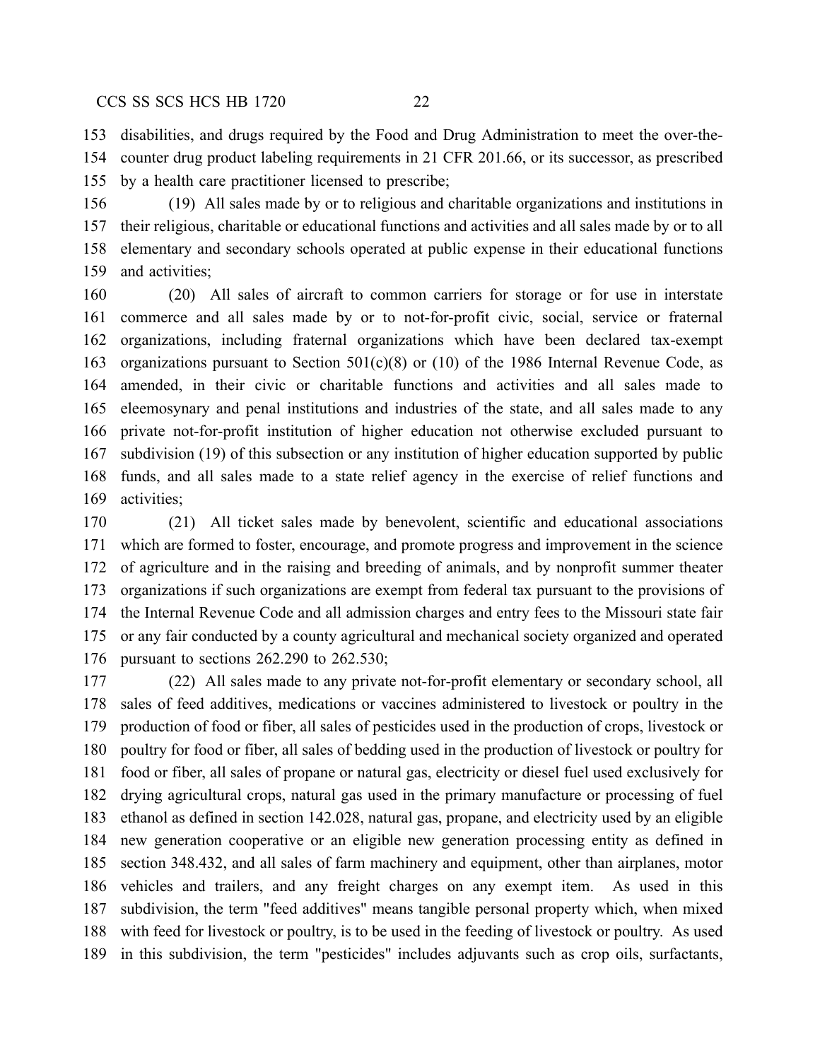disabilities, and drugs required by the Food and Drug Administration to meet the over-the-counter drug product labeling requirements in 21 CFR 201.66, or its successor, as prescribed by a health care practitioner licensed to prescribe;

(19) All sales made by or to religious and charitable organizations and institutions in their religious, charitable or educational functions and activities and all sales made by or to all elementary and secondary schools operated at public expense in their educational functions and activities;

(20) All sales of aircraft to common carriers for storage or for use in interstate commerce and all sales made by or to not-for-profit civic, social, service or fraternal organizations, including fraternal organizations which have been declared tax-exempt organizations pursuant to Section 501(c)(8) or (10) of the 1986 Internal Revenue Code, as amended, in their civic or charitable functions and activities and all sales made to eleemosynary and penal institutions and industries of the state, and all sales made to any private not-for-profit institution of higher education not otherwise excluded pursuant to subdivision (19) of this subsection or any institution of higher education supported by public funds, and all sales made to a state relief agency in the exercise of relief functions and activities;

(21) All ticket sales made by benevolent, scientific and educational associations which are formed to foster, encourage, and promote progress and improvement in the science of agriculture and in the raising and breeding of animals, and by nonprofit summer theater organizations if such organizations are exempt from federal tax pursuant to the provisions of the Internal Revenue Code and all admission charges and entry fees to the Missouri state fair or any fair conducted by a county agricultural and mechanical society organized and operated pursuant to sections 262.290 to 262.530;

(22) All sales made to any private not-for-profit elementary or secondary school, all sales of feed additives, medications or vaccines administered to livestock or poultry in the production of food or fiber, all sales of pesticides used in the production of crops, livestock or poultry for food or fiber, all sales of bedding used in the production of livestock or poultry for food or fiber, all sales of propane or natural gas, electricity or diesel fuel used exclusively for drying agricultural crops, natural gas used in the primary manufacture or processing of fuel ethanol as defined in section 142.028, natural gas, propane, and electricity used by an eligible new generation cooperative or an eligible new generation processing entity as defined in section 348.432, and all sales of farm machinery and equipment, other than airplanes, motor vehicles and trailers, and any freight charges on any exempt item. As used in this subdivision, the term "feed additives" means tangible personal property which, when mixed with feed for livestock or poultry, is to be used in the feeding of livestock or poultry. As used in this subdivision, the term "pesticides" includes adjuvants such as crop oils, surfactants,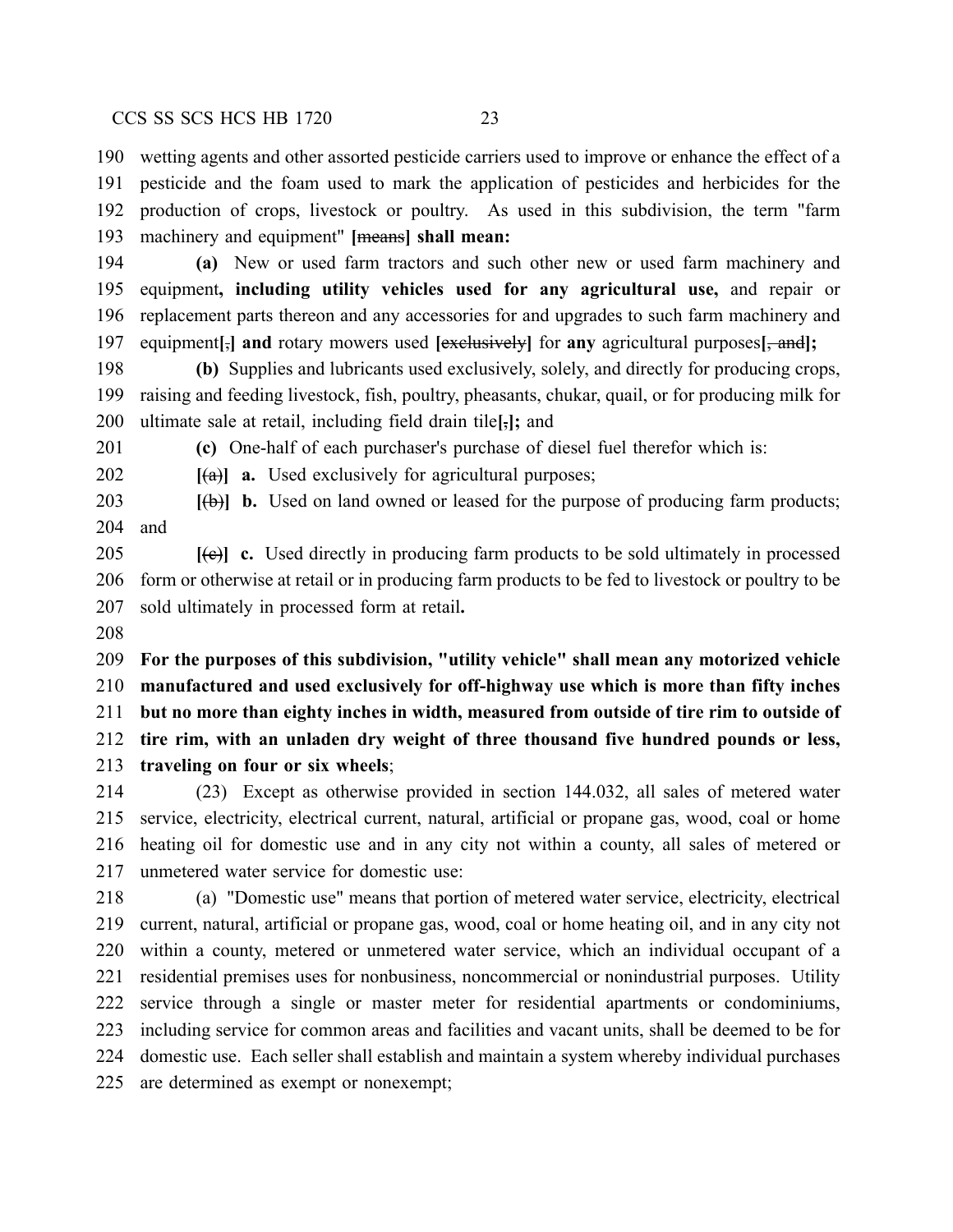190 wetting agents and other assorted pesticide carriers used to improve or enhance the effect of a
191 pesticide and the foam used to mark the application of pesticides and herbicides for the
192 production of crops, livestock or poultry. As used in this subdivision, the term "farm
193 machinery and equipment" **[**~~means~~**] shall mean:**

194 **(a)** New or used farm tractors and such other new or used farm machinery and
195 equipment**, including utility vehicles used for any agricultural use,** and repair or
196 replacement parts thereon and any accessories for and upgrades to such farm machinery and
197 equipment**[**,**] and** rotary mowers used **[**~~exclusively~~**]** for **any** agricultural purposes**[**~~, and~~**];**

198 **(b)** Supplies and lubricants used exclusively, solely, and directly for producing crops,
199 raising and feeding livestock, fish, poultry, pheasants, chukar, quail, or for producing milk for
200 ultimate sale at retail, including field drain tile**[**,**];** and

201 **(c)** One-half of each purchaser's purchase of diesel fuel therefor which is:

202 **[**~~(a)~~**] a.** Used exclusively for agricultural purposes;

203 **[**~~(b)~~**] b.** Used on land owned or leased for the purpose of producing farm products;
204 and

205 **[**~~(c)~~**] c.** Used directly in producing farm products to be sold ultimately in processed
206 form or otherwise at retail or in producing farm products to be fed to livestock or poultry to be
207 sold ultimately in processed form at retail**.**

208

209 **For the purposes of this subdivision, "utility vehicle" shall mean any motorized vehicle**
210 **manufactured and used exclusively for off-highway use which is more than fifty inches**
211 **but no more than eighty inches in width, measured from outside of tire rim to outside of**
212 **tire rim, with an unladen dry weight of three thousand five hundred pounds or less,**
213 **traveling on four or six wheels**;

214 (23) Except as otherwise provided in section 144.032, all sales of metered water
215 service, electricity, electrical current, natural, artificial or propane gas, wood, coal or home
216 heating oil for domestic use and in any city not within a county, all sales of metered or
217 unmetered water service for domestic use:

218 (a) "Domestic use" means that portion of metered water service, electricity, electrical
219 current, natural, artificial or propane gas, wood, coal or home heating oil, and in any city not
220 within a county, metered or unmetered water service, which an individual occupant of a
221 residential premises uses for nonbusiness, noncommercial or nonindustrial purposes. Utility
222 service through a single or master meter for residential apartments or condominiums,
223 including service for common areas and facilities and vacant units, shall be deemed to be for
224 domestic use. Each seller shall establish and maintain a system whereby individual purchases
225 are determined as exempt or nonexempt;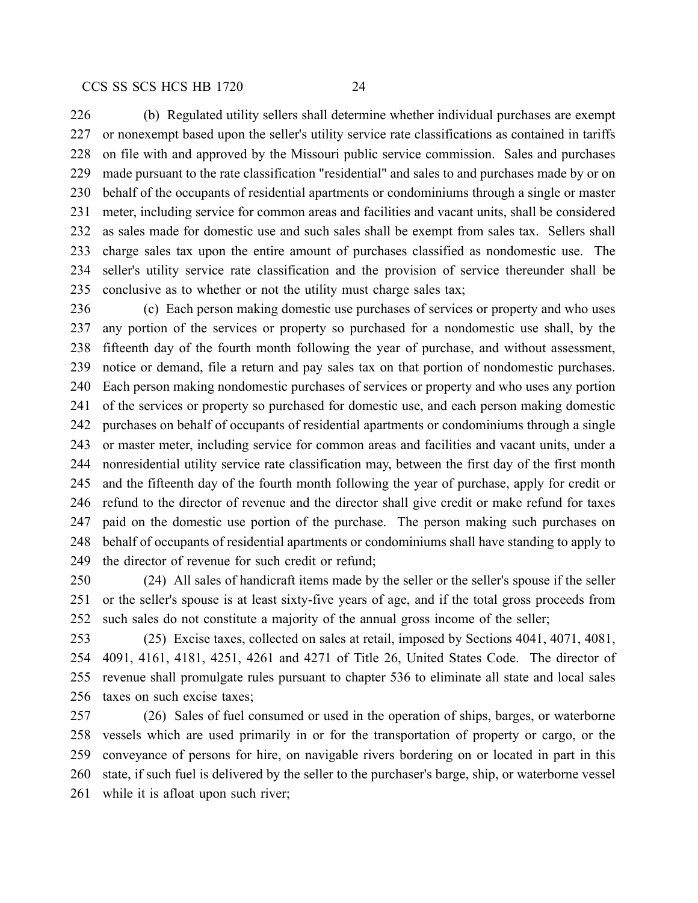(b) Regulated utility sellers shall determine whether individual purchases are exempt or nonexempt based upon the seller's utility service rate classifications as contained in tariffs on file with and approved by the Missouri public service commission. Sales and purchases made pursuant to the rate classification "residential" and sales to and purchases made by or on behalf of the occupants of residential apartments or condominiums through a single or master meter, including service for common areas and facilities and vacant units, shall be considered as sales made for domestic use and such sales shall be exempt from sales tax. Sellers shall charge sales tax upon the entire amount of purchases classified as nondomestic use. The seller's utility service rate classification and the provision of service thereunder shall be conclusive as to whether or not the utility must charge sales tax;

(c) Each person making domestic use purchases of services or property and who uses any portion of the services or property so purchased for a nondomestic use shall, by the fifteenth day of the fourth month following the year of purchase, and without assessment, notice or demand, file a return and pay sales tax on that portion of nondomestic purchases. Each person making nondomestic purchases of services or property and who uses any portion of the services or property so purchased for domestic use, and each person making domestic purchases on behalf of occupants of residential apartments or condominiums through a single or master meter, including service for common areas and facilities and vacant units, under a nonresidential utility service rate classification may, between the first day of the first month and the fifteenth day of the fourth month following the year of purchase, apply for credit or refund to the director of revenue and the director shall give credit or make refund for taxes paid on the domestic use portion of the purchase. The person making such purchases on behalf of occupants of residential apartments or condominiums shall have standing to apply to the director of revenue for such credit or refund;

(24) All sales of handicraft items made by the seller or the seller's spouse if the seller or the seller's spouse is at least sixty-five years of age, and if the total gross proceeds from such sales do not constitute a majority of the annual gross income of the seller;

(25) Excise taxes, collected on sales at retail, imposed by Sections 4041, 4071, 4081, 4091, 4161, 4181, 4251, 4261 and 4271 of Title 26, United States Code. The director of revenue shall promulgate rules pursuant to chapter 536 to eliminate all state and local sales taxes on such excise taxes;

(26) Sales of fuel consumed or used in the operation of ships, barges, or waterborne vessels which are used primarily in or for the transportation of property or cargo, or the conveyance of persons for hire, on navigable rivers bordering on or located in part in this state, if such fuel is delivered by the seller to the purchaser's barge, ship, or waterborne vessel while it is afloat upon such river;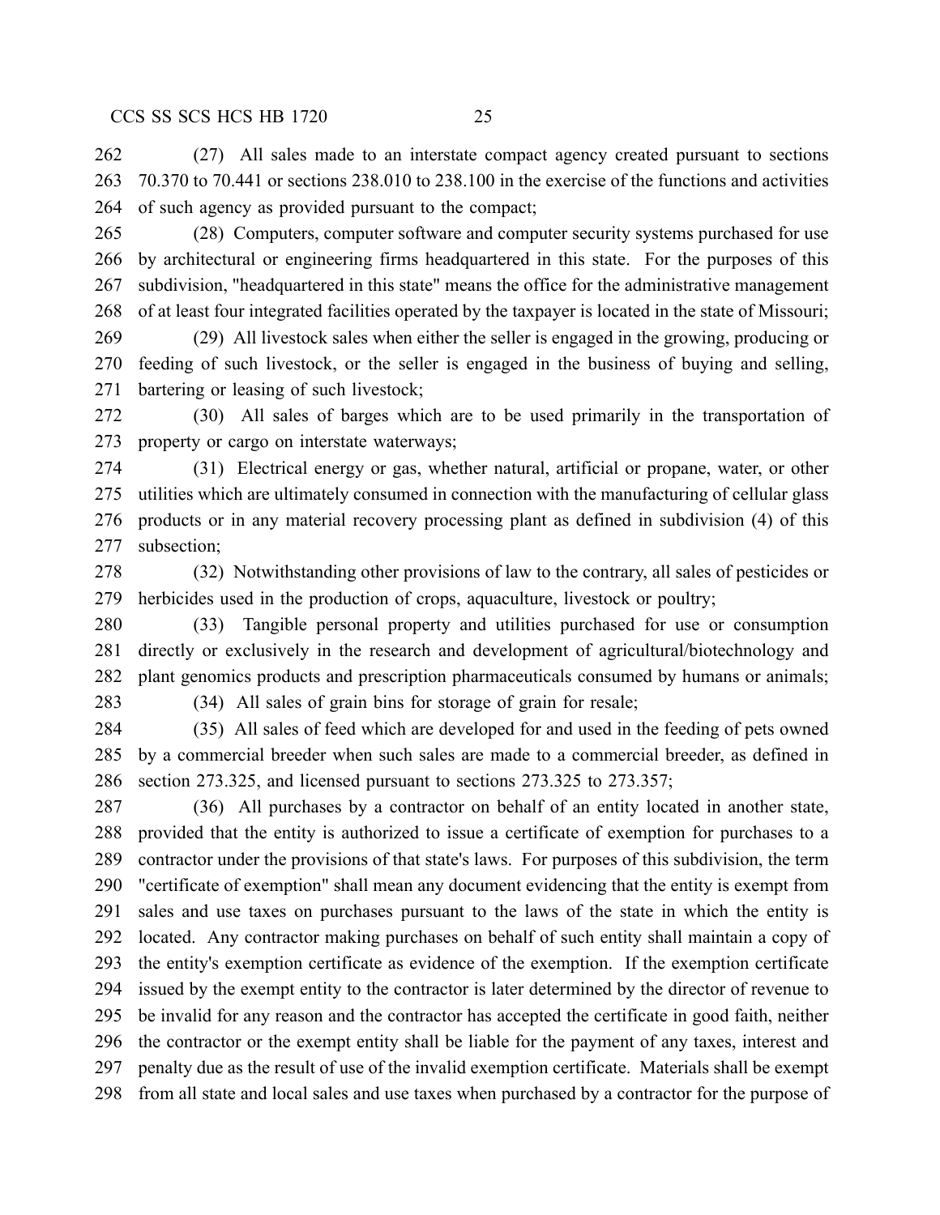(27) All sales made to an interstate compact agency created pursuant to sections 70.370 to 70.441 or sections 238.010 to 238.100 in the exercise of the functions and activities of such agency as provided pursuant to the compact;

(28) Computers, computer software and computer security systems purchased for use by architectural or engineering firms headquartered in this state. For the purposes of this subdivision, "headquartered in this state" means the office for the administrative management of at least four integrated facilities operated by the taxpayer is located in the state of Missouri;

(29) All livestock sales when either the seller is engaged in the growing, producing or feeding of such livestock, or the seller is engaged in the business of buying and selling, bartering or leasing of such livestock;

(30) All sales of barges which are to be used primarily in the transportation of property or cargo on interstate waterways;

(31) Electrical energy or gas, whether natural, artificial or propane, water, or other utilities which are ultimately consumed in connection with the manufacturing of cellular glass products or in any material recovery processing plant as defined in subdivision (4) of this subsection;

(32) Notwithstanding other provisions of law to the contrary, all sales of pesticides or herbicides used in the production of crops, aquaculture, livestock or poultry;

(33) Tangible personal property and utilities purchased for use or consumption directly or exclusively in the research and development of agricultural/biotechnology and plant genomics products and prescription pharmaceuticals consumed by humans or animals;

(34) All sales of grain bins for storage of grain for resale;

(35) All sales of feed which are developed for and used in the feeding of pets owned by a commercial breeder when such sales are made to a commercial breeder, as defined in section 273.325, and licensed pursuant to sections 273.325 to 273.357;

(36) All purchases by a contractor on behalf of an entity located in another state, provided that the entity is authorized to issue a certificate of exemption for purchases to a contractor under the provisions of that state's laws. For purposes of this subdivision, the term "certificate of exemption" shall mean any document evidencing that the entity is exempt from sales and use taxes on purchases pursuant to the laws of the state in which the entity is located. Any contractor making purchases on behalf of such entity shall maintain a copy of the entity's exemption certificate as evidence of the exemption. If the exemption certificate issued by the exempt entity to the contractor is later determined by the director of revenue to be invalid for any reason and the contractor has accepted the certificate in good faith, neither the contractor or the exempt entity shall be liable for the payment of any taxes, interest and penalty due as the result of use of the invalid exemption certificate. Materials shall be exempt from all state and local sales and use taxes when purchased by a contractor for the purpose of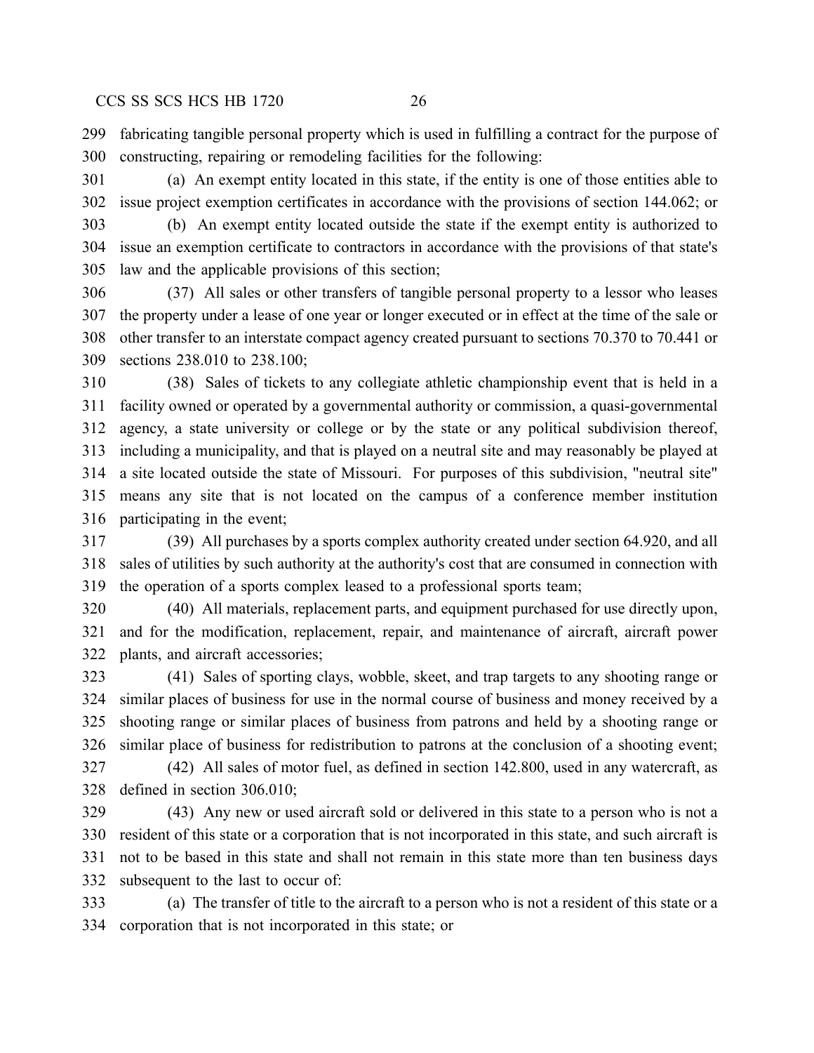fabricating tangible personal property which is used in fulfilling a contract for the purpose of constructing, repairing or remodeling facilities for the following:

(a) An exempt entity located in this state, if the entity is one of those entities able to issue project exemption certificates in accordance with the provisions of section 144.062; or

(b) An exempt entity located outside the state if the exempt entity is authorized to issue an exemption certificate to contractors in accordance with the provisions of that state's law and the applicable provisions of this section;

(37) All sales or other transfers of tangible personal property to a lessor who leases the property under a lease of one year or longer executed or in effect at the time of the sale or other transfer to an interstate compact agency created pursuant to sections 70.370 to 70.441 or sections 238.010 to 238.100;

(38) Sales of tickets to any collegiate athletic championship event that is held in a facility owned or operated by a governmental authority or commission, a quasi-governmental agency, a state university or college or by the state or any political subdivision thereof, including a municipality, and that is played on a neutral site and may reasonably be played at a site located outside the state of Missouri. For purposes of this subdivision, "neutral site" means any site that is not located on the campus of a conference member institution participating in the event;

(39) All purchases by a sports complex authority created under section 64.920, and all sales of utilities by such authority at the authority's cost that are consumed in connection with the operation of a sports complex leased to a professional sports team;

(40) All materials, replacement parts, and equipment purchased for use directly upon, and for the modification, replacement, repair, and maintenance of aircraft, aircraft power plants, and aircraft accessories;

(41) Sales of sporting clays, wobble, skeet, and trap targets to any shooting range or similar places of business for use in the normal course of business and money received by a shooting range or similar places of business from patrons and held by a shooting range or similar place of business for redistribution to patrons at the conclusion of a shooting event;

(42) All sales of motor fuel, as defined in section 142.800, used in any watercraft, as defined in section 306.010;

(43) Any new or used aircraft sold or delivered in this state to a person who is not a resident of this state or a corporation that is not incorporated in this state, and such aircraft is not to be based in this state and shall not remain in this state more than ten business days subsequent to the last to occur of:

(a) The transfer of title to the aircraft to a person who is not a resident of this state or a corporation that is not incorporated in this state; or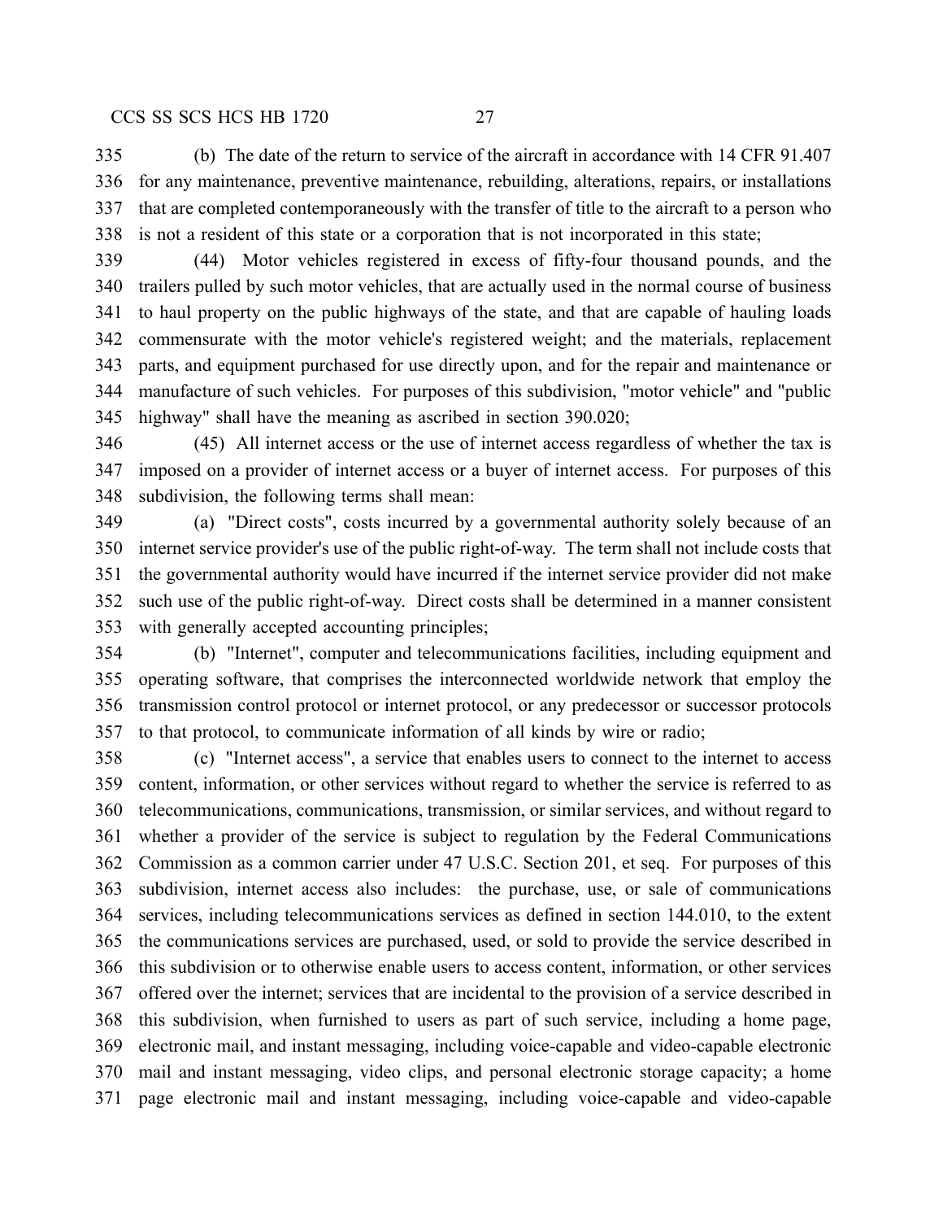(b) The date of the return to service of the aircraft in accordance with 14 CFR 91.407 for any maintenance, preventive maintenance, rebuilding, alterations, repairs, or installations that are completed contemporaneously with the transfer of title to the aircraft to a person who is not a resident of this state or a corporation that is not incorporated in this state;

(44) Motor vehicles registered in excess of fifty-four thousand pounds, and the trailers pulled by such motor vehicles, that are actually used in the normal course of business to haul property on the public highways of the state, and that are capable of hauling loads commensurate with the motor vehicle's registered weight; and the materials, replacement parts, and equipment purchased for use directly upon, and for the repair and maintenance or manufacture of such vehicles. For purposes of this subdivision, "motor vehicle" and "public highway" shall have the meaning as ascribed in section 390.020;

(45) All internet access or the use of internet access regardless of whether the tax is imposed on a provider of internet access or a buyer of internet access. For purposes of this subdivision, the following terms shall mean:

(a) "Direct costs", costs incurred by a governmental authority solely because of an internet service provider's use of the public right-of-way. The term shall not include costs that the governmental authority would have incurred if the internet service provider did not make such use of the public right-of-way. Direct costs shall be determined in a manner consistent with generally accepted accounting principles;

(b) "Internet", computer and telecommunications facilities, including equipment and operating software, that comprises the interconnected worldwide network that employ the transmission control protocol or internet protocol, or any predecessor or successor protocols to that protocol, to communicate information of all kinds by wire or radio;

(c) "Internet access", a service that enables users to connect to the internet to access content, information, or other services without regard to whether the service is referred to as telecommunications, communications, transmission, or similar services, and without regard to whether a provider of the service is subject to regulation by the Federal Communications Commission as a common carrier under 47 U.S.C. Section 201, et seq. For purposes of this subdivision, internet access also includes: the purchase, use, or sale of communications services, including telecommunications services as defined in section 144.010, to the extent the communications services are purchased, used, or sold to provide the service described in this subdivision or to otherwise enable users to access content, information, or other services offered over the internet; services that are incidental to the provision of a service described in this subdivision, when furnished to users as part of such service, including a home page, electronic mail, and instant messaging, including voice-capable and video-capable electronic mail and instant messaging, video clips, and personal electronic storage capacity; a home page electronic mail and instant messaging, including voice-capable and video-capable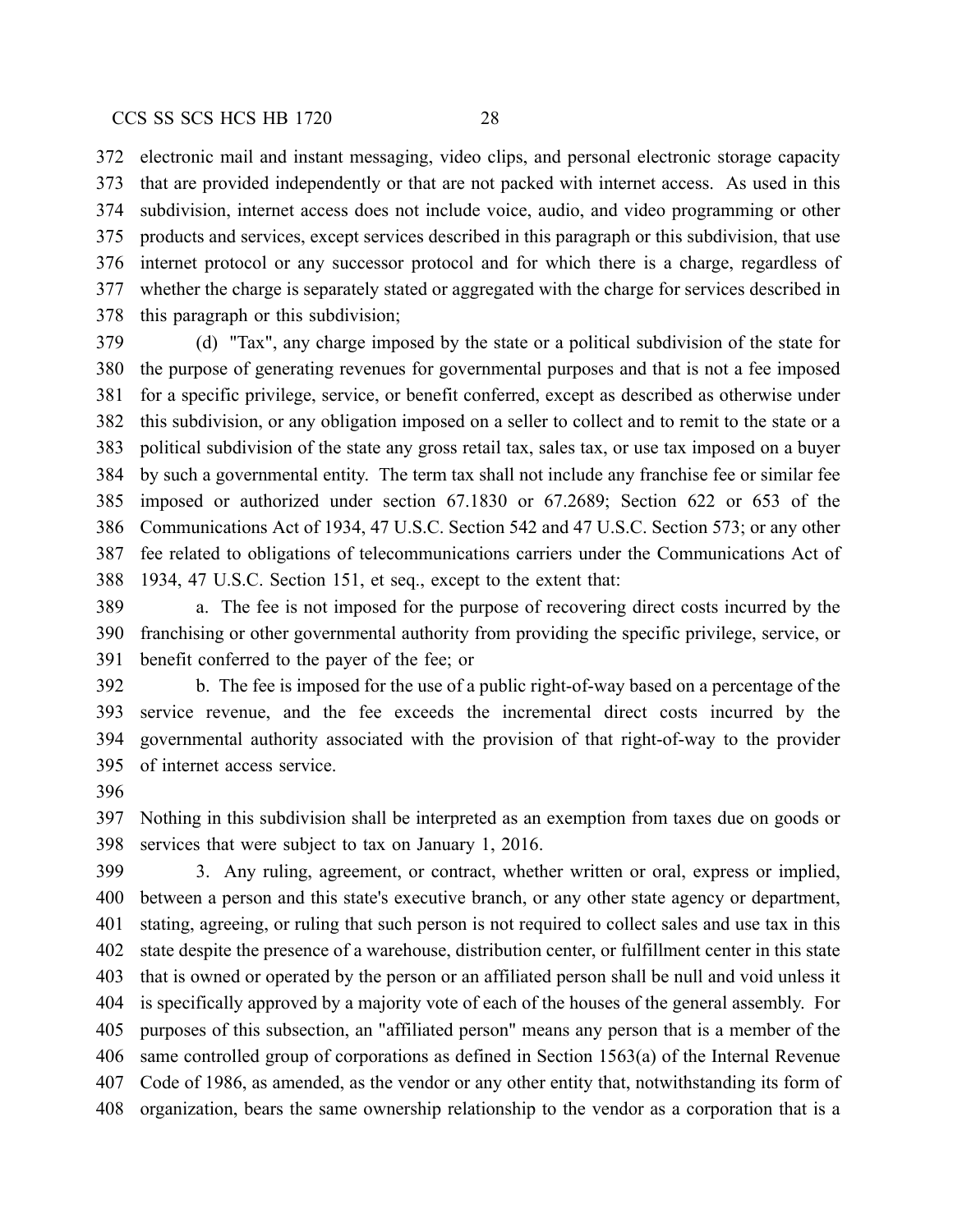electronic mail and instant messaging, video clips, and personal electronic storage capacity that are provided independently or that are not packed with internet access. As used in this subdivision, internet access does not include voice, audio, and video programming or other products and services, except services described in this paragraph or this subdivision, that use internet protocol or any successor protocol and for which there is a charge, regardless of whether the charge is separately stated or aggregated with the charge for services described in this paragraph or this subdivision;

(d) "Tax", any charge imposed by the state or a political subdivision of the state for the purpose of generating revenues for governmental purposes and that is not a fee imposed for a specific privilege, service, or benefit conferred, except as described as otherwise under this subdivision, or any obligation imposed on a seller to collect and to remit to the state or a political subdivision of the state any gross retail tax, sales tax, or use tax imposed on a buyer by such a governmental entity. The term tax shall not include any franchise fee or similar fee imposed or authorized under section 67.1830 or 67.2689; Section 622 or 653 of the Communications Act of 1934, 47 U.S.C. Section 542 and 47 U.S.C. Section 573; or any other fee related to obligations of telecommunications carriers under the Communications Act of 1934, 47 U.S.C. Section 151, et seq., except to the extent that:

a. The fee is not imposed for the purpose of recovering direct costs incurred by the franchising or other governmental authority from providing the specific privilege, service, or benefit conferred to the payer of the fee; or

b. The fee is imposed for the use of a public right-of-way based on a percentage of the service revenue, and the fee exceeds the incremental direct costs incurred by the governmental authority associated with the provision of that right-of-way to the provider of internet access service.

Nothing in this subdivision shall be interpreted as an exemption from taxes due on goods or services that were subject to tax on January 1, 2016.

3. Any ruling, agreement, or contract, whether written or oral, express or implied, between a person and this state's executive branch, or any other state agency or department, stating, agreeing, or ruling that such person is not required to collect sales and use tax in this state despite the presence of a warehouse, distribution center, or fulfillment center in this state that is owned or operated by the person or an affiliated person shall be null and void unless it is specifically approved by a majority vote of each of the houses of the general assembly. For purposes of this subsection, an "affiliated person" means any person that is a member of the same controlled group of corporations as defined in Section 1563(a) of the Internal Revenue Code of 1986, as amended, as the vendor or any other entity that, notwithstanding its form of organization, bears the same ownership relationship to the vendor as a corporation that is a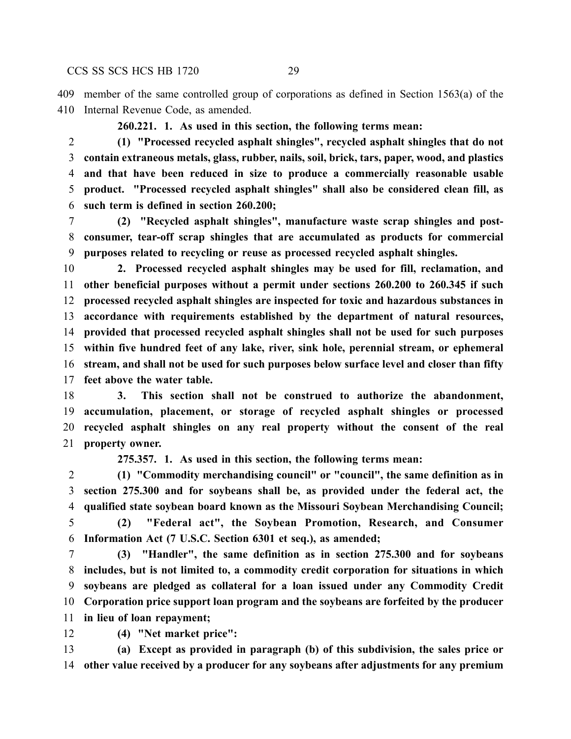member of the same controlled group of corporations as defined in Section 1563(a) of the Internal Revenue Code, as amended.

**260.221. 1. As used in this section, the following terms mean:**

**(1) "Processed recycled asphalt shingles", recycled asphalt shingles that do not contain extraneous metals, glass, rubber, nails, soil, brick, tars, paper, wood, and plastics and that have been reduced in size to produce a commercially reasonable usable product. "Processed recycled asphalt shingles" shall also be considered clean fill, as such term is defined in section 260.200;**

**(2) "Recycled asphalt shingles", manufacture waste scrap shingles and post-consumer, tear-off scrap shingles that are accumulated as products for commercial purposes related to recycling or reuse as processed recycled asphalt shingles.**

**2. Processed recycled asphalt shingles may be used for fill, reclamation, and other beneficial purposes without a permit under sections 260.200 to 260.345 if such processed recycled asphalt shingles are inspected for toxic and hazardous substances in accordance with requirements established by the department of natural resources, provided that processed recycled asphalt shingles shall not be used for such purposes within five hundred feet of any lake, river, sink hole, perennial stream, or ephemeral stream, and shall not be used for such purposes below surface level and closer than fifty feet above the water table.**

**3. This section shall not be construed to authorize the abandonment, accumulation, placement, or storage of recycled asphalt shingles or processed recycled asphalt shingles on any real property without the consent of the real property owner.**

**275.357. 1. As used in this section, the following terms mean:**

**(1) "Commodity merchandising council" or "council", the same definition as in section 275.300 and for soybeans shall be, as provided under the federal act, the qualified state soybean board known as the Missouri Soybean Merchandising Council;**

**(2) "Federal act", the Soybean Promotion, Research, and Consumer Information Act (7 U.S.C. Section 6301 et seq.), as amended;**

**(3) "Handler", the same definition as in section 275.300 and for soybeans includes, but is not limited to, a commodity credit corporation for situations in which soybeans are pledged as collateral for a loan issued under any Commodity Credit Corporation price support loan program and the soybeans are forfeited by the producer in lieu of loan repayment;**

**(4) "Net market price":**

**(a) Except as provided in paragraph (b) of this subdivision, the sales price or other value received by a producer for any soybeans after adjustments for any premium**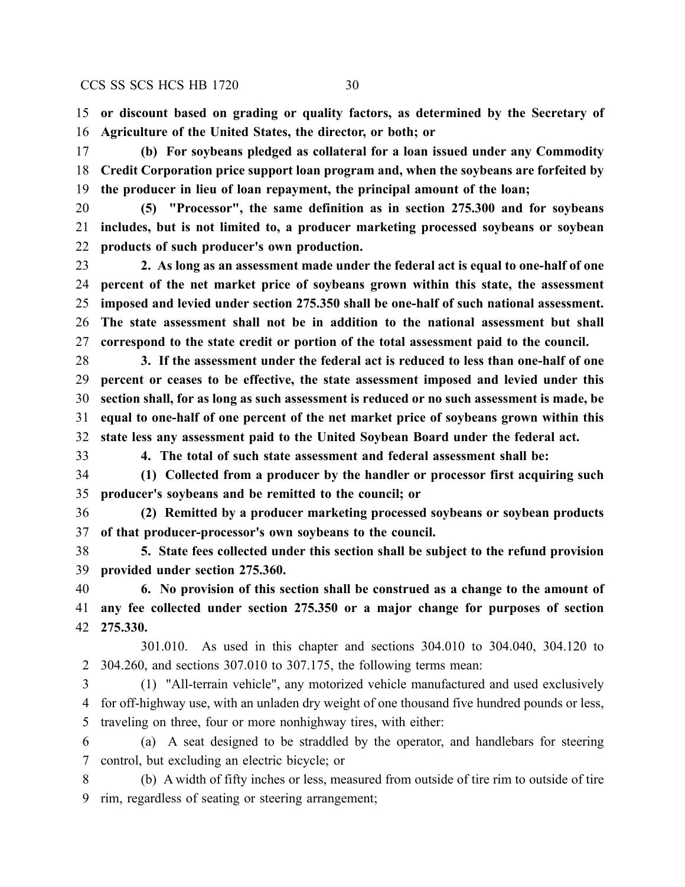**or discount based on grading or quality factors, as determined by the Secretary of Agriculture of the United States, the director, or both; or**

**(b) For soybeans pledged as collateral for a loan issued under any Commodity Credit Corporation price support loan program and, when the soybeans are forfeited by the producer in lieu of loan repayment, the principal amount of the loan;**

**(5) "Processor", the same definition as in section 275.300 and for soybeans includes, but is not limited to, a producer marketing processed soybeans or soybean products of such producer's own production.**

**2. As long as an assessment made under the federal act is equal to one-half of one percent of the net market price of soybeans grown within this state, the assessment imposed and levied under section 275.350 shall be one-half of such national assessment. The state assessment shall not be in addition to the national assessment but shall correspond to the state credit or portion of the total assessment paid to the council.**

**3. If the assessment under the federal act is reduced to less than one-half of one percent or ceases to be effective, the state assessment imposed and levied under this section shall, for as long as such assessment is reduced or no such assessment is made, be equal to one-half of one percent of the net market price of soybeans grown within this state less any assessment paid to the United Soybean Board under the federal act.**

**4. The total of such state assessment and federal assessment shall be:**

**(1) Collected from a producer by the handler or processor first acquiring such producer's soybeans and be remitted to the council; or**

**(2) Remitted by a producer marketing processed soybeans or soybean products of that producer-processor's own soybeans to the council.**

**5. State fees collected under this section shall be subject to the refund provision provided under section 275.360.**

**6. No provision of this section shall be construed as a change to the amount of any fee collected under section 275.350 or a major change for purposes of section 275.330.**

301.010. As used in this chapter and sections 304.010 to 304.040, 304.120 to 304.260, and sections 307.010 to 307.175, the following terms mean:

(1) "All-terrain vehicle", any motorized vehicle manufactured and used exclusively for off-highway use, with an unladen dry weight of one thousand five hundred pounds or less, traveling on three, four or more nonhighway tires, with either:

(a) A seat designed to be straddled by the operator, and handlebars for steering control, but excluding an electric bicycle; or

(b) A width of fifty inches or less, measured from outside of tire rim to outside of tire rim, regardless of seating or steering arrangement;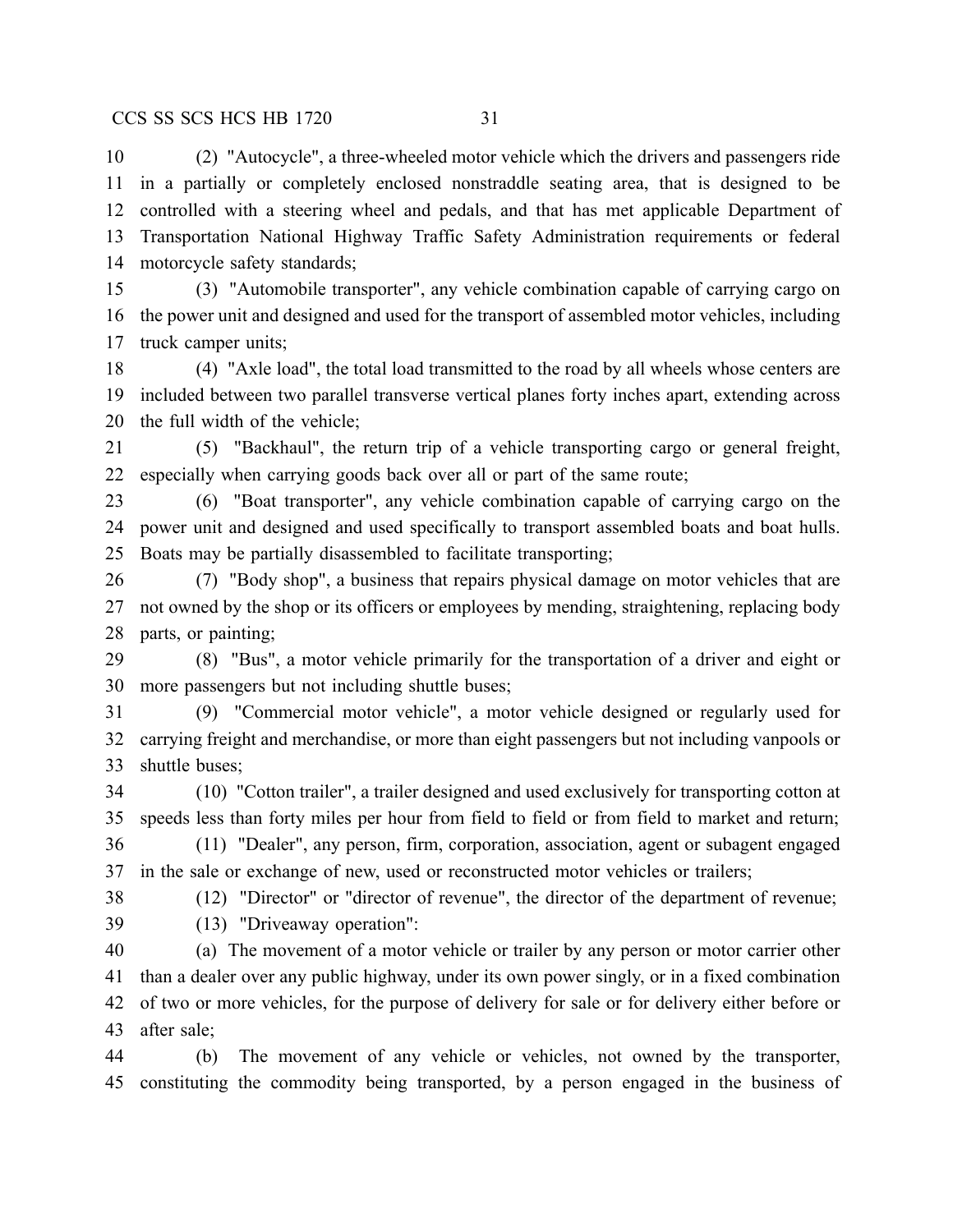(2) "Autocycle", a three-wheeled motor vehicle which the drivers and passengers ride in a partially or completely enclosed nonstraddle seating area, that is designed to be controlled with a steering wheel and pedals, and that has met applicable Department of Transportation National Highway Traffic Safety Administration requirements or federal motorcycle safety standards;

(3) "Automobile transporter", any vehicle combination capable of carrying cargo on the power unit and designed and used for the transport of assembled motor vehicles, including truck camper units;

(4) "Axle load", the total load transmitted to the road by all wheels whose centers are included between two parallel transverse vertical planes forty inches apart, extending across the full width of the vehicle;

(5) "Backhaul", the return trip of a vehicle transporting cargo or general freight, especially when carrying goods back over all or part of the same route;

(6) "Boat transporter", any vehicle combination capable of carrying cargo on the power unit and designed and used specifically to transport assembled boats and boat hulls. Boats may be partially disassembled to facilitate transporting;

(7) "Body shop", a business that repairs physical damage on motor vehicles that are not owned by the shop or its officers or employees by mending, straightening, replacing body parts, or painting;

(8) "Bus", a motor vehicle primarily for the transportation of a driver and eight or more passengers but not including shuttle buses;

(9) "Commercial motor vehicle", a motor vehicle designed or regularly used for carrying freight and merchandise, or more than eight passengers but not including vanpools or shuttle buses;

(10) "Cotton trailer", a trailer designed and used exclusively for transporting cotton at speeds less than forty miles per hour from field to field or from field to market and return;

(11) "Dealer", any person, firm, corporation, association, agent or subagent engaged in the sale or exchange of new, used or reconstructed motor vehicles or trailers;

(12) "Director" or "director of revenue", the director of the department of revenue;

(13) "Driveaway operation":

(a) The movement of a motor vehicle or trailer by any person or motor carrier other than a dealer over any public highway, under its own power singly, or in a fixed combination of two or more vehicles, for the purpose of delivery for sale or for delivery either before or after sale;

(b) The movement of any vehicle or vehicles, not owned by the transporter, constituting the commodity being transported, by a person engaged in the business of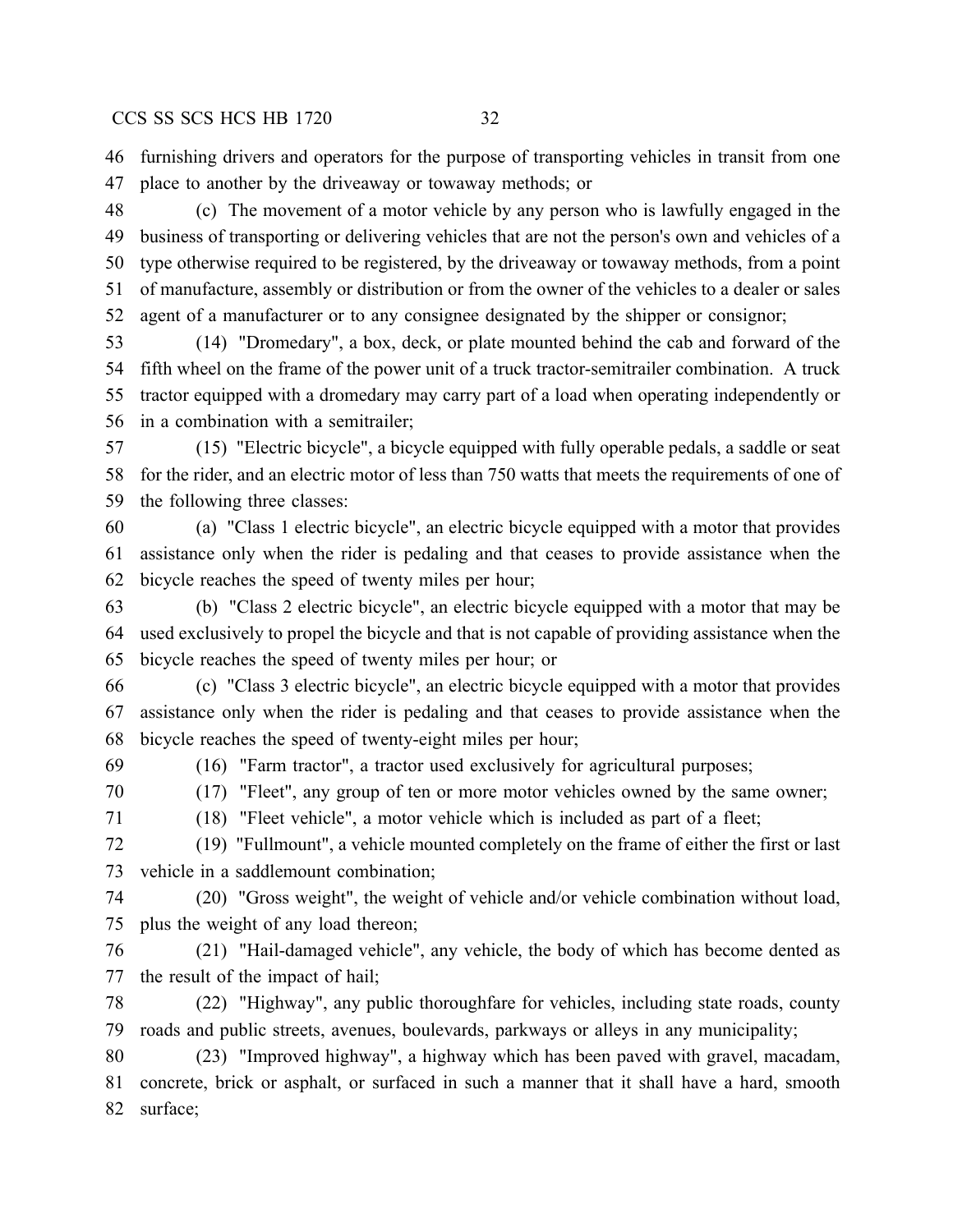furnishing drivers and operators for the purpose of transporting vehicles in transit from one place to another by the driveaway or towaway methods; or

(c) The movement of a motor vehicle by any person who is lawfully engaged in the business of transporting or delivering vehicles that are not the person's own and vehicles of a type otherwise required to be registered, by the driveaway or towaway methods, from a point of manufacture, assembly or distribution or from the owner of the vehicles to a dealer or sales agent of a manufacturer or to any consignee designated by the shipper or consignor;

(14) "Dromedary", a box, deck, or plate mounted behind the cab and forward of the fifth wheel on the frame of the power unit of a truck tractor-semitrailer combination. A truck tractor equipped with a dromedary may carry part of a load when operating independently or in a combination with a semitrailer;

(15) "Electric bicycle", a bicycle equipped with fully operable pedals, a saddle or seat for the rider, and an electric motor of less than 750 watts that meets the requirements of one of the following three classes:

(a) "Class 1 electric bicycle", an electric bicycle equipped with a motor that provides assistance only when the rider is pedaling and that ceases to provide assistance when the bicycle reaches the speed of twenty miles per hour;

(b) "Class 2 electric bicycle", an electric bicycle equipped with a motor that may be used exclusively to propel the bicycle and that is not capable of providing assistance when the bicycle reaches the speed of twenty miles per hour; or

(c) "Class 3 electric bicycle", an electric bicycle equipped with a motor that provides assistance only when the rider is pedaling and that ceases to provide assistance when the bicycle reaches the speed of twenty-eight miles per hour;

(16) "Farm tractor", a tractor used exclusively for agricultural purposes;

(17) "Fleet", any group of ten or more motor vehicles owned by the same owner;

(18) "Fleet vehicle", a motor vehicle which is included as part of a fleet;

(19) "Fullmount", a vehicle mounted completely on the frame of either the first or last vehicle in a saddlemount combination;

(20) "Gross weight", the weight of vehicle and/or vehicle combination without load, plus the weight of any load thereon;

(21) "Hail-damaged vehicle", any vehicle, the body of which has become dented as the result of the impact of hail;

(22) "Highway", any public thoroughfare for vehicles, including state roads, county roads and public streets, avenues, boulevards, parkways or alleys in any municipality;

(23) "Improved highway", a highway which has been paved with gravel, macadam, concrete, brick or asphalt, or surfaced in such a manner that it shall have a hard, smooth surface;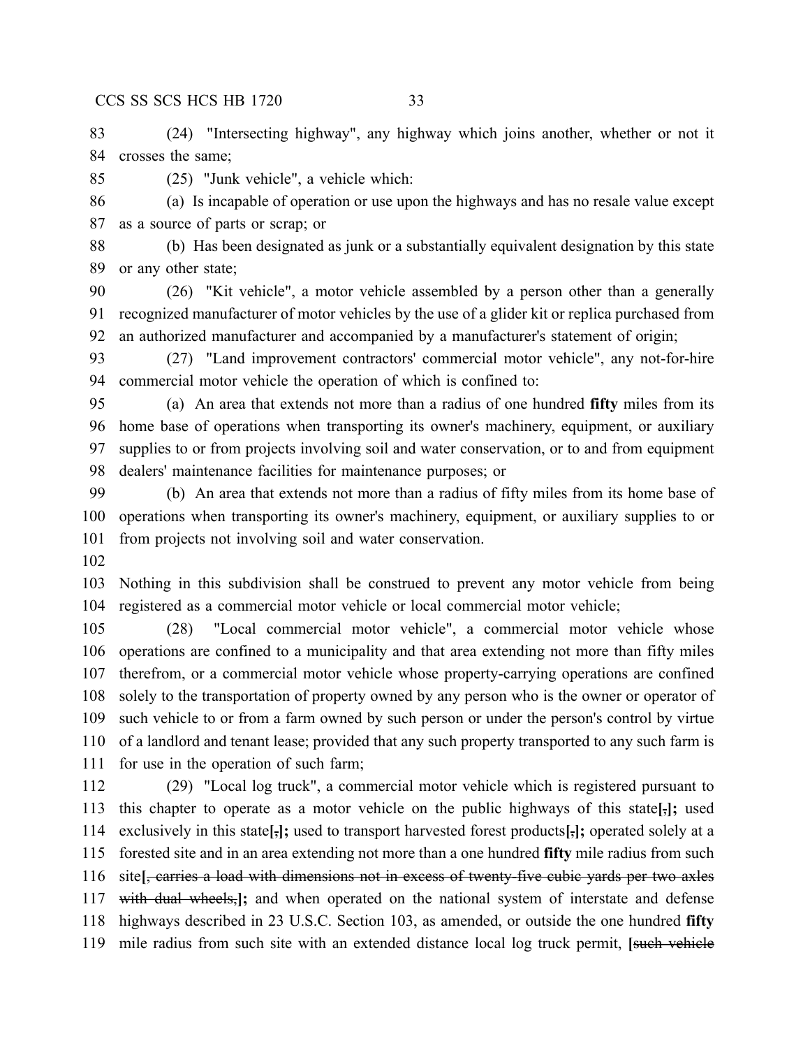(24) "Intersecting highway", any highway which joins another, whether or not it crosses the same;

(25) "Junk vehicle", a vehicle which:

(a) Is incapable of operation or use upon the highways and has no resale value except as a source of parts or scrap; or

(b) Has been designated as junk or a substantially equivalent designation by this state or any other state;

(26) "Kit vehicle", a motor vehicle assembled by a person other than a generally recognized manufacturer of motor vehicles by the use of a glider kit or replica purchased from an authorized manufacturer and accompanied by a manufacturer's statement of origin;

(27) "Land improvement contractors' commercial motor vehicle", any not-for-hire commercial motor vehicle the operation of which is confined to:

(a) An area that extends not more than a radius of one hundred **fifty** miles from its home base of operations when transporting its owner's machinery, equipment, or auxiliary supplies to or from projects involving soil and water conservation, or to and from equipment dealers' maintenance facilities for maintenance purposes; or

(b) An area that extends not more than a radius of fifty miles from its home base of operations when transporting its owner's machinery, equipment, or auxiliary supplies to or from projects not involving soil and water conservation.

Nothing in this subdivision shall be construed to prevent any motor vehicle from being registered as a commercial motor vehicle or local commercial motor vehicle;

(28) "Local commercial motor vehicle", a commercial motor vehicle whose operations are confined to a municipality and that area extending not more than fifty miles therefrom, or a commercial motor vehicle whose property-carrying operations are confined solely to the transportation of property owned by any person who is the owner or operator of such vehicle to or from a farm owned by such person or under the person's control by virtue of a landlord and tenant lease; provided that any such property transported to any such farm is for use in the operation of such farm;

(29) "Local log truck", a commercial motor vehicle which is registered pursuant to this chapter to operate as a motor vehicle on the public highways of this state**[**~~,~~**];** used exclusively in this state**[**~~,~~**];** used to transport harvested forest products**[**~~,~~**];** operated solely at a forested site and in an area extending not more than a one hundred **fifty** mile radius from such site**[**~~, carries a load with dimensions not in excess of twenty-five cubic yards per two axles with dual wheels,~~**];** and when operated on the national system of interstate and defense highways described in 23 U.S.C. Section 103, as amended, or outside the one hundred **fifty** mile radius from such site with an extended distance local log truck permit, **[**~~such vehicle~~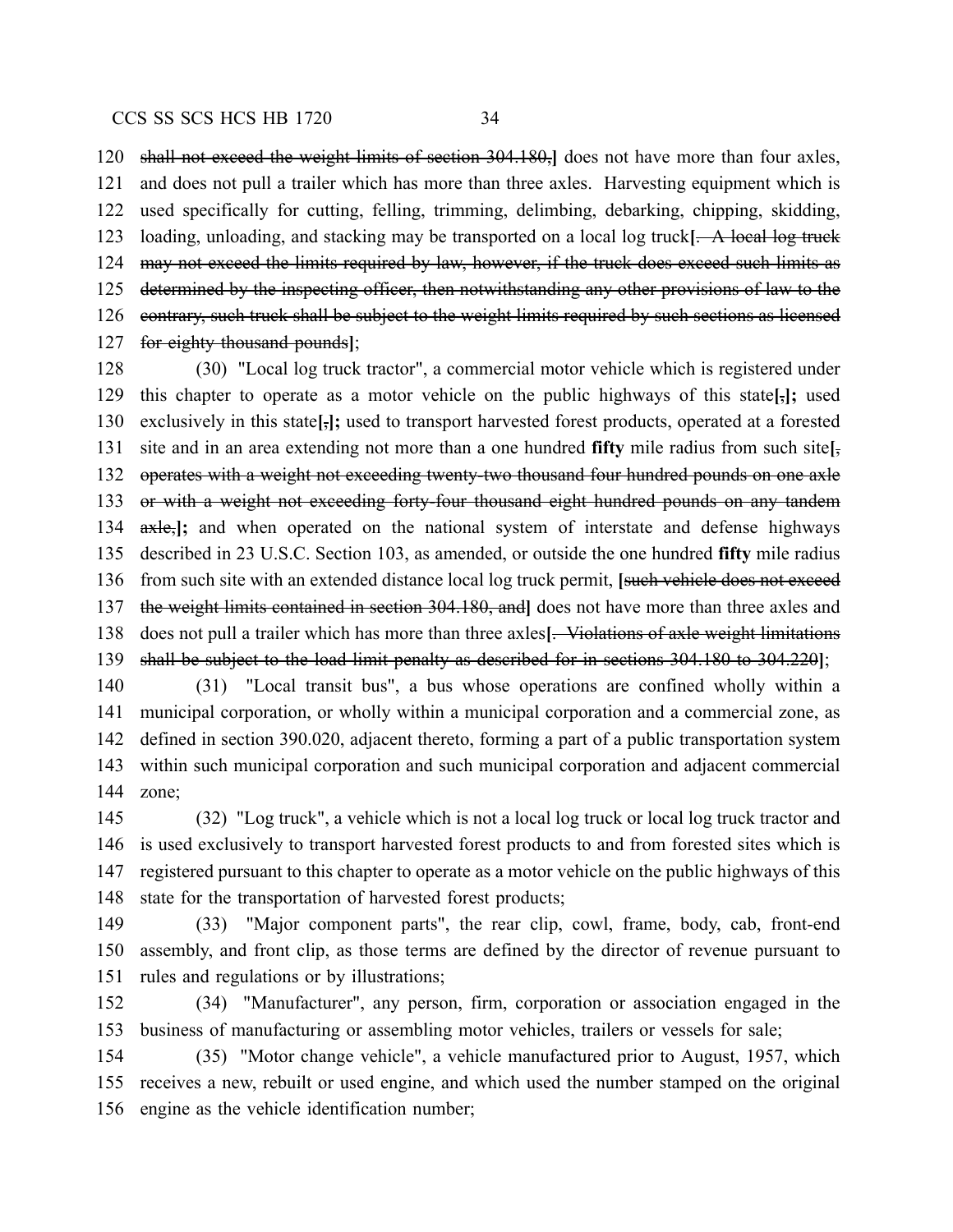shall not exceed the weight limits of section 304.180,] does not have more than four axles, and does not pull a trailer which has more than three axles. Harvesting equipment which is used specifically for cutting, felling, trimming, delimbing, debarking, chipping, skidding, loading, unloading, and stacking may be transported on a local log truck[. A local log truck may not exceed the limits required by law, however, if the truck does exceed such limits as determined by the inspecting officer, then notwithstanding any other provisions of law to the contrary, such truck shall be subject to the weight limits required by such sections as licensed for eighty thousand pounds];

(30) "Local log truck tractor", a commercial motor vehicle which is registered under this chapter to operate as a motor vehicle on the public highways of this state[,]**;** used exclusively in this state[,]**;** used to transport harvested forest products, operated at a forested site and in an area extending not more than a one hundred **fifty** mile radius from such site[, operates with a weight not exceeding twenty-two thousand four hundred pounds on one axle or with a weight not exceeding forty-four thousand eight hundred pounds on any tandem axle,]**;** and when operated on the national system of interstate and defense highways described in 23 U.S.C. Section 103, as amended, or outside the one hundred **fifty** mile radius from such site with an extended distance local log truck permit, [such vehicle does not exceed the weight limits contained in section 304.180, and] does not have more than three axles and does not pull a trailer which has more than three axles[. Violations of axle weight limitations shall be subject to the load limit penalty as described for in sections 304.180 to 304.220];

(31) "Local transit bus", a bus whose operations are confined wholly within a municipal corporation, or wholly within a municipal corporation and a commercial zone, as defined in section 390.020, adjacent thereto, forming a part of a public transportation system within such municipal corporation and such municipal corporation and adjacent commercial zone;

(32) "Log truck", a vehicle which is not a local log truck or local log truck tractor and is used exclusively to transport harvested forest products to and from forested sites which is registered pursuant to this chapter to operate as a motor vehicle on the public highways of this state for the transportation of harvested forest products;

(33) "Major component parts", the rear clip, cowl, frame, body, cab, front-end assembly, and front clip, as those terms are defined by the director of revenue pursuant to rules and regulations or by illustrations;

(34) "Manufacturer", any person, firm, corporation or association engaged in the business of manufacturing or assembling motor vehicles, trailers or vessels for sale;

(35) "Motor change vehicle", a vehicle manufactured prior to August, 1957, which receives a new, rebuilt or used engine, and which used the number stamped on the original engine as the vehicle identification number;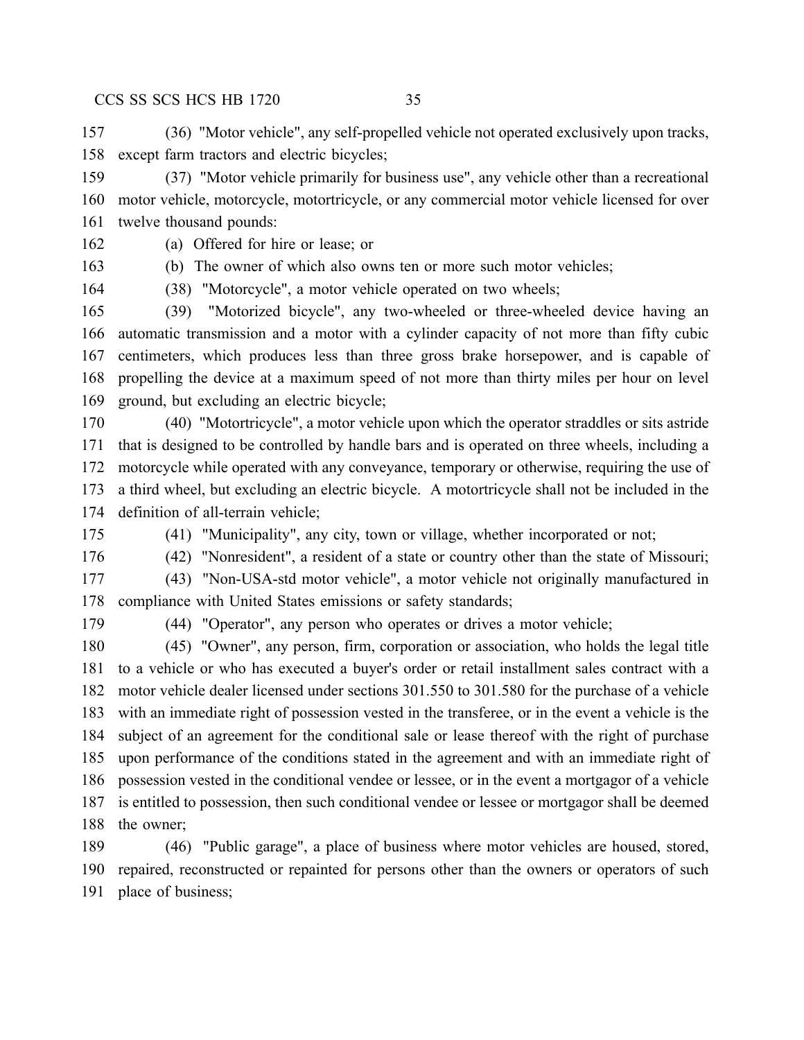(36) "Motor vehicle", any self-propelled vehicle not operated exclusively upon tracks, except farm tractors and electric bicycles;

(37) "Motor vehicle primarily for business use", any vehicle other than a recreational motor vehicle, motorcycle, motortricycle, or any commercial motor vehicle licensed for over twelve thousand pounds:

(a) Offered for hire or lease; or

(b) The owner of which also owns ten or more such motor vehicles;

(38) "Motorcycle", a motor vehicle operated on two wheels;

(39) "Motorized bicycle", any two-wheeled or three-wheeled device having an automatic transmission and a motor with a cylinder capacity of not more than fifty cubic centimeters, which produces less than three gross brake horsepower, and is capable of propelling the device at a maximum speed of not more than thirty miles per hour on level ground, but excluding an electric bicycle;

(40) "Motortricycle", a motor vehicle upon which the operator straddles or sits astride that is designed to be controlled by handle bars and is operated on three wheels, including a motorcycle while operated with any conveyance, temporary or otherwise, requiring the use of a third wheel, but excluding an electric bicycle. A motortricycle shall not be included in the definition of all-terrain vehicle;

(41) "Municipality", any city, town or village, whether incorporated or not;

(42) "Nonresident", a resident of a state or country other than the state of Missouri;

(43) "Non-USA-std motor vehicle", a motor vehicle not originally manufactured in compliance with United States emissions or safety standards;

(44) "Operator", any person who operates or drives a motor vehicle;

(45) "Owner", any person, firm, corporation or association, who holds the legal title to a vehicle or who has executed a buyer's order or retail installment sales contract with a motor vehicle dealer licensed under sections 301.550 to 301.580 for the purchase of a vehicle with an immediate right of possession vested in the transferee, or in the event a vehicle is the subject of an agreement for the conditional sale or lease thereof with the right of purchase upon performance of the conditions stated in the agreement and with an immediate right of possession vested in the conditional vendee or lessee, or in the event a mortgagor of a vehicle is entitled to possession, then such conditional vendee or lessee or mortgagor shall be deemed the owner;

(46) "Public garage", a place of business where motor vehicles are housed, stored, repaired, reconstructed or repainted for persons other than the owners or operators of such place of business;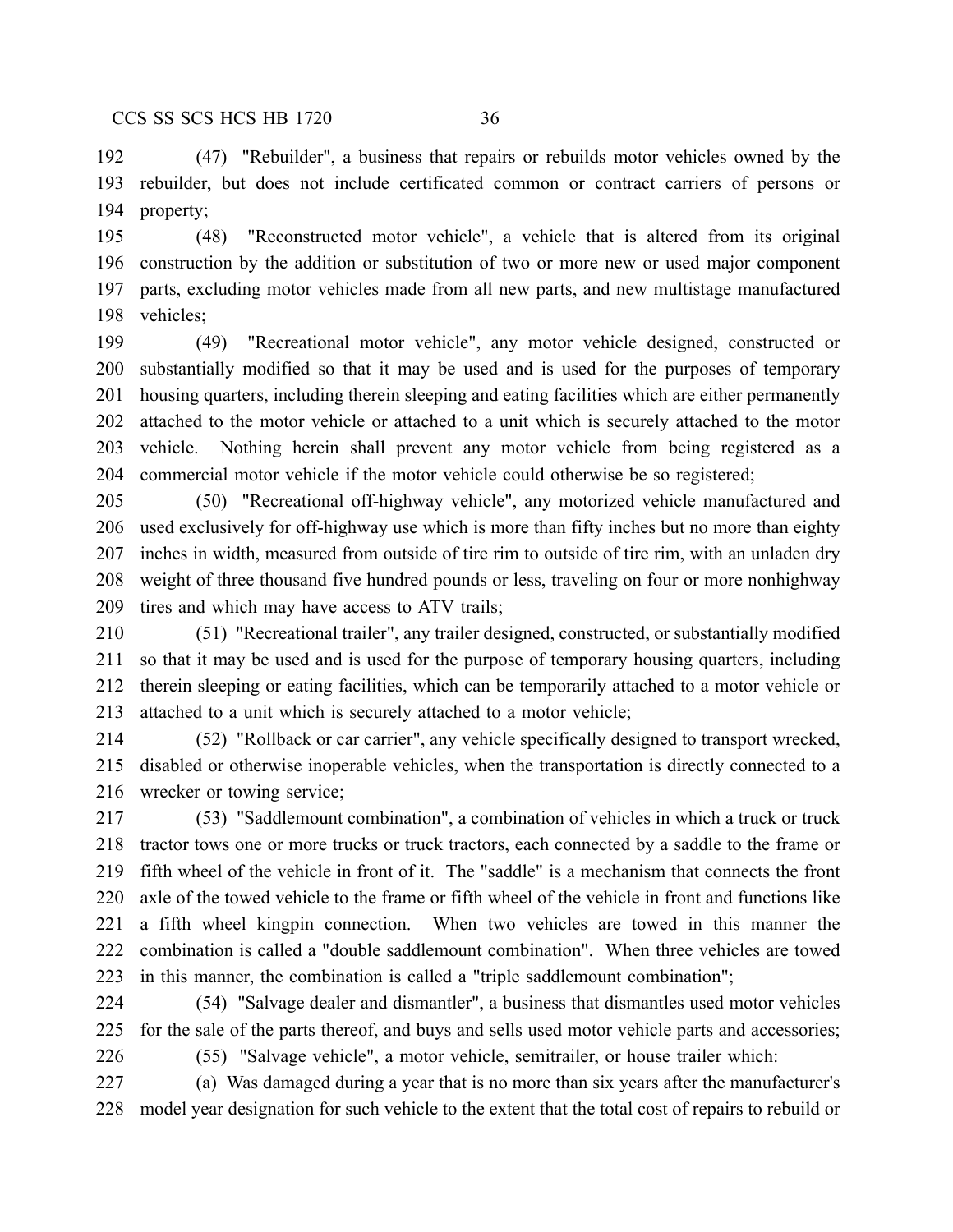(47) "Rebuilder", a business that repairs or rebuilds motor vehicles owned by the rebuilder, but does not include certificated common or contract carriers of persons or property;

(48) "Reconstructed motor vehicle", a vehicle that is altered from its original construction by the addition or substitution of two or more new or used major component parts, excluding motor vehicles made from all new parts, and new multistage manufactured vehicles;

(49) "Recreational motor vehicle", any motor vehicle designed, constructed or substantially modified so that it may be used and is used for the purposes of temporary housing quarters, including therein sleeping and eating facilities which are either permanently attached to the motor vehicle or attached to a unit which is securely attached to the motor vehicle. Nothing herein shall prevent any motor vehicle from being registered as a commercial motor vehicle if the motor vehicle could otherwise be so registered;

(50) "Recreational off-highway vehicle", any motorized vehicle manufactured and used exclusively for off-highway use which is more than fifty inches but no more than eighty inches in width, measured from outside of tire rim to outside of tire rim, with an unladen dry weight of three thousand five hundred pounds or less, traveling on four or more nonhighway tires and which may have access to ATV trails;

(51) "Recreational trailer", any trailer designed, constructed, or substantially modified so that it may be used and is used for the purpose of temporary housing quarters, including therein sleeping or eating facilities, which can be temporarily attached to a motor vehicle or attached to a unit which is securely attached to a motor vehicle;

(52) "Rollback or car carrier", any vehicle specifically designed to transport wrecked, disabled or otherwise inoperable vehicles, when the transportation is directly connected to a wrecker or towing service;

(53) "Saddlemount combination", a combination of vehicles in which a truck or truck tractor tows one or more trucks or truck tractors, each connected by a saddle to the frame or fifth wheel of the vehicle in front of it. The "saddle" is a mechanism that connects the front axle of the towed vehicle to the frame or fifth wheel of the vehicle in front and functions like a fifth wheel kingpin connection. When two vehicles are towed in this manner the combination is called a "double saddlemount combination". When three vehicles are towed in this manner, the combination is called a "triple saddlemount combination";

(54) "Salvage dealer and dismantler", a business that dismantles used motor vehicles for the sale of the parts thereof, and buys and sells used motor vehicle parts and accessories;

(55) "Salvage vehicle", a motor vehicle, semitrailer, or house trailer which:

(a) Was damaged during a year that is no more than six years after the manufacturer's model year designation for such vehicle to the extent that the total cost of repairs to rebuild or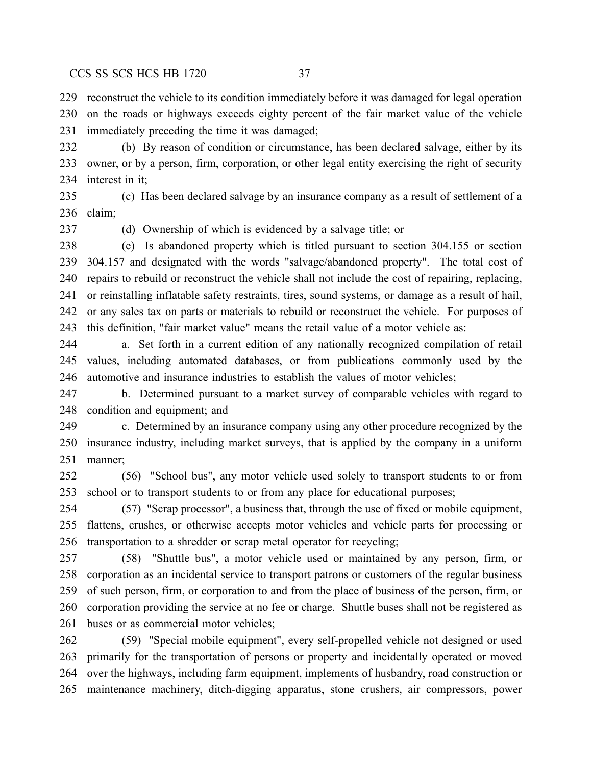reconstruct the vehicle to its condition immediately before it was damaged for legal operation on the roads or highways exceeds eighty percent of the fair market value of the vehicle immediately preceding the time it was damaged;

(b) By reason of condition or circumstance, has been declared salvage, either by its owner, or by a person, firm, corporation, or other legal entity exercising the right of security interest in it;

(c) Has been declared salvage by an insurance company as a result of settlement of a claim;

(d) Ownership of which is evidenced by a salvage title; or

(e) Is abandoned property which is titled pursuant to section 304.155 or section 304.157 and designated with the words "salvage/abandoned property". The total cost of repairs to rebuild or reconstruct the vehicle shall not include the cost of repairing, replacing, or reinstalling inflatable safety restraints, tires, sound systems, or damage as a result of hail, or any sales tax on parts or materials to rebuild or reconstruct the vehicle. For purposes of this definition, "fair market value" means the retail value of a motor vehicle as:

a. Set forth in a current edition of any nationally recognized compilation of retail values, including automated databases, or from publications commonly used by the automotive and insurance industries to establish the values of motor vehicles;

b. Determined pursuant to a market survey of comparable vehicles with regard to condition and equipment; and

c. Determined by an insurance company using any other procedure recognized by the insurance industry, including market surveys, that is applied by the company in a uniform manner;

(56) "School bus", any motor vehicle used solely to transport students to or from school or to transport students to or from any place for educational purposes;

(57) "Scrap processor", a business that, through the use of fixed or mobile equipment, flattens, crushes, or otherwise accepts motor vehicles and vehicle parts for processing or transportation to a shredder or scrap metal operator for recycling;

(58) "Shuttle bus", a motor vehicle used or maintained by any person, firm, or corporation as an incidental service to transport patrons or customers of the regular business of such person, firm, or corporation to and from the place of business of the person, firm, or corporation providing the service at no fee or charge. Shuttle buses shall not be registered as buses or as commercial motor vehicles;

(59) "Special mobile equipment", every self-propelled vehicle not designed or used primarily for the transportation of persons or property and incidentally operated or moved over the highways, including farm equipment, implements of husbandry, road construction or maintenance machinery, ditch-digging apparatus, stone crushers, air compressors, power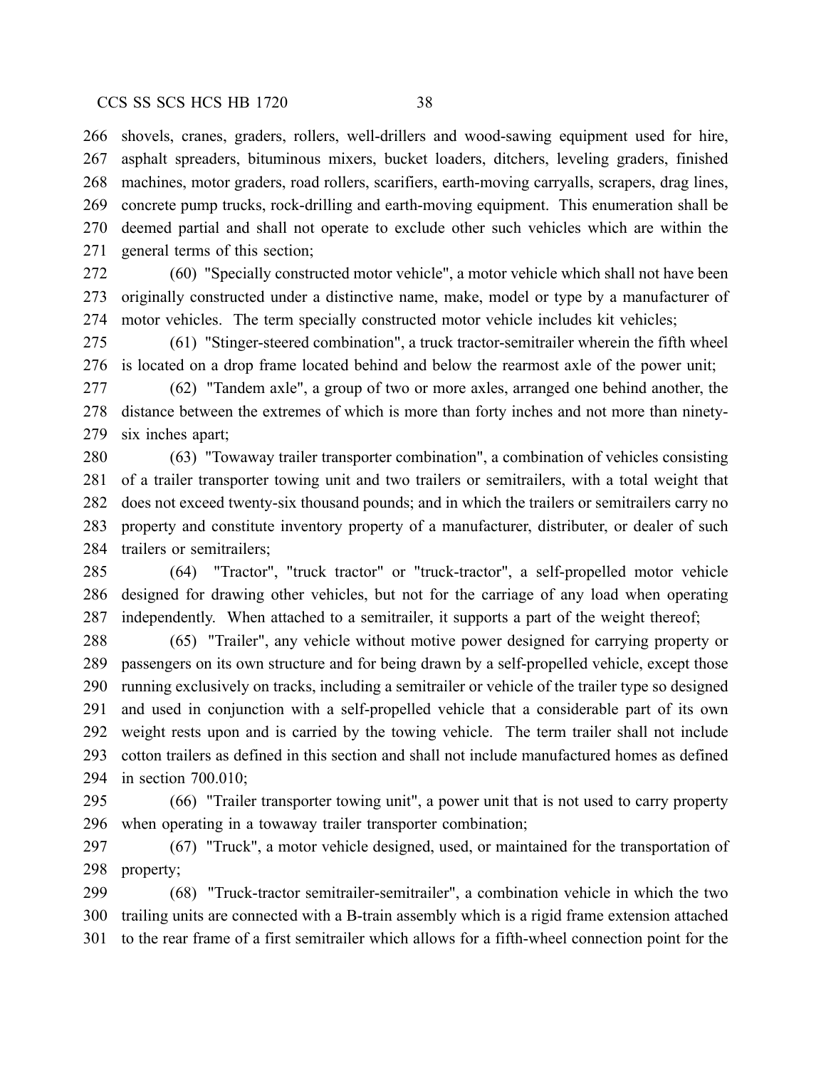shovels, cranes, graders, rollers, well-drillers and wood-sawing equipment used for hire, asphalt spreaders, bituminous mixers, bucket loaders, ditchers, leveling graders, finished machines, motor graders, road rollers, scarifiers, earth-moving carryalls, scrapers, drag lines, concrete pump trucks, rock-drilling and earth-moving equipment. This enumeration shall be deemed partial and shall not operate to exclude other such vehicles which are within the general terms of this section;

(60) "Specially constructed motor vehicle", a motor vehicle which shall not have been originally constructed under a distinctive name, make, model or type by a manufacturer of motor vehicles. The term specially constructed motor vehicle includes kit vehicles;

(61) "Stinger-steered combination", a truck tractor-semitrailer wherein the fifth wheel is located on a drop frame located behind and below the rearmost axle of the power unit;

(62) "Tandem axle", a group of two or more axles, arranged one behind another, the distance between the extremes of which is more than forty inches and not more than ninety-six inches apart;

(63) "Towaway trailer transporter combination", a combination of vehicles consisting of a trailer transporter towing unit and two trailers or semitrailers, with a total weight that does not exceed twenty-six thousand pounds; and in which the trailers or semitrailers carry no property and constitute inventory property of a manufacturer, distributer, or dealer of such trailers or semitrailers;

(64) "Tractor", "truck tractor" or "truck-tractor", a self-propelled motor vehicle designed for drawing other vehicles, but not for the carriage of any load when operating independently. When attached to a semitrailer, it supports a part of the weight thereof;

(65) "Trailer", any vehicle without motive power designed for carrying property or passengers on its own structure and for being drawn by a self-propelled vehicle, except those running exclusively on tracks, including a semitrailer or vehicle of the trailer type so designed and used in conjunction with a self-propelled vehicle that a considerable part of its own weight rests upon and is carried by the towing vehicle. The term trailer shall not include cotton trailers as defined in this section and shall not include manufactured homes as defined in section 700.010;

(66) "Trailer transporter towing unit", a power unit that is not used to carry property when operating in a towaway trailer transporter combination;

(67) "Truck", a motor vehicle designed, used, or maintained for the transportation of property;

(68) "Truck-tractor semitrailer-semitrailer", a combination vehicle in which the two trailing units are connected with a B-train assembly which is a rigid frame extension attached to the rear frame of a first semitrailer which allows for a fifth-wheel connection point for the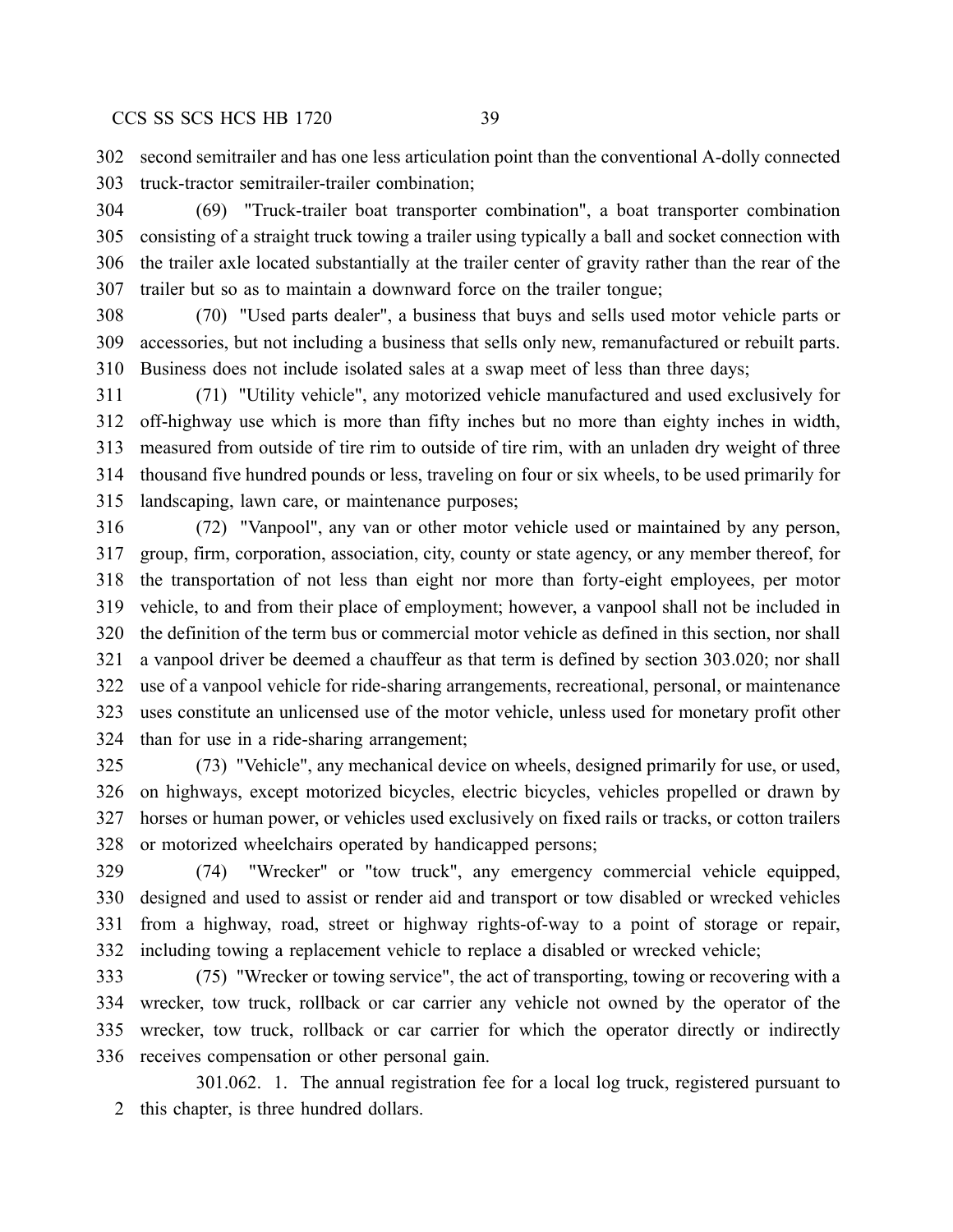second semitrailer and has one less articulation point than the conventional A-dolly connected truck-tractor semitrailer-trailer combination;

(69) "Truck-trailer boat transporter combination", a boat transporter combination consisting of a straight truck towing a trailer using typically a ball and socket connection with the trailer axle located substantially at the trailer center of gravity rather than the rear of the trailer but so as to maintain a downward force on the trailer tongue;

(70) "Used parts dealer", a business that buys and sells used motor vehicle parts or accessories, but not including a business that sells only new, remanufactured or rebuilt parts. Business does not include isolated sales at a swap meet of less than three days;

(71) "Utility vehicle", any motorized vehicle manufactured and used exclusively for off-highway use which is more than fifty inches but no more than eighty inches in width, measured from outside of tire rim to outside of tire rim, with an unladen dry weight of three thousand five hundred pounds or less, traveling on four or six wheels, to be used primarily for landscaping, lawn care, or maintenance purposes;

(72) "Vanpool", any van or other motor vehicle used or maintained by any person, group, firm, corporation, association, city, county or state agency, or any member thereof, for the transportation of not less than eight nor more than forty-eight employees, per motor vehicle, to and from their place of employment; however, a vanpool shall not be included in the definition of the term bus or commercial motor vehicle as defined in this section, nor shall a vanpool driver be deemed a chauffeur as that term is defined by section 303.020; nor shall use of a vanpool vehicle for ride-sharing arrangements, recreational, personal, or maintenance uses constitute an unlicensed use of the motor vehicle, unless used for monetary profit other than for use in a ride-sharing arrangement;

(73) "Vehicle", any mechanical device on wheels, designed primarily for use, or used, on highways, except motorized bicycles, electric bicycles, vehicles propelled or drawn by horses or human power, or vehicles used exclusively on fixed rails or tracks, or cotton trailers or motorized wheelchairs operated by handicapped persons;

(74) "Wrecker" or "tow truck", any emergency commercial vehicle equipped, designed and used to assist or render aid and transport or tow disabled or wrecked vehicles from a highway, road, street or highway rights-of-way to a point of storage or repair, including towing a replacement vehicle to replace a disabled or wrecked vehicle;

(75) "Wrecker or towing service", the act of transporting, towing or recovering with a wrecker, tow truck, rollback or car carrier any vehicle not owned by the operator of the wrecker, tow truck, rollback or car carrier for which the operator directly or indirectly receives compensation or other personal gain.

301.062. 1. The annual registration fee for a local log truck, registered pursuant to this chapter, is three hundred dollars.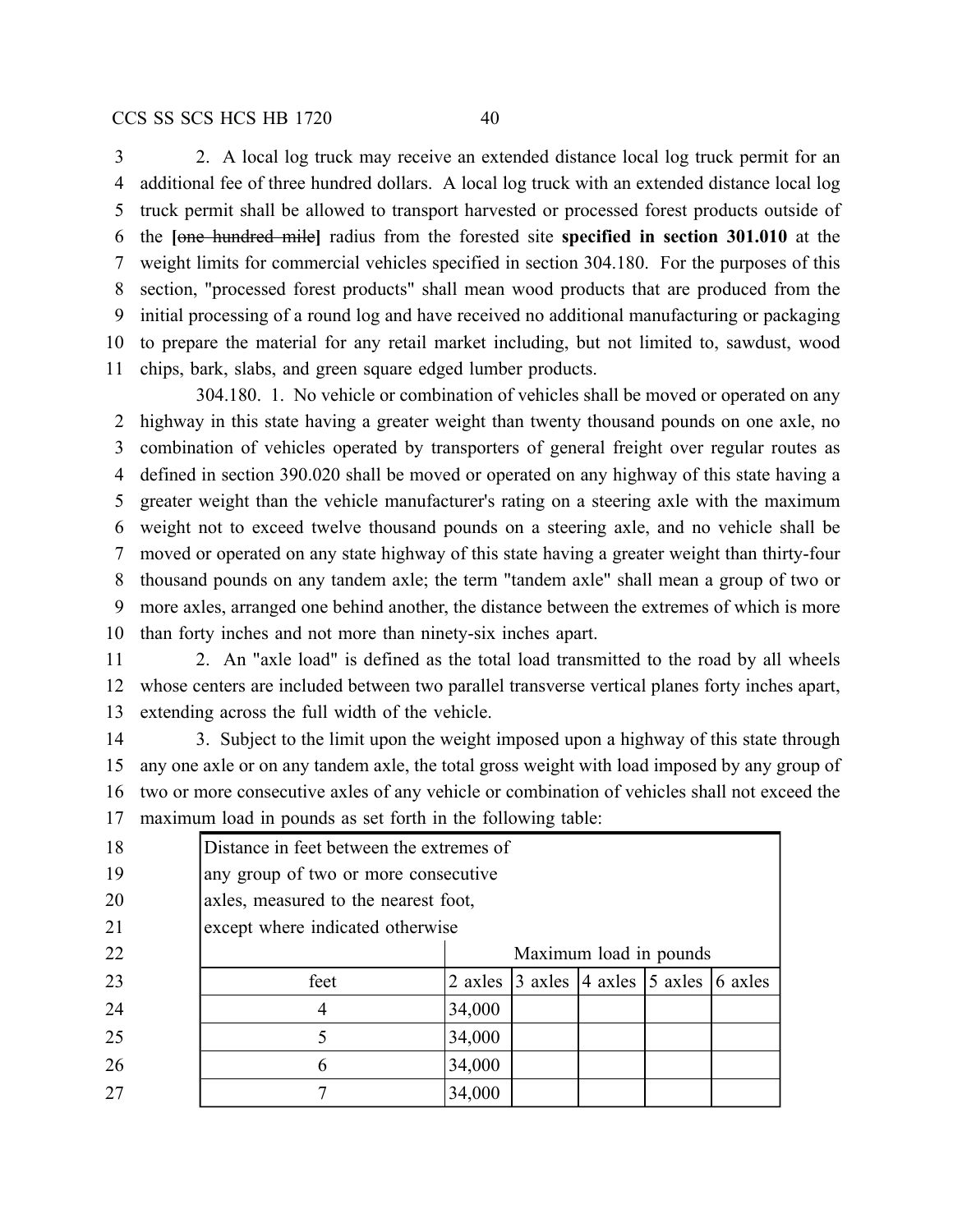2. A local log truck may receive an extended distance local log truck permit for an additional fee of three hundred dollars. A local log truck with an extended distance local log truck permit shall be allowed to transport harvested or processed forest products outside of the [~~one hundred mile~~] radius from the forested site **specified in section 301.010** at the weight limits for commercial vehicles specified in section 304.180. For the purposes of this section, "processed forest products" shall mean wood products that are produced from the initial processing of a round log and have received no additional manufacturing or packaging to prepare the material for any retail market including, but not limited to, sawdust, wood chips, bark, slabs, and green square edged lumber products.

304.180. 1. No vehicle or combination of vehicles shall be moved or operated on any highway in this state having a greater weight than twenty thousand pounds on one axle, no combination of vehicles operated by transporters of general freight over regular routes as defined in section 390.020 shall be moved or operated on any highway of this state having a greater weight than the vehicle manufacturer's rating on a steering axle with the maximum weight not to exceed twelve thousand pounds on a steering axle, and no vehicle shall be moved or operated on any state highway of this state having a greater weight than thirty-four thousand pounds on any tandem axle; the term "tandem axle" shall mean a group of two or more axles, arranged one behind another, the distance between the extremes of which is more than forty inches and not more than ninety-six inches apart.

2. An "axle load" is defined as the total load transmitted to the road by all wheels whose centers are included between two parallel transverse vertical planes forty inches apart, extending across the full width of the vehicle.

3. Subject to the limit upon the weight imposed upon a highway of this state through any one axle or on any tandem axle, the total gross weight with load imposed by any group of two or more consecutive axles of any vehicle or combination of vehicles shall not exceed the maximum load in pounds as set forth in the following table:

| Distance in feet between the extremes of any group of two or more consecutive axles, measured to the nearest foot, except where indicated otherwise | Maximum load in pounds | | | | |
|---|---|---|---|---|---|
| feet | 2 axles | 3 axles | 4 axles | 5 axles | 6 axles |
| 4 | 34,000 | | | | |
| 5 | 34,000 | | | | |
| 6 | 34,000 | | | | |
| 7 | 34,000 | | | | |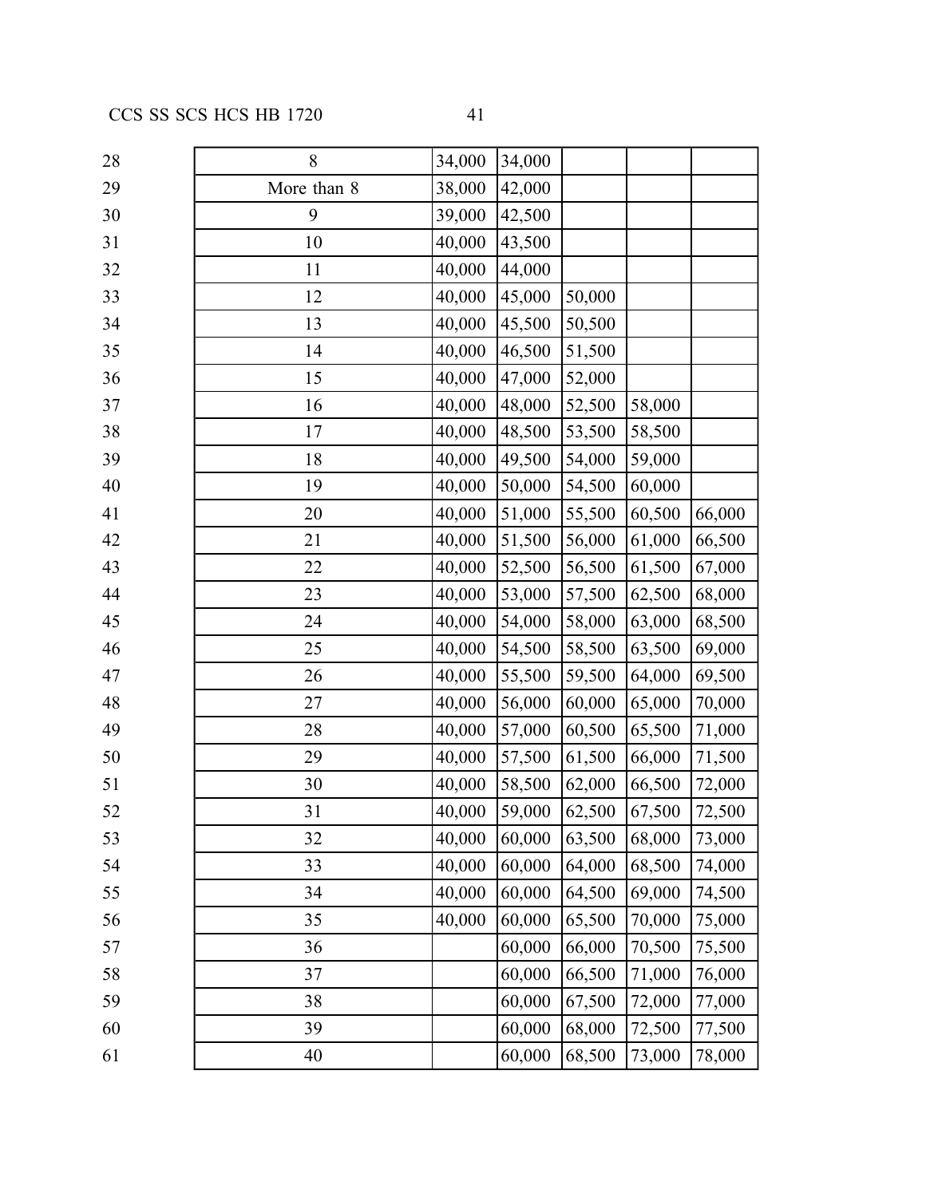| | | | | | |
|---|---|---|---|---|---|
| 8 | 34,000 | 34,000 | | | |
| More than 8 | 38,000 | 42,000 | | | |
| 9 | 39,000 | 42,500 | | | |
| 10 | 40,000 | 43,500 | | | |
| 11 | 40,000 | 44,000 | | | |
| 12 | 40,000 | 45,000 | 50,000 | | |
| 13 | 40,000 | 45,500 | 50,500 | | |
| 14 | 40,000 | 46,500 | 51,500 | | |
| 15 | 40,000 | 47,000 | 52,000 | | |
| 16 | 40,000 | 48,000 | 52,500 | 58,000 | |
| 17 | 40,000 | 48,500 | 53,500 | 58,500 | |
| 18 | 40,000 | 49,500 | 54,000 | 59,000 | |
| 19 | 40,000 | 50,000 | 54,500 | 60,000 | |
| 20 | 40,000 | 51,000 | 55,500 | 60,500 | 66,000 |
| 21 | 40,000 | 51,500 | 56,000 | 61,000 | 66,500 |
| 22 | 40,000 | 52,500 | 56,500 | 61,500 | 67,000 |
| 23 | 40,000 | 53,000 | 57,500 | 62,500 | 68,000 |
| 24 | 40,000 | 54,000 | 58,000 | 63,000 | 68,500 |
| 25 | 40,000 | 54,500 | 58,500 | 63,500 | 69,000 |
| 26 | 40,000 | 55,500 | 59,500 | 64,000 | 69,500 |
| 27 | 40,000 | 56,000 | 60,000 | 65,000 | 70,000 |
| 28 | 40,000 | 57,000 | 60,500 | 65,500 | 71,000 |
| 29 | 40,000 | 57,500 | 61,500 | 66,000 | 71,500 |
| 30 | 40,000 | 58,500 | 62,000 | 66,500 | 72,000 |
| 31 | 40,000 | 59,000 | 62,500 | 67,500 | 72,500 |
| 32 | 40,000 | 60,000 | 63,500 | 68,000 | 73,000 |
| 33 | 40,000 | 60,000 | 64,000 | 68,500 | 74,000 |
| 34 | 40,000 | 60,000 | 64,500 | 69,000 | 74,500 |
| 35 | 40,000 | 60,000 | 65,500 | 70,000 | 75,000 |
| 36 | | 60,000 | 66,000 | 70,500 | 75,500 |
| 37 | | 60,000 | 66,500 | 71,000 | 76,000 |
| 38 | | 60,000 | 67,500 | 72,000 | 77,000 |
| 39 | | 60,000 | 68,000 | 72,500 | 77,500 |
| 40 | | 60,000 | 68,500 | 73,000 | 78,000 |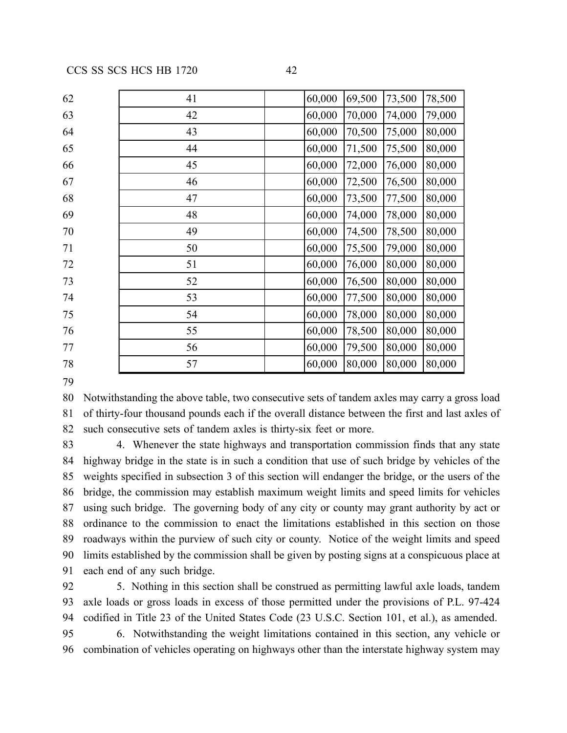| | | | | | |
|---|---|---|---|---|---|
| 41 | | 60,000 | 69,500 | 73,500 | 78,500 |
| 42 | | 60,000 | 70,000 | 74,000 | 79,000 |
| 43 | | 60,000 | 70,500 | 75,000 | 80,000 |
| 44 | | 60,000 | 71,500 | 75,500 | 80,000 |
| 45 | | 60,000 | 72,000 | 76,000 | 80,000 |
| 46 | | 60,000 | 72,500 | 76,500 | 80,000 |
| 47 | | 60,000 | 73,500 | 77,500 | 80,000 |
| 48 | | 60,000 | 74,000 | 78,000 | 80,000 |
| 49 | | 60,000 | 74,500 | 78,500 | 80,000 |
| 50 | | 60,000 | 75,500 | 79,000 | 80,000 |
| 51 | | 60,000 | 76,000 | 80,000 | 80,000 |
| 52 | | 60,000 | 76,500 | 80,000 | 80,000 |
| 53 | | 60,000 | 77,500 | 80,000 | 80,000 |
| 54 | | 60,000 | 78,000 | 80,000 | 80,000 |
| 55 | | 60,000 | 78,500 | 80,000 | 80,000 |
| 56 | | 60,000 | 79,500 | 80,000 | 80,000 |
| 57 | | 60,000 | 80,000 | 80,000 | 80,000 |

Notwithstanding the above table, two consecutive sets of tandem axles may carry a gross load of thirty-four thousand pounds each if the overall distance between the first and last axles of such consecutive sets of tandem axles is thirty-six feet or more.

4. Whenever the state highways and transportation commission finds that any state highway bridge in the state is in such a condition that use of such bridge by vehicles of the weights specified in subsection 3 of this section will endanger the bridge, or the users of the bridge, the commission may establish maximum weight limits and speed limits for vehicles using such bridge. The governing body of any city or county may grant authority by act or ordinance to the commission to enact the limitations established in this section on those roadways within the purview of such city or county. Notice of the weight limits and speed limits established by the commission shall be given by posting signs at a conspicuous place at each end of any such bridge.

5. Nothing in this section shall be construed as permitting lawful axle loads, tandem axle loads or gross loads in excess of those permitted under the provisions of P.L. 97-424 codified in Title 23 of the United States Code (23 U.S.C. Section 101, et al.), as amended.

6. Notwithstanding the weight limitations contained in this section, any vehicle or combination of vehicles operating on highways other than the interstate highway system may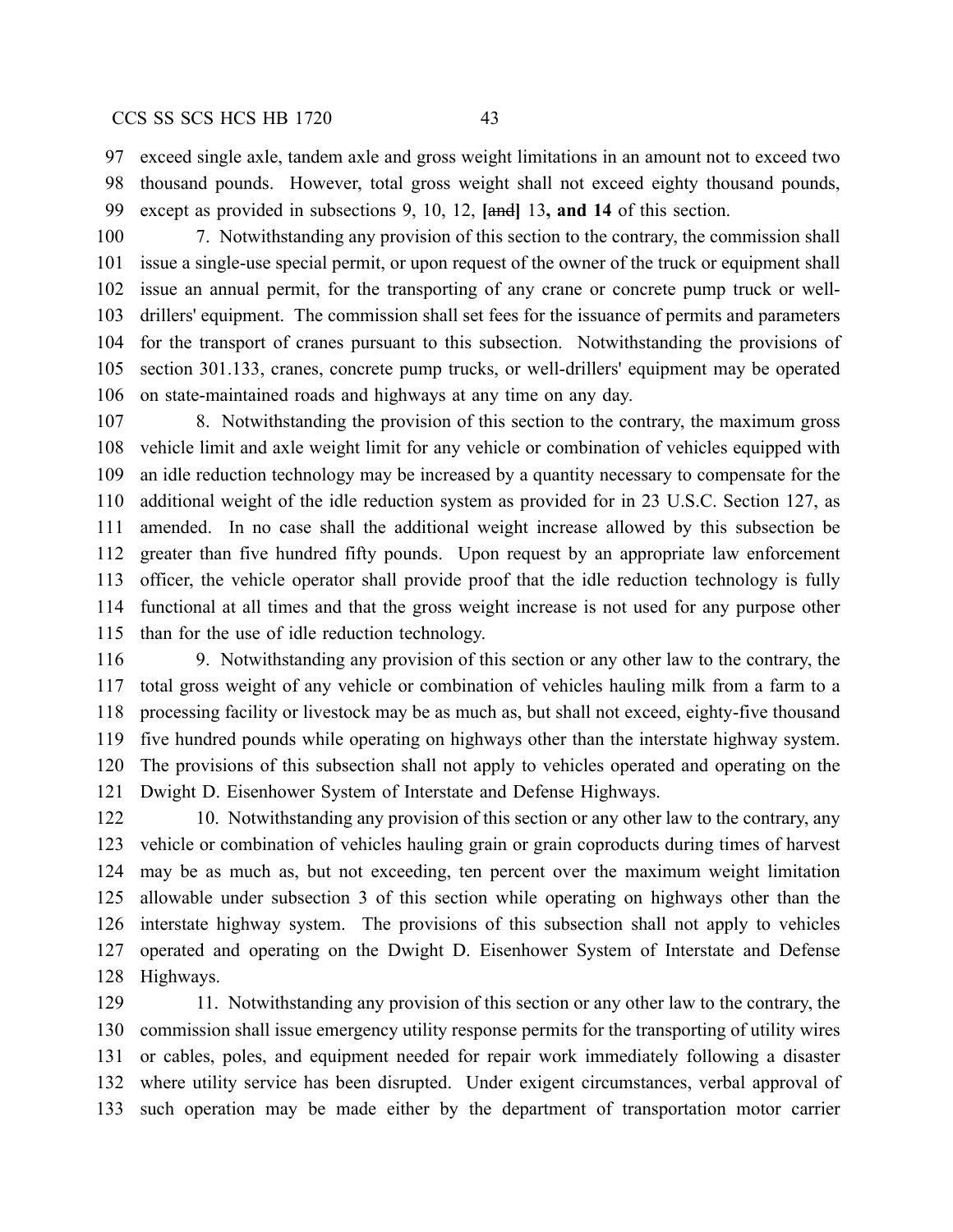exceed single axle, tandem axle and gross weight limitations in an amount not to exceed two thousand pounds. However, total gross weight shall not exceed eighty thousand pounds, except as provided in subsections 9, 10, 12, **[**~~and~~**]** 13**, and 14** of this section.

7. Notwithstanding any provision of this section to the contrary, the commission shall issue a single-use special permit, or upon request of the owner of the truck or equipment shall issue an annual permit, for the transporting of any crane or concrete pump truck or well-drillers' equipment. The commission shall set fees for the issuance of permits and parameters for the transport of cranes pursuant to this subsection. Notwithstanding the provisions of section 301.133, cranes, concrete pump trucks, or well-drillers' equipment may be operated on state-maintained roads and highways at any time on any day.

8. Notwithstanding the provision of this section to the contrary, the maximum gross vehicle limit and axle weight limit for any vehicle or combination of vehicles equipped with an idle reduction technology may be increased by a quantity necessary to compensate for the additional weight of the idle reduction system as provided for in 23 U.S.C. Section 127, as amended. In no case shall the additional weight increase allowed by this subsection be greater than five hundred fifty pounds. Upon request by an appropriate law enforcement officer, the vehicle operator shall provide proof that the idle reduction technology is fully functional at all times and that the gross weight increase is not used for any purpose other than for the use of idle reduction technology.

9. Notwithstanding any provision of this section or any other law to the contrary, the total gross weight of any vehicle or combination of vehicles hauling milk from a farm to a processing facility or livestock may be as much as, but shall not exceed, eighty-five thousand five hundred pounds while operating on highways other than the interstate highway system. The provisions of this subsection shall not apply to vehicles operated and operating on the Dwight D. Eisenhower System of Interstate and Defense Highways.

10. Notwithstanding any provision of this section or any other law to the contrary, any vehicle or combination of vehicles hauling grain or grain coproducts during times of harvest may be as much as, but not exceeding, ten percent over the maximum weight limitation allowable under subsection 3 of this section while operating on highways other than the interstate highway system. The provisions of this subsection shall not apply to vehicles operated and operating on the Dwight D. Eisenhower System of Interstate and Defense Highways.

11. Notwithstanding any provision of this section or any other law to the contrary, the commission shall issue emergency utility response permits for the transporting of utility wires or cables, poles, and equipment needed for repair work immediately following a disaster where utility service has been disrupted. Under exigent circumstances, verbal approval of such operation may be made either by the department of transportation motor carrier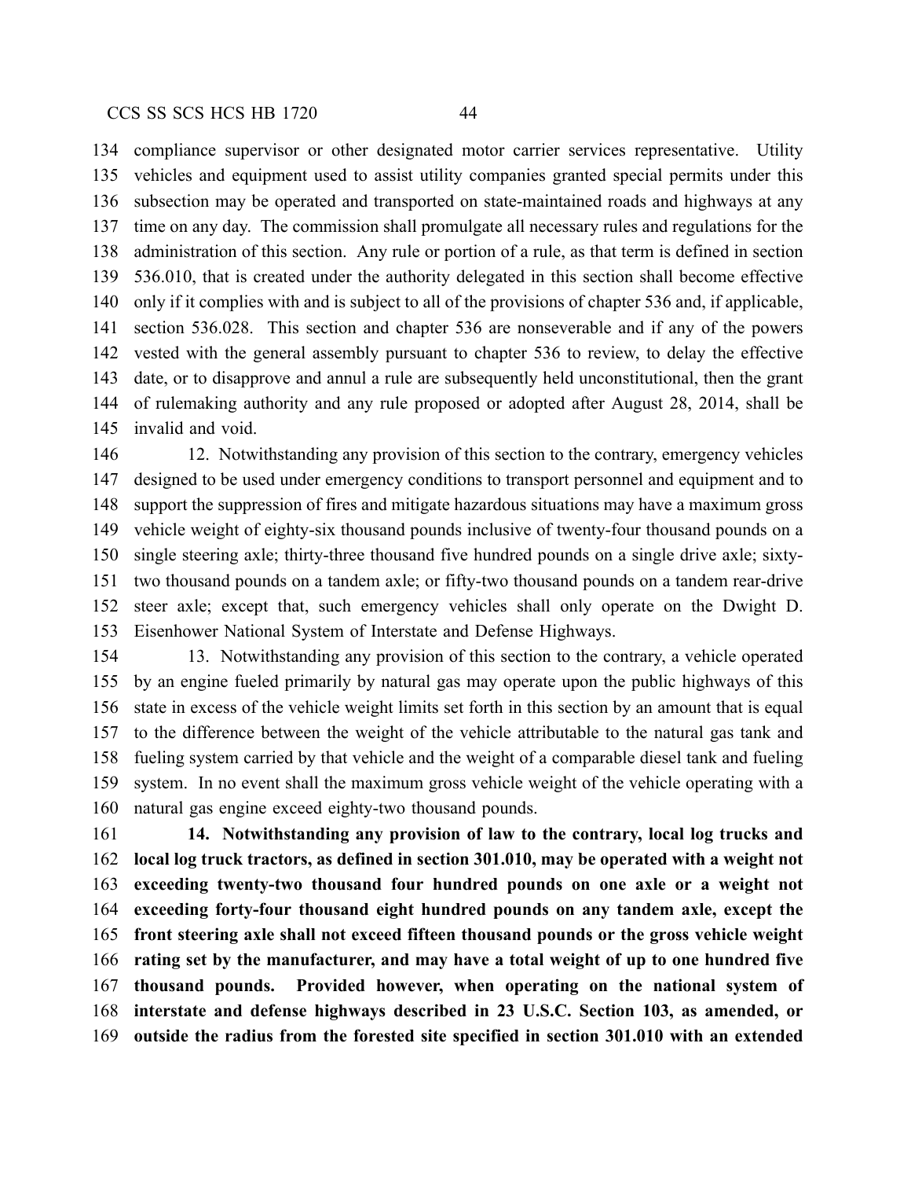compliance supervisor or other designated motor carrier services representative. Utility vehicles and equipment used to assist utility companies granted special permits under this subsection may be operated and transported on state-maintained roads and highways at any time on any day. The commission shall promulgate all necessary rules and regulations for the administration of this section. Any rule or portion of a rule, as that term is defined in section 536.010, that is created under the authority delegated in this section shall become effective only if it complies with and is subject to all of the provisions of chapter 536 and, if applicable, section 536.028. This section and chapter 536 are nonseverable and if any of the powers vested with the general assembly pursuant to chapter 536 to review, to delay the effective date, or to disapprove and annul a rule are subsequently held unconstitutional, then the grant of rulemaking authority and any rule proposed or adopted after August 28, 2014, shall be invalid and void.

12. Notwithstanding any provision of this section to the contrary, emergency vehicles designed to be used under emergency conditions to transport personnel and equipment and to support the suppression of fires and mitigate hazardous situations may have a maximum gross vehicle weight of eighty-six thousand pounds inclusive of twenty-four thousand pounds on a single steering axle; thirty-three thousand five hundred pounds on a single drive axle; sixty-two thousand pounds on a tandem axle; or fifty-two thousand pounds on a tandem rear-drive steer axle; except that, such emergency vehicles shall only operate on the Dwight D. Eisenhower National System of Interstate and Defense Highways.

13. Notwithstanding any provision of this section to the contrary, a vehicle operated by an engine fueled primarily by natural gas may operate upon the public highways of this state in excess of the vehicle weight limits set forth in this section by an amount that is equal to the difference between the weight of the vehicle attributable to the natural gas tank and fueling system carried by that vehicle and the weight of a comparable diesel tank and fueling system. In no event shall the maximum gross vehicle weight of the vehicle operating with a natural gas engine exceed eighty-two thousand pounds.

**14. Notwithstanding any provision of law to the contrary, local log trucks and local log truck tractors, as defined in section 301.010, may be operated with a weight not exceeding twenty-two thousand four hundred pounds on one axle or a weight not exceeding forty-four thousand eight hundred pounds on any tandem axle, except the front steering axle shall not exceed fifteen thousand pounds or the gross vehicle weight rating set by the manufacturer, and may have a total weight of up to one hundred five thousand pounds. Provided however, when operating on the national system of interstate and defense highways described in 23 U.S.C. Section 103, as amended, or outside the radius from the forested site specified in section 301.010 with an extended**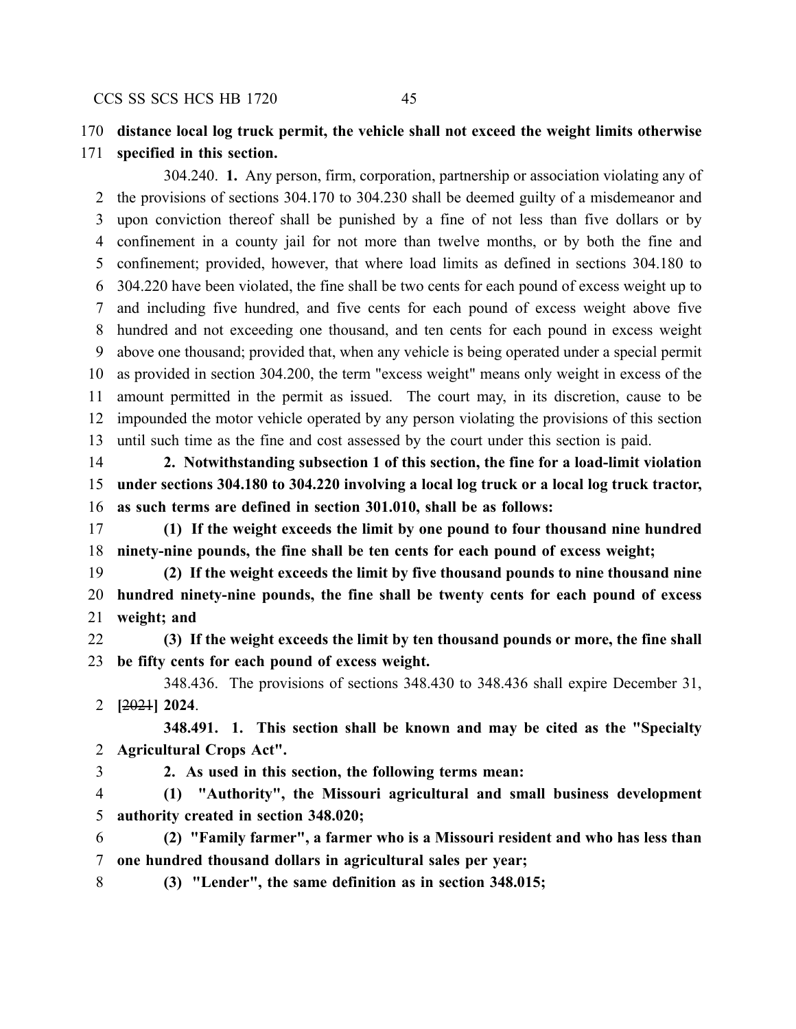**distance local log truck permit, the vehicle shall not exceed the weight limits otherwise specified in this section.**

304.240. **1.** Any person, firm, corporation, partnership or association violating any of the provisions of sections 304.170 to 304.230 shall be deemed guilty of a misdemeanor and upon conviction thereof shall be punished by a fine of not less than five dollars or by confinement in a county jail for not more than twelve months, or by both the fine and confinement; provided, however, that where load limits as defined in sections 304.180 to 304.220 have been violated, the fine shall be two cents for each pound of excess weight up to and including five hundred, and five cents for each pound of excess weight above five hundred and not exceeding one thousand, and ten cents for each pound in excess weight above one thousand; provided that, when any vehicle is being operated under a special permit as provided in section 304.200, the term "excess weight" means only weight in excess of the amount permitted in the permit as issued. The court may, in its discretion, cause to be impounded the motor vehicle operated by any person violating the provisions of this section until such time as the fine and cost assessed by the court under this section is paid.

**2. Notwithstanding subsection 1 of this section, the fine for a load-limit violation under sections 304.180 to 304.220 involving a local log truck or a local log truck tractor, as such terms are defined in section 301.010, shall be as follows:**

**(1) If the weight exceeds the limit by one pound to four thousand nine hundred ninety-nine pounds, the fine shall be ten cents for each pound of excess weight;**

**(2) If the weight exceeds the limit by five thousand pounds to nine thousand nine hundred ninety-nine pounds, the fine shall be twenty cents for each pound of excess weight; and**

**(3) If the weight exceeds the limit by ten thousand pounds or more, the fine shall be fifty cents for each pound of excess weight.**

348.436. The provisions of sections 348.430 to 348.436 shall expire December 31, **[**~~2021~~**] 2024**.

**348.491. 1. This section shall be known and may be cited as the "Specialty Agricultural Crops Act".**

**2. As used in this section, the following terms mean:**

**(1) "Authority", the Missouri agricultural and small business development authority created in section 348.020;**

**(2) "Family farmer", a farmer who is a Missouri resident and who has less than one hundred thousand dollars in agricultural sales per year;**

**(3) "Lender", the same definition as in section 348.015;**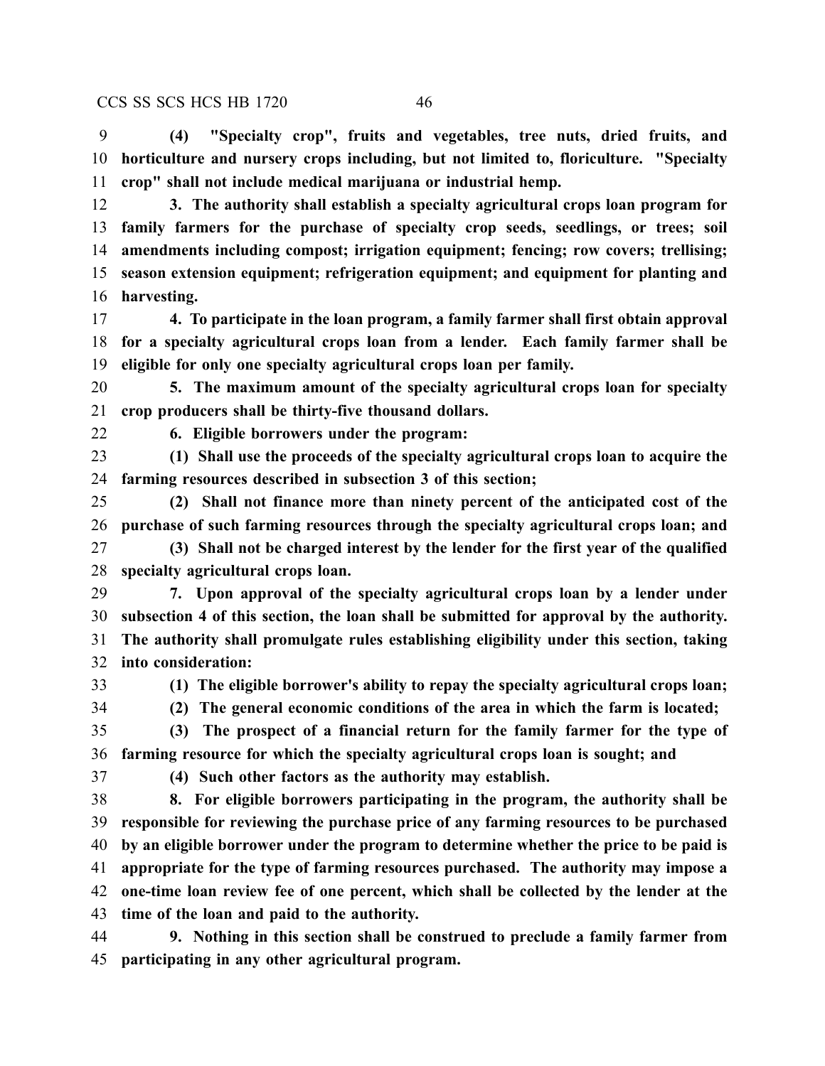**(4) "Specialty crop", fruits and vegetables, tree nuts, dried fruits, and horticulture and nursery crops including, but not limited to, floriculture. "Specialty crop" shall not include medical marijuana or industrial hemp.**

**3. The authority shall establish a specialty agricultural crops loan program for family farmers for the purchase of specialty crop seeds, seedlings, or trees; soil amendments including compost; irrigation equipment; fencing; row covers; trellising; season extension equipment; refrigeration equipment; and equipment for planting and harvesting.**

**4. To participate in the loan program, a family farmer shall first obtain approval for a specialty agricultural crops loan from a lender. Each family farmer shall be eligible for only one specialty agricultural crops loan per family.**

**5. The maximum amount of the specialty agricultural crops loan for specialty crop producers shall be thirty-five thousand dollars.**

**6. Eligible borrowers under the program:**

**(1) Shall use the proceeds of the specialty agricultural crops loan to acquire the farming resources described in subsection 3 of this section;**

**(2) Shall not finance more than ninety percent of the anticipated cost of the purchase of such farming resources through the specialty agricultural crops loan; and**

**(3) Shall not be charged interest by the lender for the first year of the qualified specialty agricultural crops loan.**

**7. Upon approval of the specialty agricultural crops loan by a lender under subsection 4 of this section, the loan shall be submitted for approval by the authority. The authority shall promulgate rules establishing eligibility under this section, taking into consideration:**

**(1) The eligible borrower's ability to repay the specialty agricultural crops loan;**

**(2) The general economic conditions of the area in which the farm is located;**

**(3) The prospect of a financial return for the family farmer for the type of farming resource for which the specialty agricultural crops loan is sought; and**

**(4) Such other factors as the authority may establish.**

**8. For eligible borrowers participating in the program, the authority shall be responsible for reviewing the purchase price of any farming resources to be purchased by an eligible borrower under the program to determine whether the price to be paid is appropriate for the type of farming resources purchased. The authority may impose a one-time loan review fee of one percent, which shall be collected by the lender at the time of the loan and paid to the authority.**

**9. Nothing in this section shall be construed to preclude a family farmer from participating in any other agricultural program.**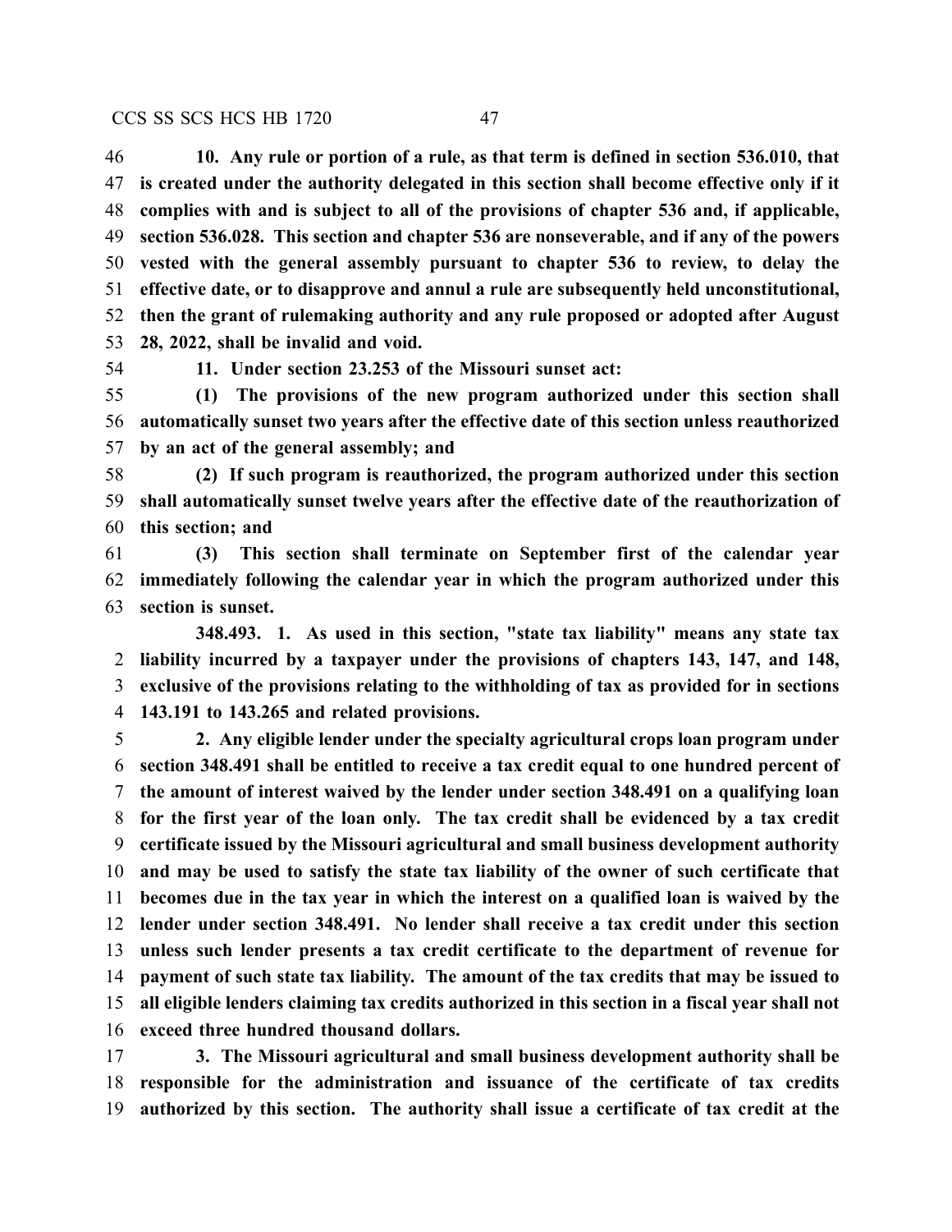**10. Any rule or portion of a rule, as that term is defined in section 536.010, that is created under the authority delegated in this section shall become effective only if it complies with and is subject to all of the provisions of chapter 536 and, if applicable, section 536.028. This section and chapter 536 are nonseverable, and if any of the powers vested with the general assembly pursuant to chapter 536 to review, to delay the effective date, or to disapprove and annul a rule are subsequently held unconstitutional, then the grant of rulemaking authority and any rule proposed or adopted after August 28, 2022, shall be invalid and void.**

**11. Under section 23.253 of the Missouri sunset act:**

**(1) The provisions of the new program authorized under this section shall automatically sunset two years after the effective date of this section unless reauthorized by an act of the general assembly; and**

**(2) If such program is reauthorized, the program authorized under this section shall automatically sunset twelve years after the effective date of the reauthorization of this section; and**

**(3) This section shall terminate on September first of the calendar year immediately following the calendar year in which the program authorized under this section is sunset.**

**348.493. 1. As used in this section, "state tax liability" means any state tax liability incurred by a taxpayer under the provisions of chapters 143, 147, and 148, exclusive of the provisions relating to the withholding of tax as provided for in sections 143.191 to 143.265 and related provisions.**

**2. Any eligible lender under the specialty agricultural crops loan program under section 348.491 shall be entitled to receive a tax credit equal to one hundred percent of the amount of interest waived by the lender under section 348.491 on a qualifying loan for the first year of the loan only. The tax credit shall be evidenced by a tax credit certificate issued by the Missouri agricultural and small business development authority and may be used to satisfy the state tax liability of the owner of such certificate that becomes due in the tax year in which the interest on a qualified loan is waived by the lender under section 348.491. No lender shall receive a tax credit under this section unless such lender presents a tax credit certificate to the department of revenue for payment of such state tax liability. The amount of the tax credits that may be issued to all eligible lenders claiming tax credits authorized in this section in a fiscal year shall not exceed three hundred thousand dollars.**

**3. The Missouri agricultural and small business development authority shall be responsible for the administration and issuance of the certificate of tax credits authorized by this section. The authority shall issue a certificate of tax credit at the**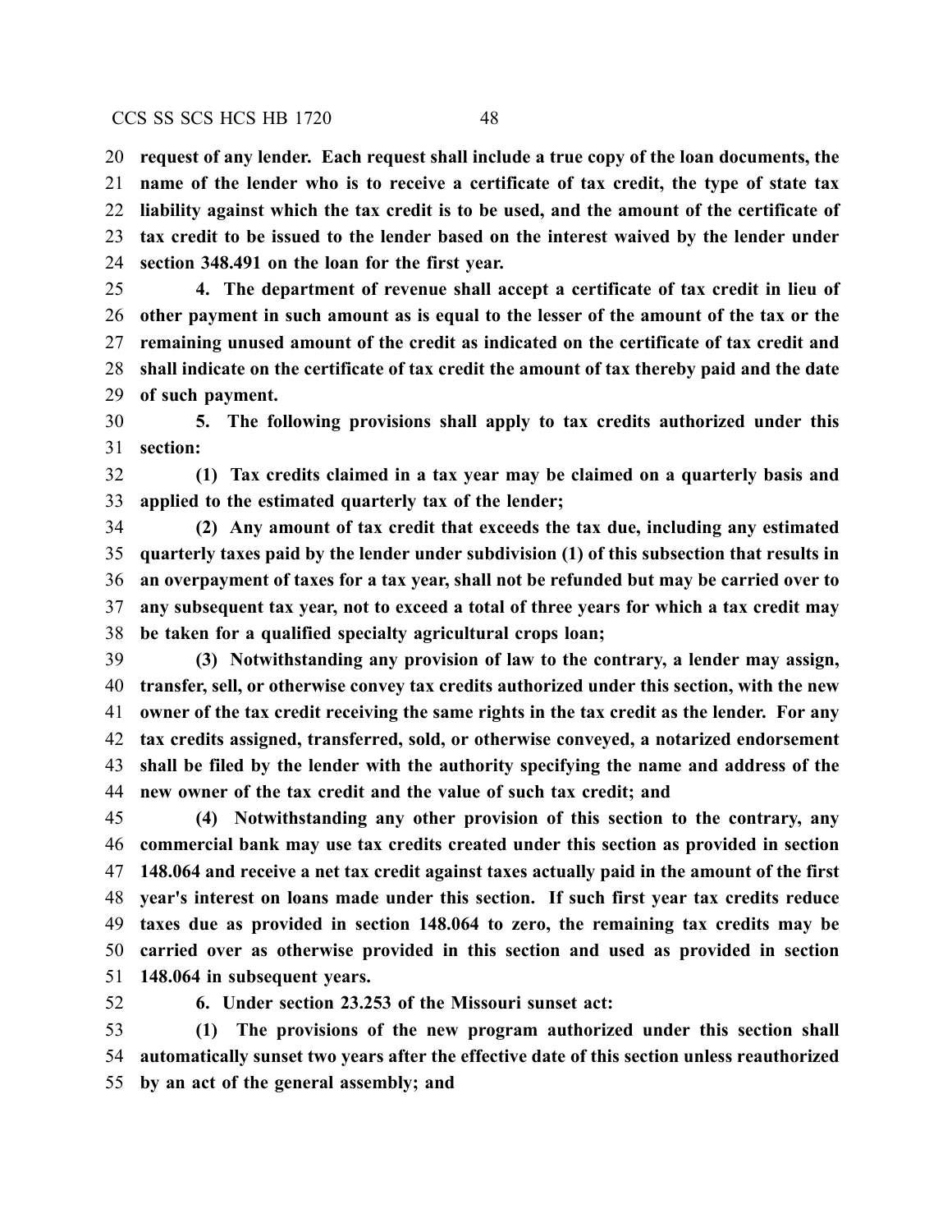**request of any lender. Each request shall include a true copy of the loan documents, the name of the lender who is to receive a certificate of tax credit, the type of state tax liability against which the tax credit is to be used, and the amount of the certificate of tax credit to be issued to the lender based on the interest waived by the lender under section 348.491 on the loan for the first year.**

**4. The department of revenue shall accept a certificate of tax credit in lieu of other payment in such amount as is equal to the lesser of the amount of the tax or the remaining unused amount of the credit as indicated on the certificate of tax credit and shall indicate on the certificate of tax credit the amount of tax thereby paid and the date of such payment.**

**5. The following provisions shall apply to tax credits authorized under this section:**

**(1) Tax credits claimed in a tax year may be claimed on a quarterly basis and applied to the estimated quarterly tax of the lender;**

**(2) Any amount of tax credit that exceeds the tax due, including any estimated quarterly taxes paid by the lender under subdivision (1) of this subsection that results in an overpayment of taxes for a tax year, shall not be refunded but may be carried over to any subsequent tax year, not to exceed a total of three years for which a tax credit may be taken for a qualified specialty agricultural crops loan;**

**(3) Notwithstanding any provision of law to the contrary, a lender may assign, transfer, sell, or otherwise convey tax credits authorized under this section, with the new owner of the tax credit receiving the same rights in the tax credit as the lender. For any tax credits assigned, transferred, sold, or otherwise conveyed, a notarized endorsement shall be filed by the lender with the authority specifying the name and address of the new owner of the tax credit and the value of such tax credit; and**

**(4) Notwithstanding any other provision of this section to the contrary, any commercial bank may use tax credits created under this section as provided in section 148.064 and receive a net tax credit against taxes actually paid in the amount of the first year's interest on loans made under this section. If such first year tax credits reduce taxes due as provided in section 148.064 to zero, the remaining tax credits may be carried over as otherwise provided in this section and used as provided in section 148.064 in subsequent years.**

**6. Under section 23.253 of the Missouri sunset act:**

**(1) The provisions of the new program authorized under this section shall automatically sunset two years after the effective date of this section unless reauthorized by an act of the general assembly; and**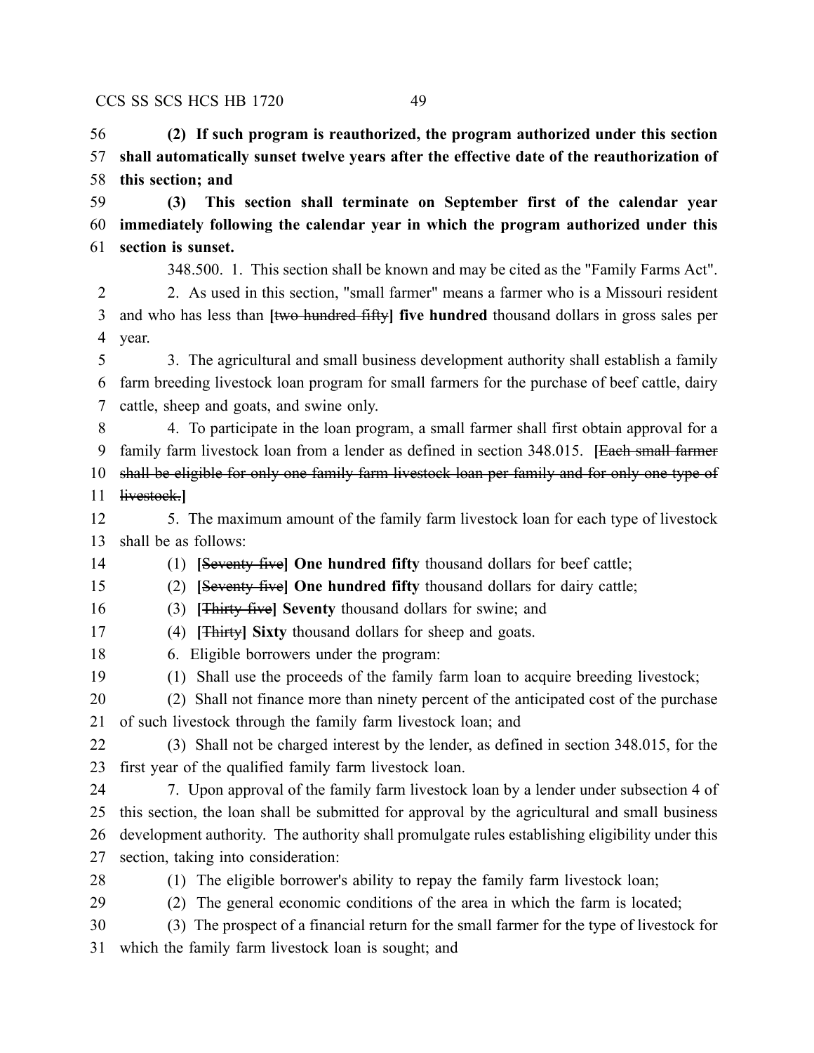**(2) If such program is reauthorized, the program authorized under this section shall automatically sunset twelve years after the effective date of the reauthorization of this section; and**

**(3) This section shall terminate on September first of the calendar year immediately following the calendar year in which the program authorized under this section is sunset.**

348.500. 1. This section shall be known and may be cited as the "Family Farms Act".

2. As used in this section, "small farmer" means a farmer who is a Missouri resident and who has less than **[**~~two hundred fifty~~**] five hundred** thousand dollars in gross sales per year.

3. The agricultural and small business development authority shall establish a family farm breeding livestock loan program for small farmers for the purchase of beef cattle, dairy cattle, sheep and goats, and swine only.

4. To participate in the loan program, a small farmer shall first obtain approval for a family farm livestock loan from a lender as defined in section 348.015. **[**~~Each small farmer shall be eligible for only one family farm livestock loan per family and for only one type of livestock.~~**]**

5. The maximum amount of the family farm livestock loan for each type of livestock shall be as follows:

(1) **[**~~Seventy-five~~**] One hundred fifty** thousand dollars for beef cattle;

(2) **[**~~Seventy-five~~**] One hundred fifty** thousand dollars for dairy cattle;

(3) **[**~~Thirty-five~~**] Seventy** thousand dollars for swine; and

(4) **[**~~Thirty~~**] Sixty** thousand dollars for sheep and goats.

6. Eligible borrowers under the program:

(1) Shall use the proceeds of the family farm loan to acquire breeding livestock;

(2) Shall not finance more than ninety percent of the anticipated cost of the purchase of such livestock through the family farm livestock loan; and

(3) Shall not be charged interest by the lender, as defined in section 348.015, for the first year of the qualified family farm livestock loan.

7. Upon approval of the family farm livestock loan by a lender under subsection 4 of this section, the loan shall be submitted for approval by the agricultural and small business development authority. The authority shall promulgate rules establishing eligibility under this section, taking into consideration:

(1) The eligible borrower's ability to repay the family farm livestock loan;

(2) The general economic conditions of the area in which the farm is located;

(3) The prospect of a financial return for the small farmer for the type of livestock for which the family farm livestock loan is sought; and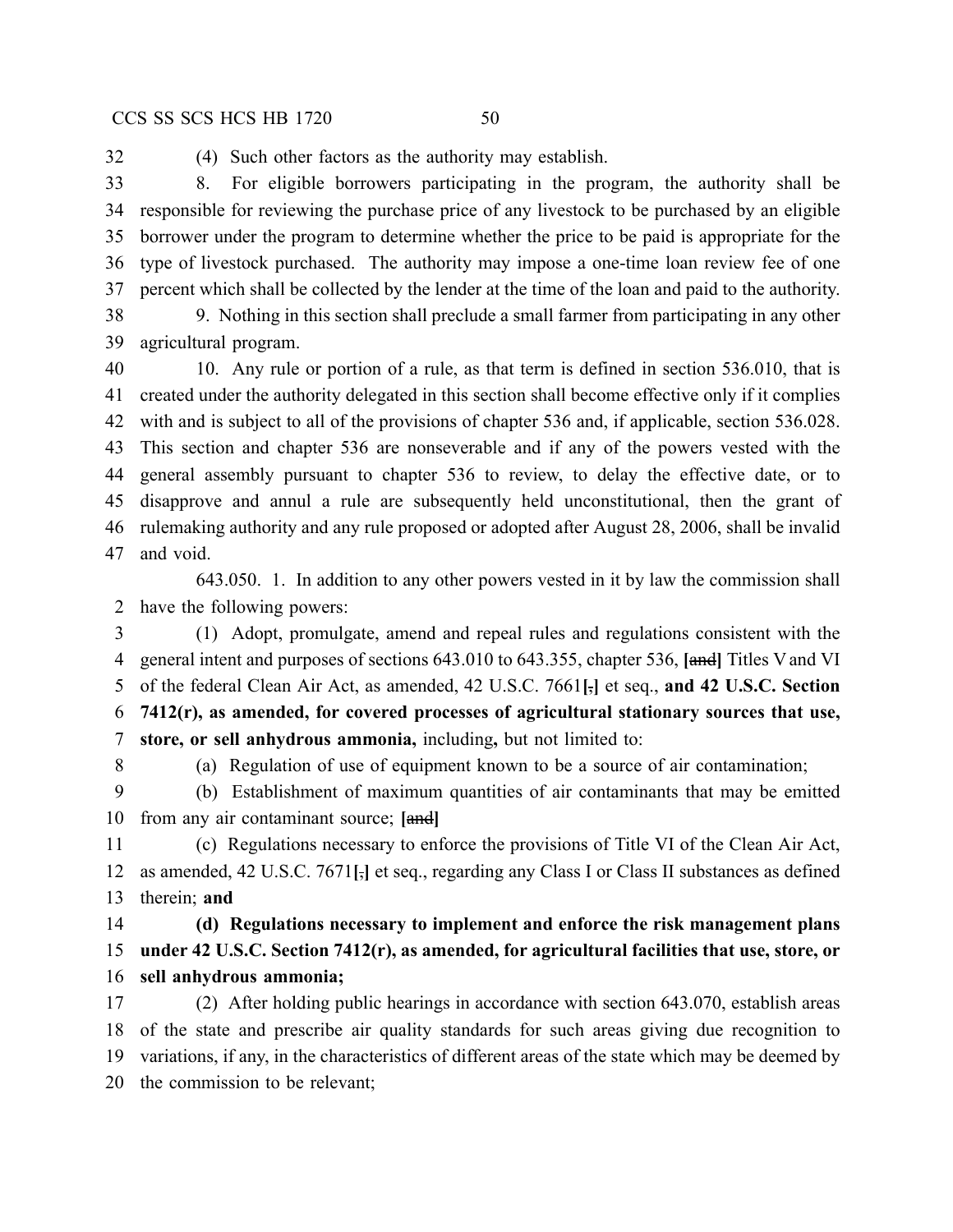(4) Such other factors as the authority may establish.

8. For eligible borrowers participating in the program, the authority shall be responsible for reviewing the purchase price of any livestock to be purchased by an eligible borrower under the program to determine whether the price to be paid is appropriate for the type of livestock purchased. The authority may impose a one-time loan review fee of one percent which shall be collected by the lender at the time of the loan and paid to the authority.

9. Nothing in this section shall preclude a small farmer from participating in any other agricultural program.

10. Any rule or portion of a rule, as that term is defined in section 536.010, that is created under the authority delegated in this section shall become effective only if it complies with and is subject to all of the provisions of chapter 536 and, if applicable, section 536.028. This section and chapter 536 are nonseverable and if any of the powers vested with the general assembly pursuant to chapter 536 to review, to delay the effective date, or to disapprove and annul a rule are subsequently held unconstitutional, then the grant of rulemaking authority and any rule proposed or adopted after August 28, 2006, shall be invalid and void.

643.050. 1. In addition to any other powers vested in it by law the commission shall have the following powers:

(1) Adopt, promulgate, amend and repeal rules and regulations consistent with the general intent and purposes of sections 643.010 to 643.355, chapter 536, **[**~~and~~**]** Titles V and VI of the federal Clean Air Act, as amended, 42 U.S.C. 7661**[**~~,~~**]** et seq., **and 42 U.S.C. Section 7412(r), as amended, for covered processes of agricultural stationary sources that use, store, or sell anhydrous ammonia,** including**,** but not limited to:

(a) Regulation of use of equipment known to be a source of air contamination;

(b) Establishment of maximum quantities of air contaminants that may be emitted from any air contaminant source; **[**~~and~~**]**

(c) Regulations necessary to enforce the provisions of Title VI of the Clean Air Act, as amended, 42 U.S.C. 7671**[**~~,~~**]** et seq., regarding any Class I or Class II substances as defined therein; **and**

**(d) Regulations necessary to implement and enforce the risk management plans under 42 U.S.C. Section 7412(r), as amended, for agricultural facilities that use, store, or sell anhydrous ammonia;**

(2) After holding public hearings in accordance with section 643.070, establish areas of the state and prescribe air quality standards for such areas giving due recognition to variations, if any, in the characteristics of different areas of the state which may be deemed by the commission to be relevant;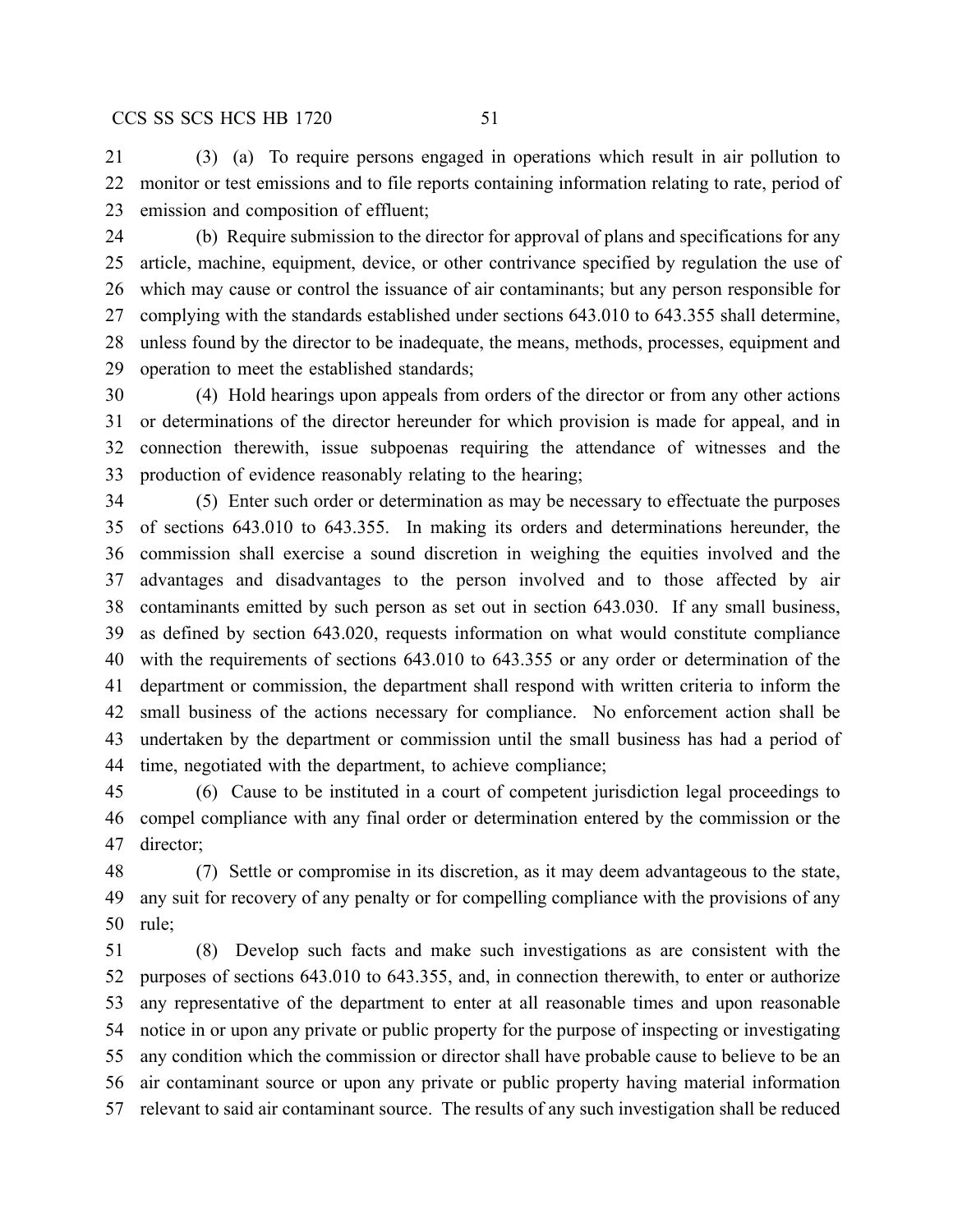(3) (a) To require persons engaged in operations which result in air pollution to monitor or test emissions and to file reports containing information relating to rate, period of emission and composition of effluent;

(b) Require submission to the director for approval of plans and specifications for any article, machine, equipment, device, or other contrivance specified by regulation the use of which may cause or control the issuance of air contaminants; but any person responsible for complying with the standards established under sections 643.010 to 643.355 shall determine, unless found by the director to be inadequate, the means, methods, processes, equipment and operation to meet the established standards;

(4) Hold hearings upon appeals from orders of the director or from any other actions or determinations of the director hereunder for which provision is made for appeal, and in connection therewith, issue subpoenas requiring the attendance of witnesses and the production of evidence reasonably relating to the hearing;

(5) Enter such order or determination as may be necessary to effectuate the purposes of sections 643.010 to 643.355. In making its orders and determinations hereunder, the commission shall exercise a sound discretion in weighing the equities involved and the advantages and disadvantages to the person involved and to those affected by air contaminants emitted by such person as set out in section 643.030. If any small business, as defined by section 643.020, requests information on what would constitute compliance with the requirements of sections 643.010 to 643.355 or any order or determination of the department or commission, the department shall respond with written criteria to inform the small business of the actions necessary for compliance. No enforcement action shall be undertaken by the department or commission until the small business has had a period of time, negotiated with the department, to achieve compliance;

(6) Cause to be instituted in a court of competent jurisdiction legal proceedings to compel compliance with any final order or determination entered by the commission or the director;

(7) Settle or compromise in its discretion, as it may deem advantageous to the state, any suit for recovery of any penalty or for compelling compliance with the provisions of any rule;

(8) Develop such facts and make such investigations as are consistent with the purposes of sections 643.010 to 643.355, and, in connection therewith, to enter or authorize any representative of the department to enter at all reasonable times and upon reasonable notice in or upon any private or public property for the purpose of inspecting or investigating any condition which the commission or director shall have probable cause to believe to be an air contaminant source or upon any private or public property having material information relevant to said air contaminant source. The results of any such investigation shall be reduced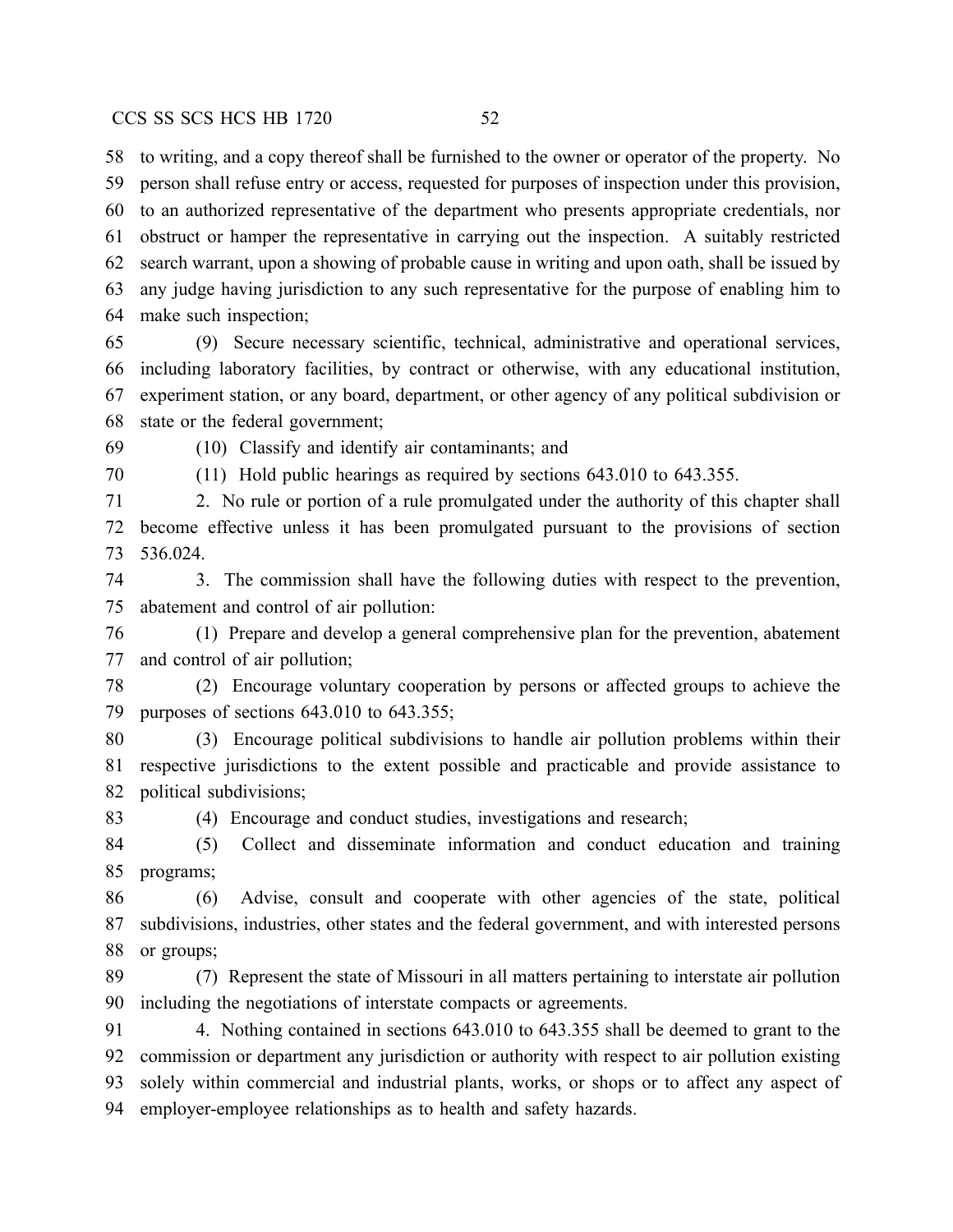to writing, and a copy thereof shall be furnished to the owner or operator of the property. No person shall refuse entry or access, requested for purposes of inspection under this provision, to an authorized representative of the department who presents appropriate credentials, nor obstruct or hamper the representative in carrying out the inspection. A suitably restricted search warrant, upon a showing of probable cause in writing and upon oath, shall be issued by any judge having jurisdiction to any such representative for the purpose of enabling him to make such inspection;

(9) Secure necessary scientific, technical, administrative and operational services, including laboratory facilities, by contract or otherwise, with any educational institution, experiment station, or any board, department, or other agency of any political subdivision or state or the federal government;

(10) Classify and identify air contaminants; and

(11) Hold public hearings as required by sections 643.010 to 643.355.

2. No rule or portion of a rule promulgated under the authority of this chapter shall become effective unless it has been promulgated pursuant to the provisions of section 536.024.

3. The commission shall have the following duties with respect to the prevention, abatement and control of air pollution:

(1) Prepare and develop a general comprehensive plan for the prevention, abatement and control of air pollution;

(2) Encourage voluntary cooperation by persons or affected groups to achieve the purposes of sections 643.010 to 643.355;

(3) Encourage political subdivisions to handle air pollution problems within their respective jurisdictions to the extent possible and practicable and provide assistance to political subdivisions;

(4) Encourage and conduct studies, investigations and research;

(5) Collect and disseminate information and conduct education and training programs;

(6) Advise, consult and cooperate with other agencies of the state, political subdivisions, industries, other states and the federal government, and with interested persons or groups;

(7) Represent the state of Missouri in all matters pertaining to interstate air pollution including the negotiations of interstate compacts or agreements.

4. Nothing contained in sections 643.010 to 643.355 shall be deemed to grant to the commission or department any jurisdiction or authority with respect to air pollution existing solely within commercial and industrial plants, works, or shops or to affect any aspect of employer-employee relationships as to health and safety hazards.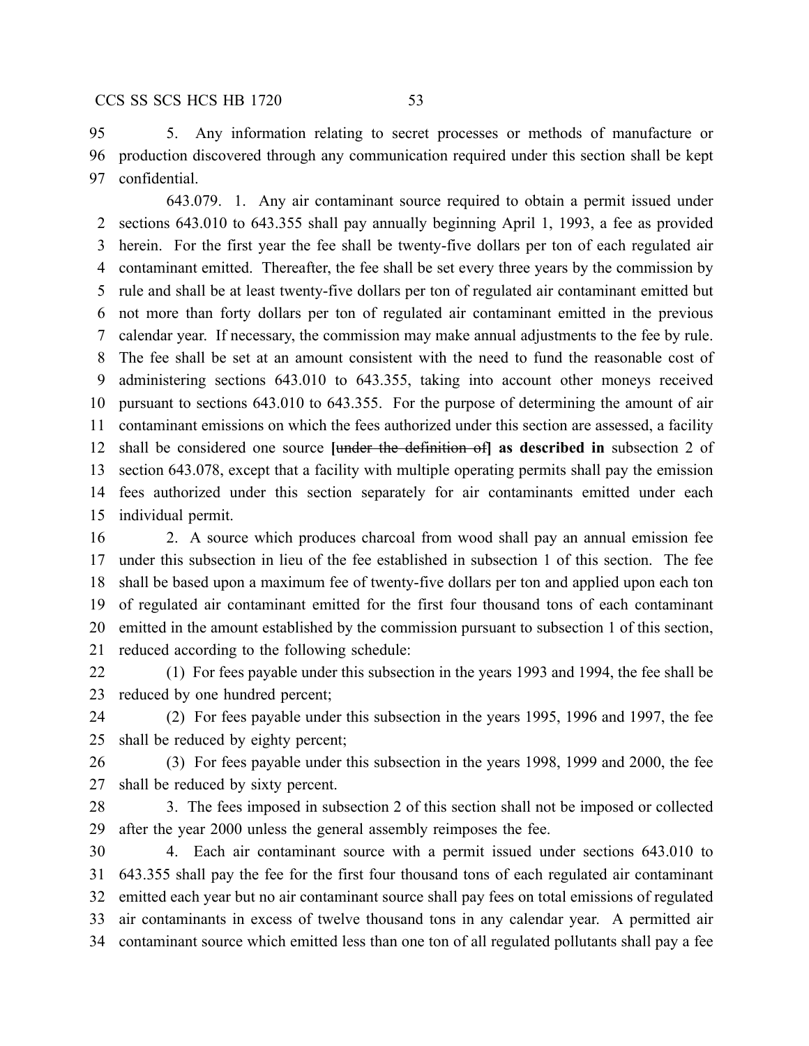5. Any information relating to secret processes or methods of manufacture or production discovered through any communication required under this section shall be kept confidential.

643.079. 1. Any air contaminant source required to obtain a permit issued under sections 643.010 to 643.355 shall pay annually beginning April 1, 1993, a fee as provided herein. For the first year the fee shall be twenty-five dollars per ton of each regulated air contaminant emitted. Thereafter, the fee shall be set every three years by the commission by rule and shall be at least twenty-five dollars per ton of regulated air contaminant emitted but not more than forty dollars per ton of regulated air contaminant emitted in the previous calendar year. If necessary, the commission may make annual adjustments to the fee by rule. The fee shall be set at an amount consistent with the need to fund the reasonable cost of administering sections 643.010 to 643.355, taking into account other moneys received pursuant to sections 643.010 to 643.355. For the purpose of determining the amount of air contaminant emissions on which the fees authorized under this section are assessed, a facility shall be considered one source **[**~~under the definition of~~**] as described in** subsection 2 of section 643.078, except that a facility with multiple operating permits shall pay the emission fees authorized under this section separately for air contaminants emitted under each individual permit.

2. A source which produces charcoal from wood shall pay an annual emission fee under this subsection in lieu of the fee established in subsection 1 of this section. The fee shall be based upon a maximum fee of twenty-five dollars per ton and applied upon each ton of regulated air contaminant emitted for the first four thousand tons of each contaminant emitted in the amount established by the commission pursuant to subsection 1 of this section, reduced according to the following schedule:

(1) For fees payable under this subsection in the years 1993 and 1994, the fee shall be reduced by one hundred percent;

(2) For fees payable under this subsection in the years 1995, 1996 and 1997, the fee shall be reduced by eighty percent;

(3) For fees payable under this subsection in the years 1998, 1999 and 2000, the fee shall be reduced by sixty percent.

3. The fees imposed in subsection 2 of this section shall not be imposed or collected after the year 2000 unless the general assembly reimposes the fee.

4. Each air contaminant source with a permit issued under sections 643.010 to 643.355 shall pay the fee for the first four thousand tons of each regulated air contaminant emitted each year but no air contaminant source shall pay fees on total emissions of regulated air contaminants in excess of twelve thousand tons in any calendar year. A permitted air contaminant source which emitted less than one ton of all regulated pollutants shall pay a fee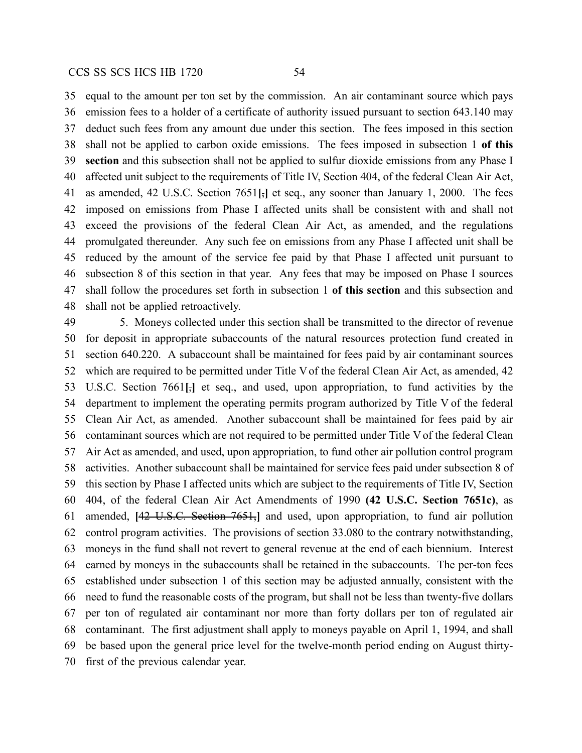35 equal to the amount per ton set by the commission. An air contaminant source which pays
36 emission fees to a holder of a certificate of authority issued pursuant to section 643.140 may
37 deduct such fees from any amount due under this section. The fees imposed in this section
38 shall not be applied to carbon oxide emissions. The fees imposed in subsection 1 **of this**
39 **section** and this subsection shall not be applied to sulfur dioxide emissions from any Phase I
40 affected unit subject to the requirements of Title IV, Section 404, of the federal Clean Air Act,
41 as amended, 42 U.S.C. Section 7651**[**~~,~~**]** et seq., any sooner than January 1, 2000. The fees
42 imposed on emissions from Phase I affected units shall be consistent with and shall not
43 exceed the provisions of the federal Clean Air Act, as amended, and the regulations
44 promulgated thereunder. Any such fee on emissions from any Phase I affected unit shall be
45 reduced by the amount of the service fee paid by that Phase I affected unit pursuant to
46 subsection 8 of this section in that year. Any fees that may be imposed on Phase I sources
47 shall follow the procedures set forth in subsection 1 **of this section** and this subsection and
48 shall not be applied retroactively.

49 5. Moneys collected under this section shall be transmitted to the director of revenue
50 for deposit in appropriate subaccounts of the natural resources protection fund created in
51 section 640.220. A subaccount shall be maintained for fees paid by air contaminant sources
52 which are required to be permitted under Title V of the federal Clean Air Act, as amended, 42
53 U.S.C. Section 7661**[**~~,~~**]** et seq., and used, upon appropriation, to fund activities by the
54 department to implement the operating permits program authorized by Title V of the federal
55 Clean Air Act, as amended. Another subaccount shall be maintained for fees paid by air
56 contaminant sources which are not required to be permitted under Title V of the federal Clean
57 Air Act as amended, and used, upon appropriation, to fund other air pollution control program
58 activities. Another subaccount shall be maintained for service fees paid under subsection 8 of
59 this section by Phase I affected units which are subject to the requirements of Title IV, Section
60 404, of the federal Clean Air Act Amendments of 1990 **(42 U.S.C. Section 7651c)**, as
61 amended, **[**~~42 U.S.C. Section 7651,~~**]** and used, upon appropriation, to fund air pollution
62 control program activities. The provisions of section 33.080 to the contrary notwithstanding,
63 moneys in the fund shall not revert to general revenue at the end of each biennium. Interest
64 earned by moneys in the subaccounts shall be retained in the subaccounts. The per-ton fees
65 established under subsection 1 of this section may be adjusted annually, consistent with the
66 need to fund the reasonable costs of the program, but shall not be less than twenty-five dollars
67 per ton of regulated air contaminant nor more than forty dollars per ton of regulated air
68 contaminant. The first adjustment shall apply to moneys payable on April 1, 1994, and shall
69 be based upon the general price level for the twelve-month period ending on August thirty-
70 first of the previous calendar year.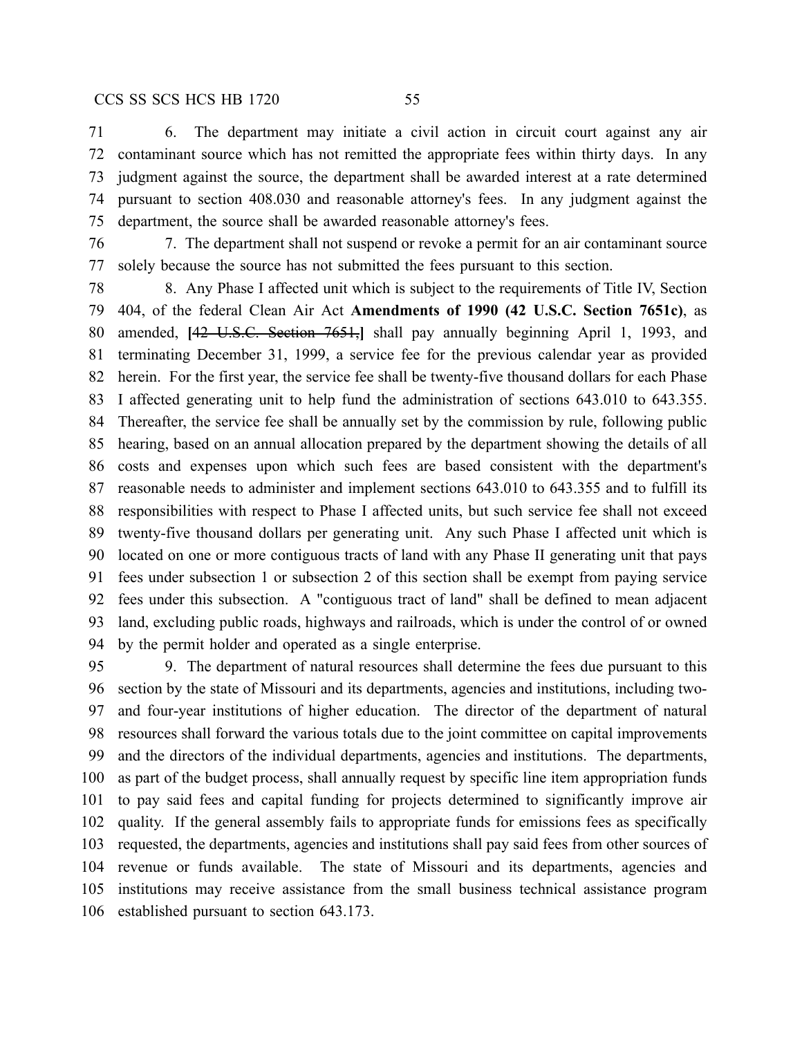6. The department may initiate a civil action in circuit court against any air contaminant source which has not remitted the appropriate fees within thirty days. In any judgment against the source, the department shall be awarded interest at a rate determined pursuant to section 408.030 and reasonable attorney's fees. In any judgment against the department, the source shall be awarded reasonable attorney's fees.

7. The department shall not suspend or revoke a permit for an air contaminant source solely because the source has not submitted the fees pursuant to this section.

8. Any Phase I affected unit which is subject to the requirements of Title IV, Section 404, of the federal Clean Air Act **Amendments of 1990 (42 U.S.C. Section 7651c)**, as amended, **[**~~42 U.S.C. Section 7651,~~**]** shall pay annually beginning April 1, 1993, and terminating December 31, 1999, a service fee for the previous calendar year as provided herein. For the first year, the service fee shall be twenty-five thousand dollars for each Phase I affected generating unit to help fund the administration of sections 643.010 to 643.355. Thereafter, the service fee shall be annually set by the commission by rule, following public hearing, based on an annual allocation prepared by the department showing the details of all costs and expenses upon which such fees are based consistent with the department's reasonable needs to administer and implement sections 643.010 to 643.355 and to fulfill its responsibilities with respect to Phase I affected units, but such service fee shall not exceed twenty-five thousand dollars per generating unit. Any such Phase I affected unit which is located on one or more contiguous tracts of land with any Phase II generating unit that pays fees under subsection 1 or subsection 2 of this section shall be exempt from paying service fees under this subsection. A "contiguous tract of land" shall be defined to mean adjacent land, excluding public roads, highways and railroads, which is under the control of or owned by the permit holder and operated as a single enterprise.

9. The department of natural resources shall determine the fees due pursuant to this section by the state of Missouri and its departments, agencies and institutions, including two- and four-year institutions of higher education. The director of the department of natural resources shall forward the various totals due to the joint committee on capital improvements and the directors of the individual departments, agencies and institutions. The departments, as part of the budget process, shall annually request by specific line item appropriation funds to pay said fees and capital funding for projects determined to significantly improve air quality. If the general assembly fails to appropriate funds for emissions fees as specifically requested, the departments, agencies and institutions shall pay said fees from other sources of revenue or funds available. The state of Missouri and its departments, agencies and institutions may receive assistance from the small business technical assistance program established pursuant to section 643.173.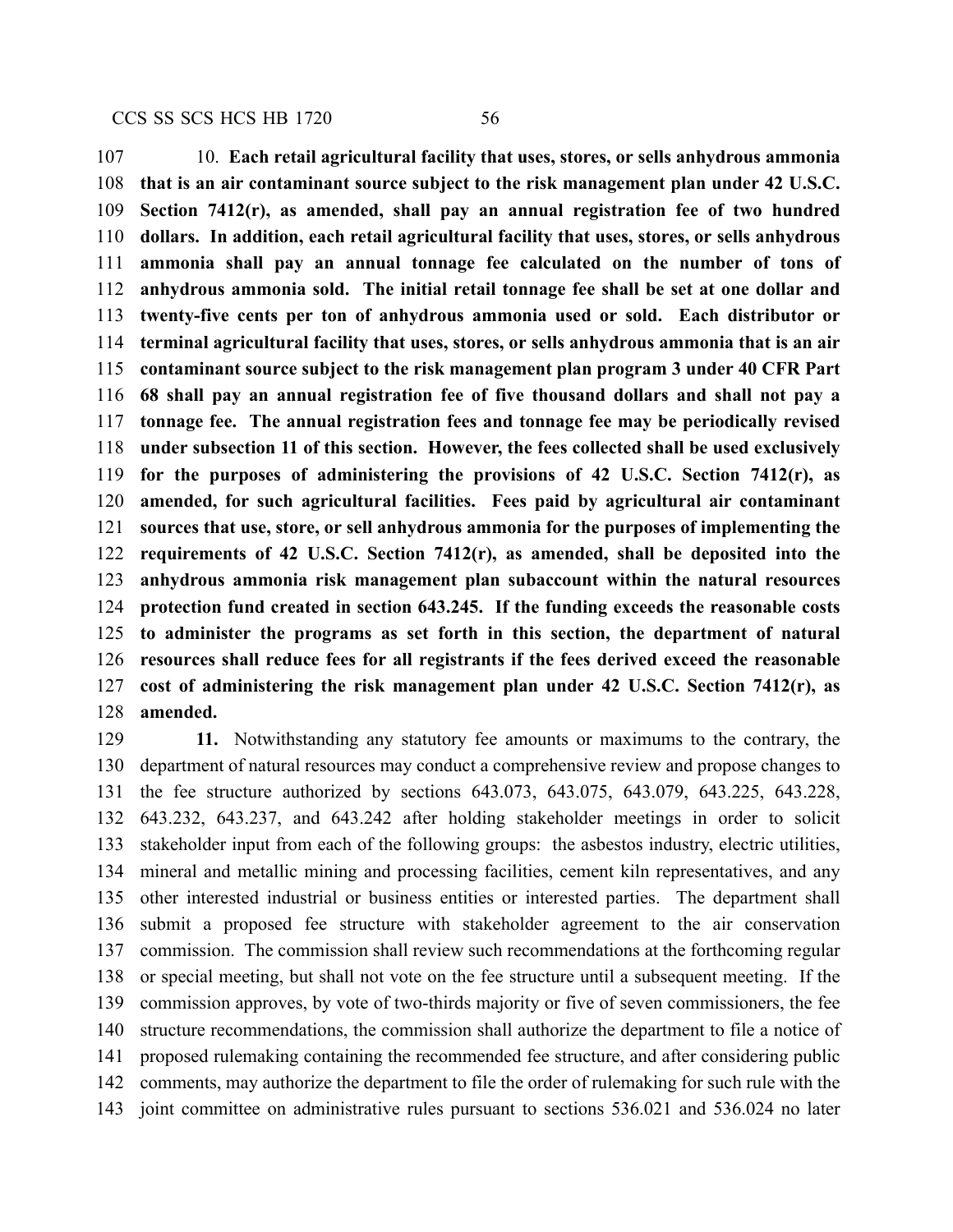10. **Each retail agricultural facility that uses, stores, or sells anhydrous ammonia that is an air contaminant source subject to the risk management plan under 42 U.S.C. Section 7412(r), as amended, shall pay an annual registration fee of two hundred dollars. In addition, each retail agricultural facility that uses, stores, or sells anhydrous ammonia shall pay an annual tonnage fee calculated on the number of tons of anhydrous ammonia sold. The initial retail tonnage fee shall be set at one dollar and twenty-five cents per ton of anhydrous ammonia used or sold. Each distributor or terminal agricultural facility that uses, stores, or sells anhydrous ammonia that is an air contaminant source subject to the risk management plan program 3 under 40 CFR Part 68 shall pay an annual registration fee of five thousand dollars and shall not pay a tonnage fee. The annual registration fees and tonnage fee may be periodically revised under subsection 11 of this section. However, the fees collected shall be used exclusively for the purposes of administering the provisions of 42 U.S.C. Section 7412(r), as amended, for such agricultural facilities. Fees paid by agricultural air contaminant sources that use, store, or sell anhydrous ammonia for the purposes of implementing the requirements of 42 U.S.C. Section 7412(r), as amended, shall be deposited into the anhydrous ammonia risk management plan subaccount within the natural resources protection fund created in section 643.245. If the funding exceeds the reasonable costs to administer the programs as set forth in this section, the department of natural resources shall reduce fees for all registrants if the fees derived exceed the reasonable cost of administering the risk management plan under 42 U.S.C. Section 7412(r), as amended.**

**11.** Notwithstanding any statutory fee amounts or maximums to the contrary, the department of natural resources may conduct a comprehensive review and propose changes to the fee structure authorized by sections 643.073, 643.075, 643.079, 643.225, 643.228, 643.232, 643.237, and 643.242 after holding stakeholder meetings in order to solicit stakeholder input from each of the following groups: the asbestos industry, electric utilities, mineral and metallic mining and processing facilities, cement kiln representatives, and any other interested industrial or business entities or interested parties. The department shall submit a proposed fee structure with stakeholder agreement to the air conservation commission. The commission shall review such recommendations at the forthcoming regular or special meeting, but shall not vote on the fee structure until a subsequent meeting. If the commission approves, by vote of two-thirds majority or five of seven commissioners, the fee structure recommendations, the commission shall authorize the department to file a notice of proposed rulemaking containing the recommended fee structure, and after considering public comments, may authorize the department to file the order of rulemaking for such rule with the joint committee on administrative rules pursuant to sections 536.021 and 536.024 no later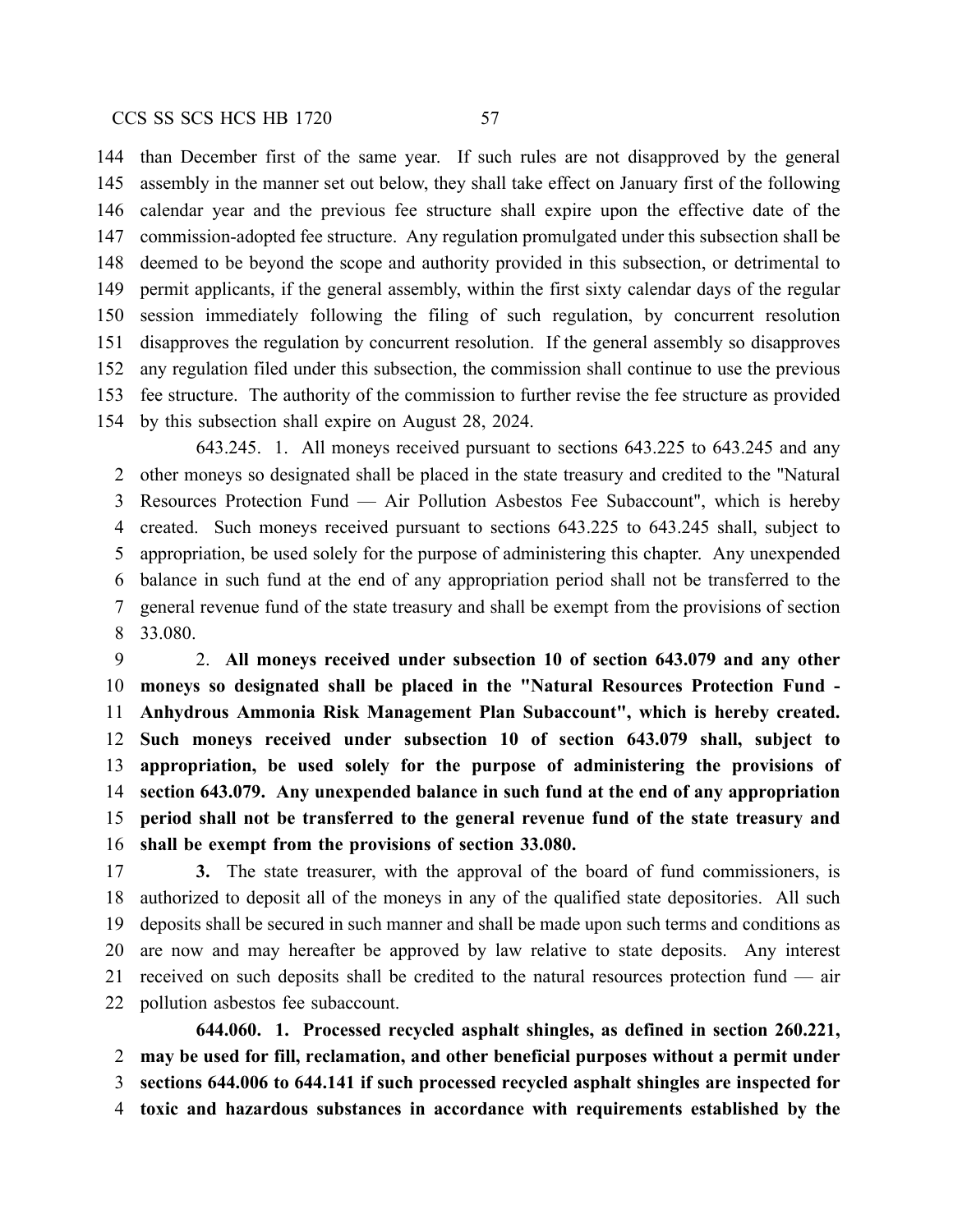than December first of the same year. If such rules are not disapproved by the general assembly in the manner set out below, they shall take effect on January first of the following calendar year and the previous fee structure shall expire upon the effective date of the commission-adopted fee structure. Any regulation promulgated under this subsection shall be deemed to be beyond the scope and authority provided in this subsection, or detrimental to permit applicants, if the general assembly, within the first sixty calendar days of the regular session immediately following the filing of such regulation, by concurrent resolution disapproves the regulation by concurrent resolution. If the general assembly so disapproves any regulation filed under this subsection, the commission shall continue to use the previous fee structure. The authority of the commission to further revise the fee structure as provided by this subsection shall expire on August 28, 2024.

643.245. 1. All moneys received pursuant to sections 643.225 to 643.245 and any other moneys so designated shall be placed in the state treasury and credited to the "Natural Resources Protection Fund — Air Pollution Asbestos Fee Subaccount", which is hereby created. Such moneys received pursuant to sections 643.225 to 643.245 shall, subject to appropriation, be used solely for the purpose of administering this chapter. Any unexpended balance in such fund at the end of any appropriation period shall not be transferred to the general revenue fund of the state treasury and shall be exempt from the provisions of section 33.080.

2. **All moneys received under subsection 10 of section 643.079 and any other moneys so designated shall be placed in the "Natural Resources Protection Fund - Anhydrous Ammonia Risk Management Plan Subaccount", which is hereby created. Such moneys received under subsection 10 of section 643.079 shall, subject to appropriation, be used solely for the purpose of administering the provisions of section 643.079. Any unexpended balance in such fund at the end of any appropriation period shall not be transferred to the general revenue fund of the state treasury and shall be exempt from the provisions of section 33.080.**

**3.** The state treasurer, with the approval of the board of fund commissioners, is authorized to deposit all of the moneys in any of the qualified state depositories. All such deposits shall be secured in such manner and shall be made upon such terms and conditions as are now and may hereafter be approved by law relative to state deposits. Any interest received on such deposits shall be credited to the natural resources protection fund — air pollution asbestos fee subaccount.

**644.060. 1. Processed recycled asphalt shingles, as defined in section 260.221, may be used for fill, reclamation, and other beneficial purposes without a permit under sections 644.006 to 644.141 if such processed recycled asphalt shingles are inspected for toxic and hazardous substances in accordance with requirements established by the**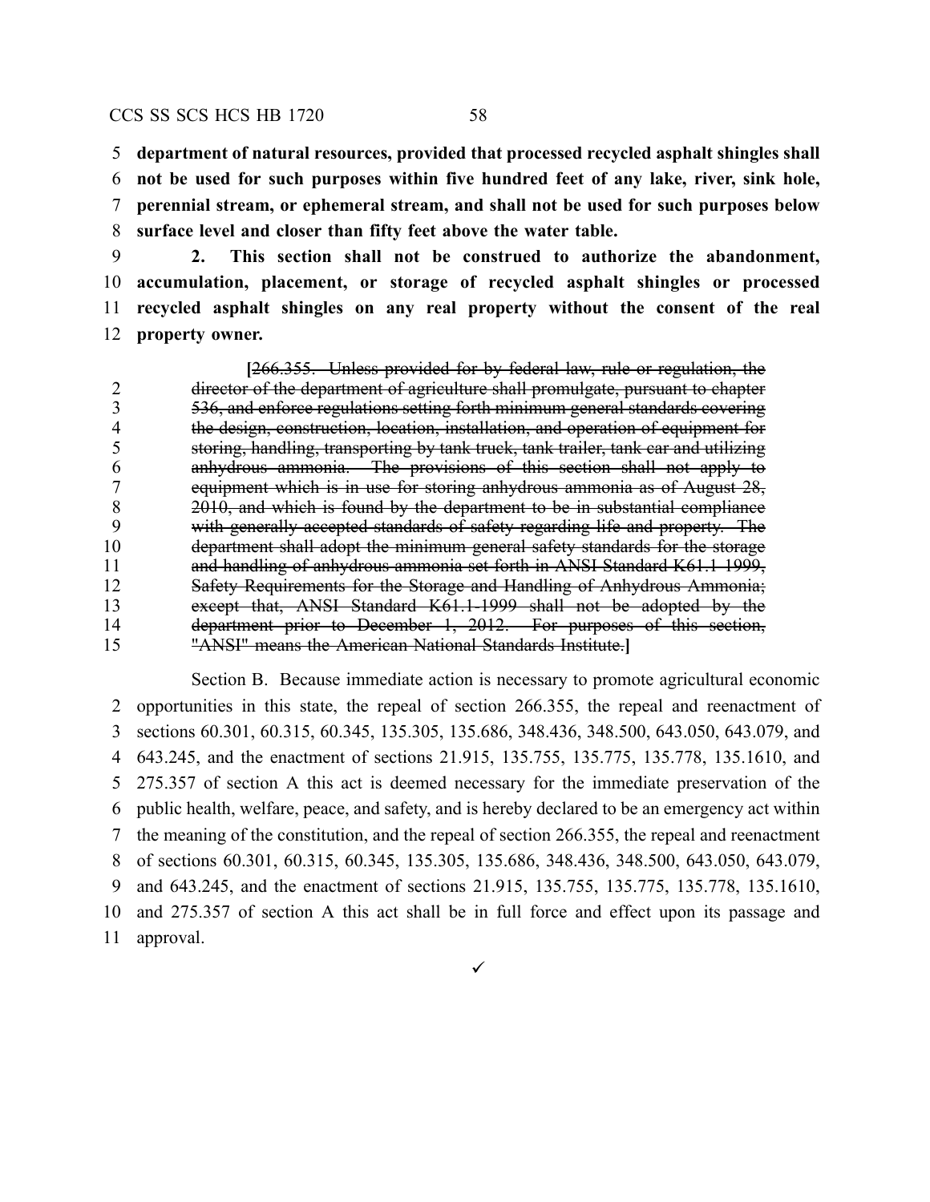**department of natural resources, provided that processed recycled asphalt shingles shall not be used for such purposes within five hundred feet of any lake, river, sink hole, perennial stream, or ephemeral stream, and shall not be used for such purposes below surface level and closer than fifty feet above the water table.**

**2. This section shall not be construed to authorize the abandonment, accumulation, placement, or storage of recycled asphalt shingles or processed recycled asphalt shingles on any real property without the consent of the real property owner.**

**[**~~266.355. Unless provided for by federal law, rule or regulation, the director of the department of agriculture shall promulgate, pursuant to chapter 536, and enforce regulations setting forth minimum general standards covering the design, construction, location, installation, and operation of equipment for storing, handling, transporting by tank truck, tank trailer, tank car and utilizing anhydrous ammonia. The provisions of this section shall not apply to equipment which is in use for storing anhydrous ammonia as of August 28, 2010, and which is found by the department to be in substantial compliance with generally accepted standards of safety regarding life and property. The department shall adopt the minimum general safety standards for the storage and handling of anhydrous ammonia set forth in ANSI Standard K61.1-1999, Safety Requirements for the Storage and Handling of Anhydrous Ammonia; except that, ANSI Standard K61.1-1999 shall not be adopted by the department prior to December 1, 2012. For purposes of this section, "ANSI" means the American National Standards Institute.~~**]**

Section B. Because immediate action is necessary to promote agricultural economic opportunities in this state, the repeal of section 266.355, the repeal and reenactment of sections 60.301, 60.315, 60.345, 135.305, 135.686, 348.436, 348.500, 643.050, 643.079, and 643.245, and the enactment of sections 21.915, 135.755, 135.775, 135.778, 135.1610, and 275.357 of section A this act is deemed necessary for the immediate preservation of the public health, welfare, peace, and safety, and is hereby declared to be an emergency act within the meaning of the constitution, and the repeal of section 266.355, the repeal and reenactment of sections 60.301, 60.315, 60.345, 135.305, 135.686, 348.436, 348.500, 643.050, 643.079, and 643.245, and the enactment of sections 21.915, 135.755, 135.775, 135.778, 135.1610, and 275.357 of section A this act shall be in full force and effect upon its passage and approval.

✓